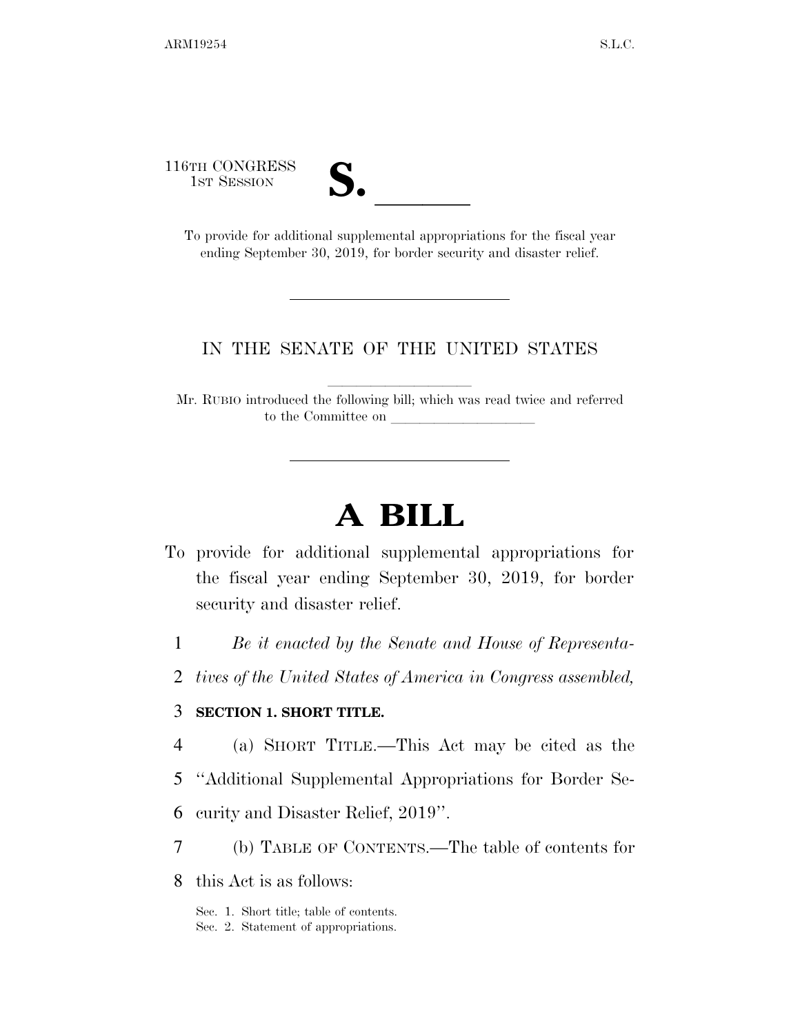116TH CONGRESS
1ST SESSION

**S. \_\_\_\_\_\_**

To provide for additional supplemental appropriations for the fiscal year ending September 30, 2019, for border security and disaster relief.

---

IN THE SENATE OF THE UNITED STATES

Mr. RUBIO introduced the following bill; which was read twice and referred to the Committee on \_\_\_\_\_\_\_\_\_\_\_\_\_\_\_\_\_\_\_\_

---

# A BILL

To provide for additional supplemental appropriations for the fiscal year ending September 30, 2019, for border security and disaster relief.

1 *Be it enacted by the Senate and House of Representa-*
2 *tives of the United States of America in Congress assembled,*

3 **SECTION 1. SHORT TITLE.**

4 (a) SHORT TITLE.—This Act may be cited as the
5 "Additional Supplemental Appropriations for Border Se-
6 curity and Disaster Relief, 2019".

7 (b) TABLE OF CONTENTS.—The table of contents for
8 this Act is as follows:

Sec. 1. Short title; table of contents.
Sec. 2. Statement of appropriations.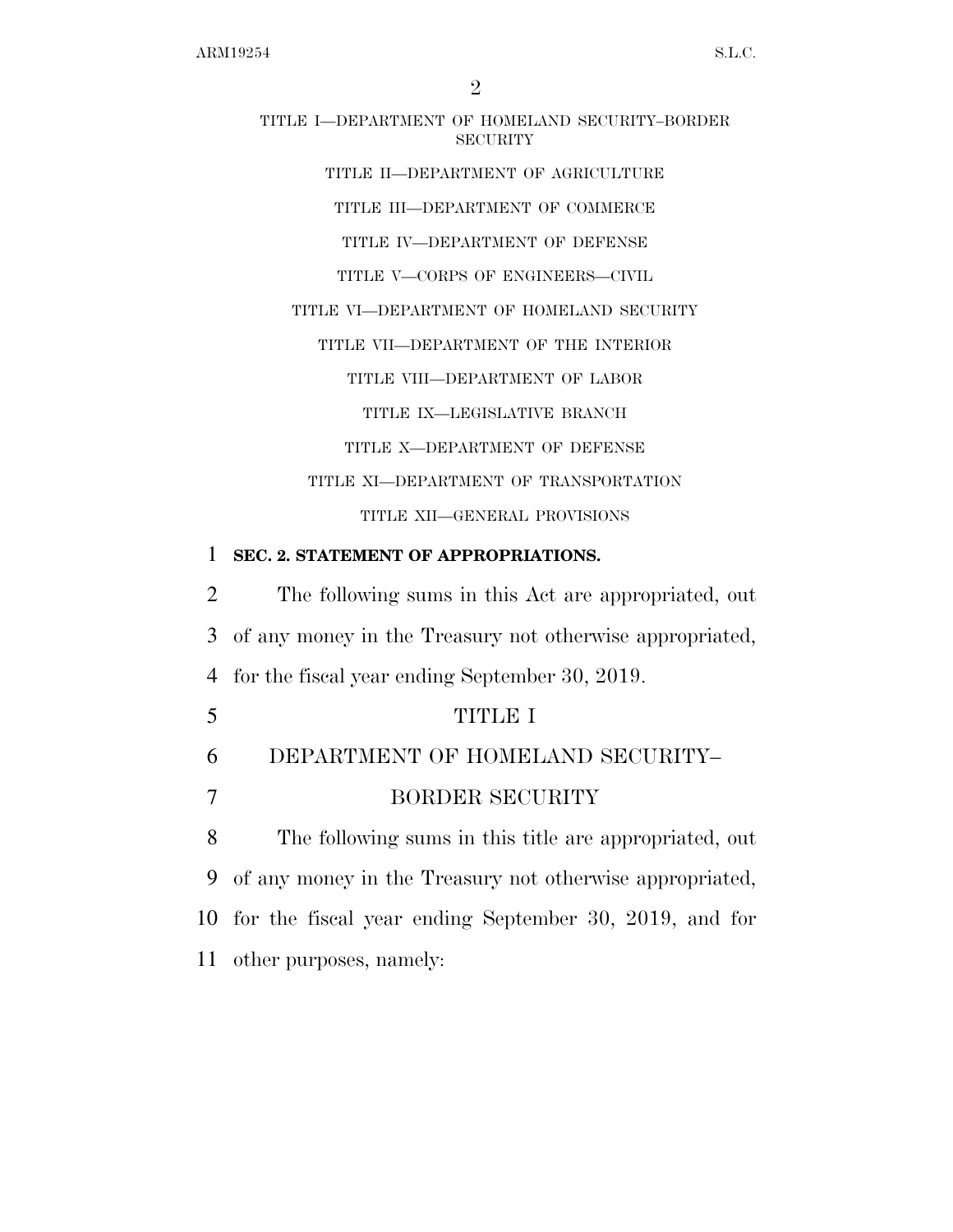TITLE I—DEPARTMENT OF HOMELAND SECURITY–BORDER SECURITY

TITLE II—DEPARTMENT OF AGRICULTURE

TITLE III—DEPARTMENT OF COMMERCE

TITLE IV—DEPARTMENT OF DEFENSE

TITLE V—CORPS OF ENGINEERS—CIVIL

TITLE VI—DEPARTMENT OF HOMELAND SECURITY

TITLE VII—DEPARTMENT OF THE INTERIOR

TITLE VIII—DEPARTMENT OF LABOR

TITLE IX—LEGISLATIVE BRANCH

TITLE X—DEPARTMENT OF DEFENSE

TITLE XI—DEPARTMENT OF TRANSPORTATION

TITLE XII—GENERAL PROVISIONS

**SEC. 2. STATEMENT OF APPROPRIATIONS.**

The following sums in this Act are appropriated, out of any money in the Treasury not otherwise appropriated, for the fiscal year ending September 30, 2019.

# TITLE I

# DEPARTMENT OF HOMELAND SECURITY–BORDER SECURITY

The following sums in this title are appropriated, out of any money in the Treasury not otherwise appropriated, for the fiscal year ending September 30, 2019, and for other purposes, namely: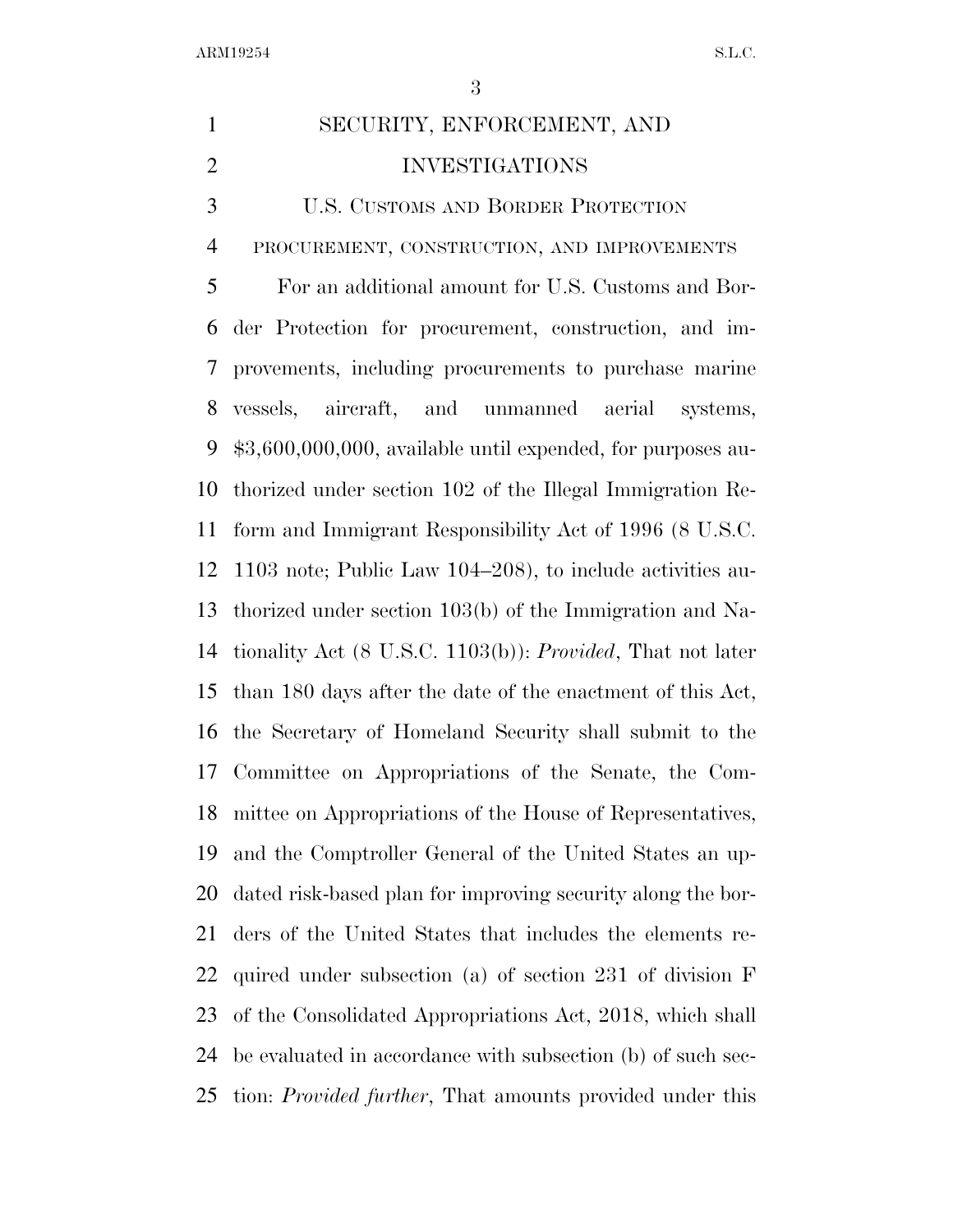# SECURITY, ENFORCEMENT, AND INVESTIGATIONS

## U.S. CUSTOMS AND BORDER PROTECTION

### PROCUREMENT, CONSTRUCTION, AND IMPROVEMENTS

For an additional amount for U.S. Customs and Border Protection for procurement, construction, and improvements, including procurements to purchase marine vessels, aircraft, and unmanned aerial systems, $3,600,000,000, available until expended, for purposes authorized under section 102 of the Illegal Immigration Reform and Immigrant Responsibility Act of 1996 (8 U.S.C. 1103 note; Public Law 104–208), to include activities authorized under section 103(b) of the Immigration and Nationality Act (8 U.S.C. 1103(b)): *Provided*, That not later than 180 days after the date of the enactment of this Act, the Secretary of Homeland Security shall submit to the Committee on Appropriations of the Senate, the Committee on Appropriations of the House of Representatives, and the Comptroller General of the United States an updated risk-based plan for improving security along the borders of the United States that includes the elements required under subsection (a) of section 231 of division F of the Consolidated Appropriations Act, 2018, which shall be evaluated in accordance with subsection (b) of such section: *Provided further*, That amounts provided under this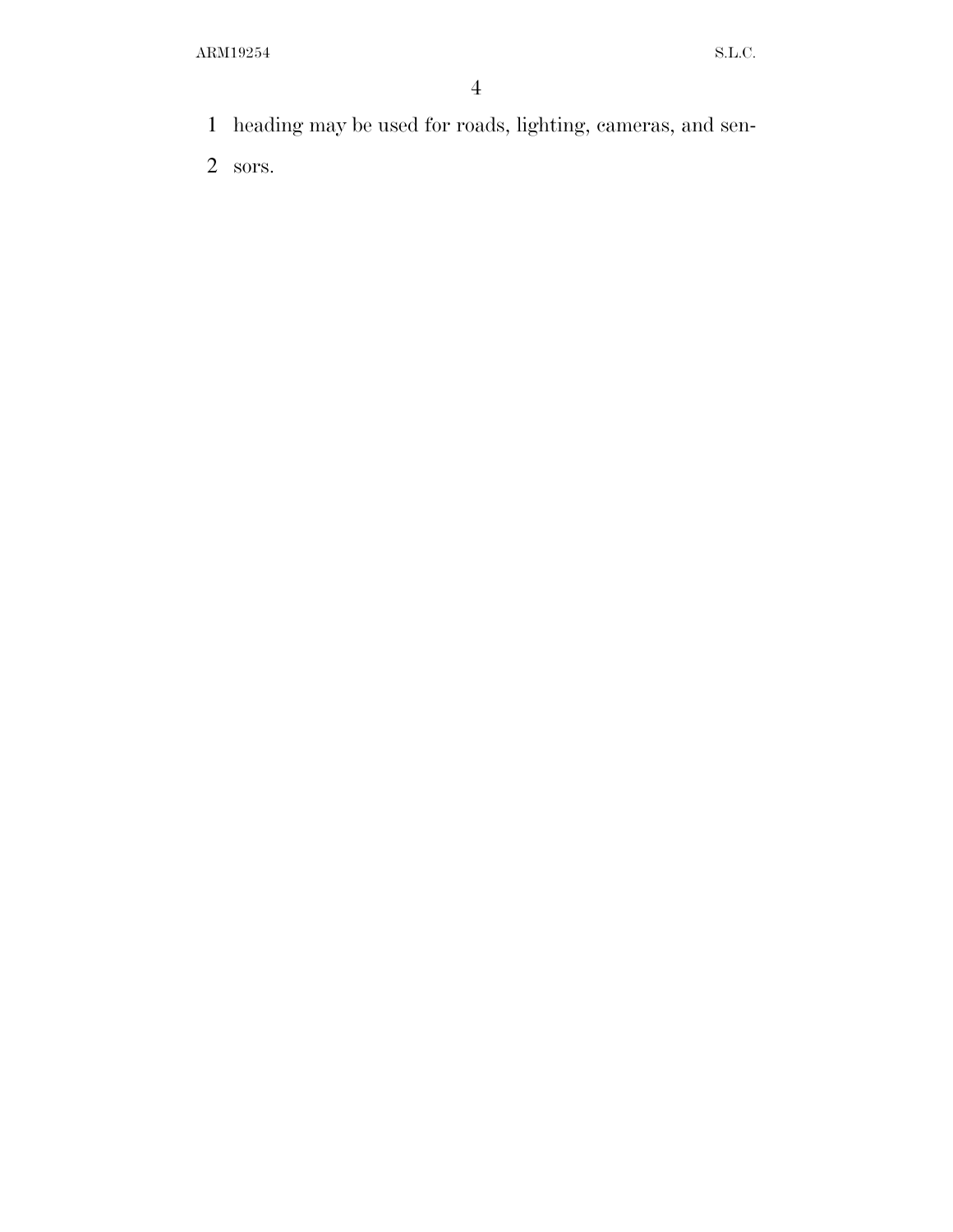heading may be used for roads, lighting, cameras, and sensors.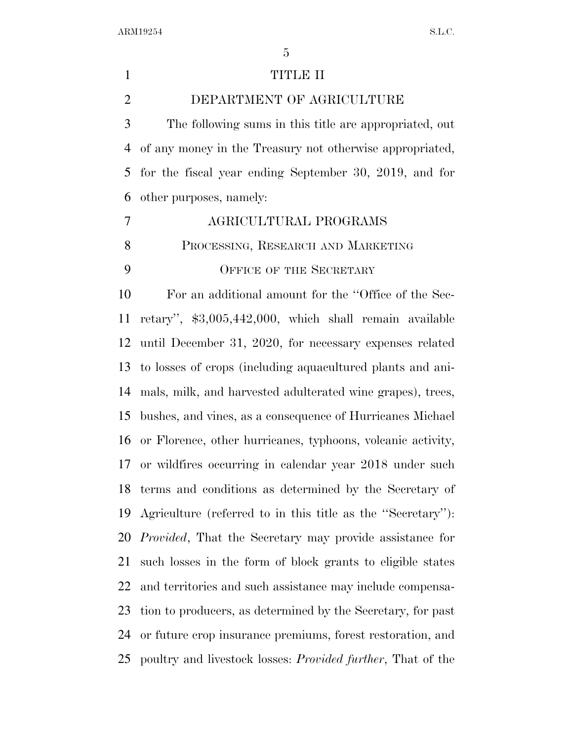# TITLE II

## DEPARTMENT OF AGRICULTURE

The following sums in this title are appropriated, out of any money in the Treasury not otherwise appropriated, for the fiscal year ending September 30, 2019, and for other purposes, namely:

## AGRICULTURAL PROGRAMS

### PROCESSING, RESEARCH AND MARKETING

### OFFICE OF THE SECRETARY

For an additional amount for the ''Office of the Secretary'', $3,005,442,000, which shall remain available until December 31, 2020, for necessary expenses related to losses of crops (including aquacultured plants and animals, milk, and harvested adulterated wine grapes), trees, bushes, and vines, as a consequence of Hurricanes Michael or Florence, other hurricanes, typhoons, volcanic activity, or wildfires occurring in calendar year 2018 under such terms and conditions as determined by the Secretary of Agriculture (referred to in this title as the ''Secretary''): *Provided*, That the Secretary may provide assistance for such losses in the form of block grants to eligible states and territories and such assistance may include compensation to producers, as determined by the Secretary, for past or future crop insurance premiums, forest restoration, and poultry and livestock losses: *Provided further*, That of the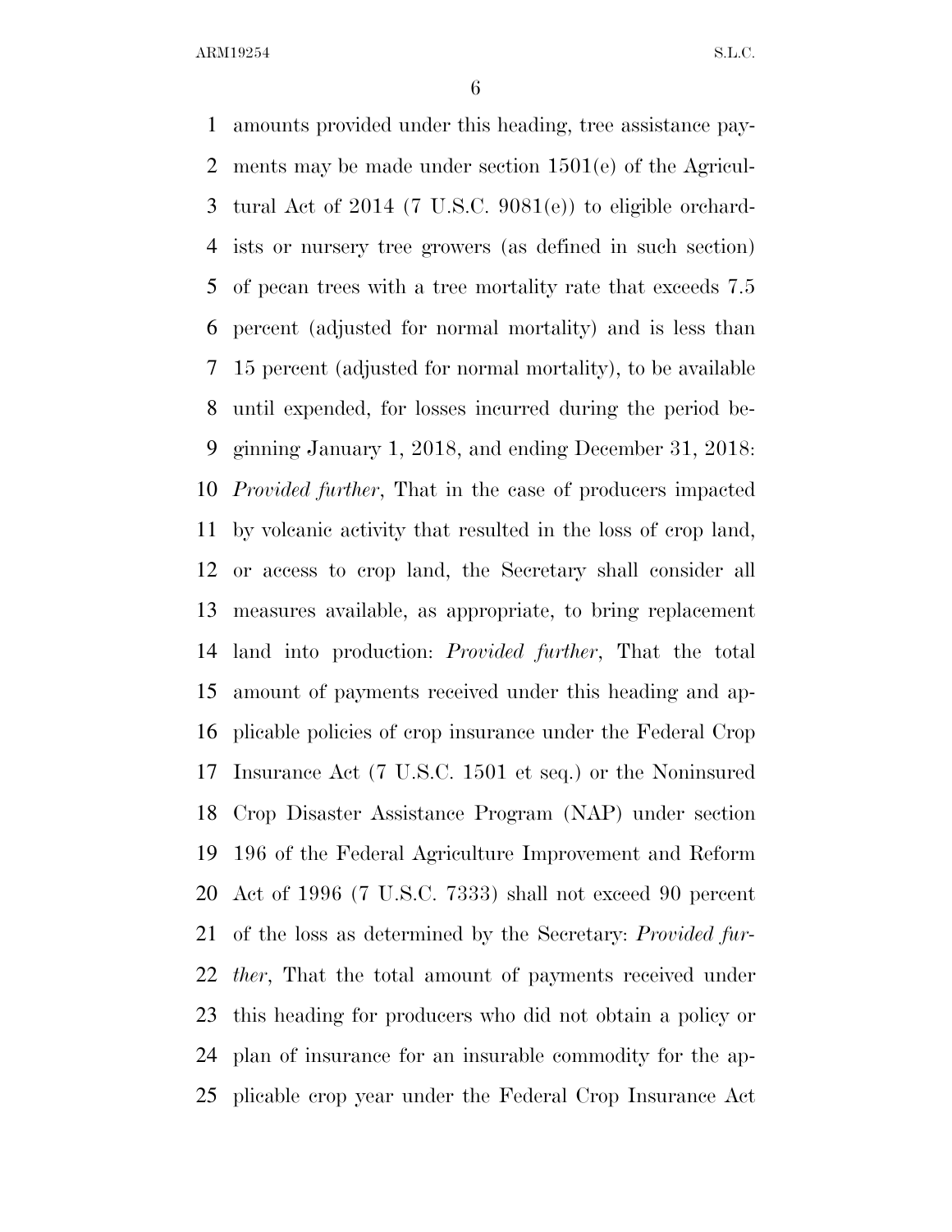amounts provided under this heading, tree assistance payments may be made under section 1501(e) of the Agricultural Act of 2014 (7 U.S.C. 9081(e)) to eligible orchardists or nursery tree growers (as defined in such section) of pecan trees with a tree mortality rate that exceeds 7.5 percent (adjusted for normal mortality) and is less than 15 percent (adjusted for normal mortality), to be available until expended, for losses incurred during the period beginning January 1, 2018, and ending December 31, 2018: *Provided further*, That in the case of producers impacted by volcanic activity that resulted in the loss of crop land, or access to crop land, the Secretary shall consider all measures available, as appropriate, to bring replacement land into production: *Provided further*, That the total amount of payments received under this heading and applicable policies of crop insurance under the Federal Crop Insurance Act (7 U.S.C. 1501 et seq.) or the Noninsured Crop Disaster Assistance Program (NAP) under section 196 of the Federal Agriculture Improvement and Reform Act of 1996 (7 U.S.C. 7333) shall not exceed 90 percent of the loss as determined by the Secretary: *Provided further*, That the total amount of payments received under this heading for producers who did not obtain a policy or plan of insurance for an insurable commodity for the applicable crop year under the Federal Crop Insurance Act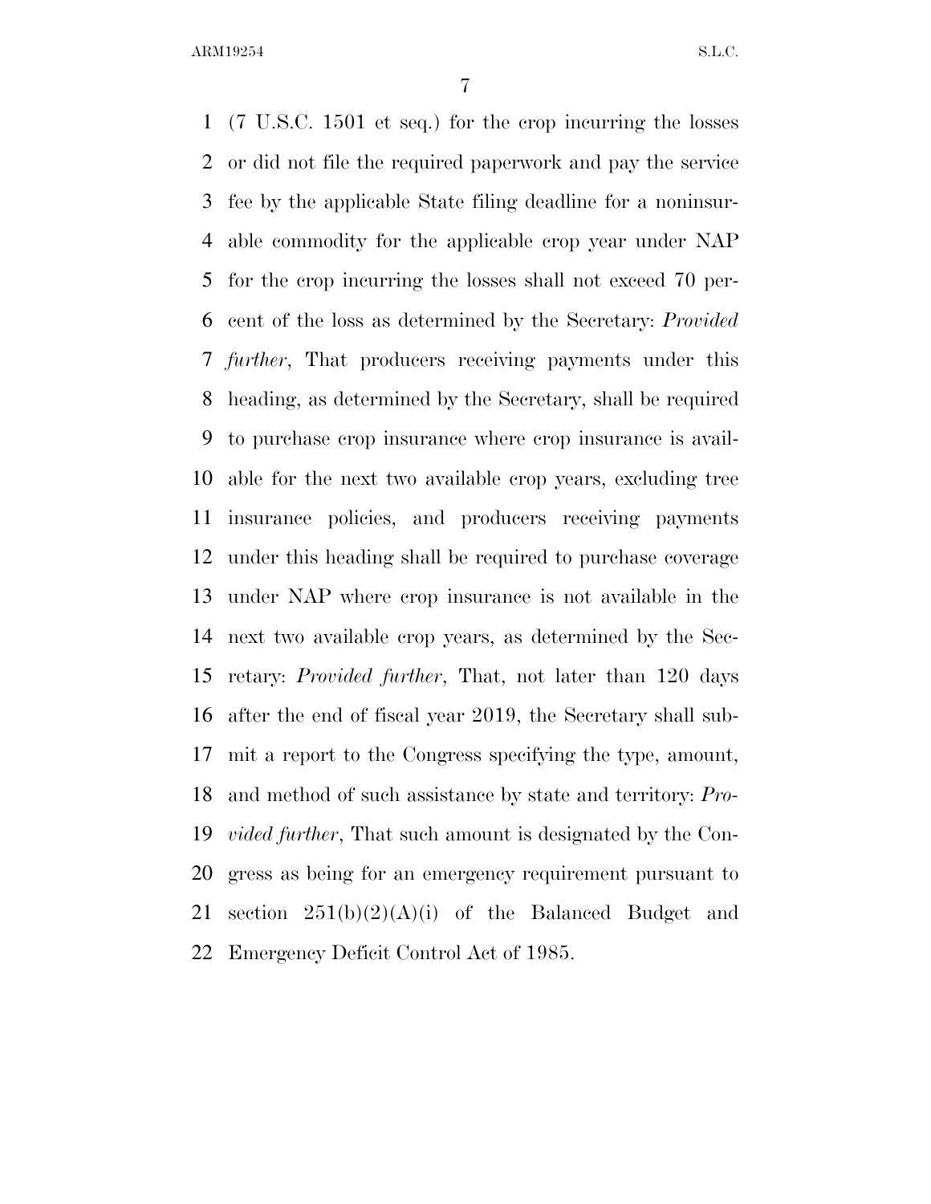(7 U.S.C. 1501 et seq.) for the crop incurring the losses or did not file the required paperwork and pay the service fee by the applicable State filing deadline for a noninsurable commodity for the applicable crop year under NAP for the crop incurring the losses shall not exceed 70 percent of the loss as determined by the Secretary: *Provided further*, That producers receiving payments under this heading, as determined by the Secretary, shall be required to purchase crop insurance where crop insurance is available for the next two available crop years, excluding tree insurance policies, and producers receiving payments under this heading shall be required to purchase coverage under NAP where crop insurance is not available in the next two available crop years, as determined by the Secretary: *Provided further*, That, not later than 120 days after the end of fiscal year 2019, the Secretary shall submit a report to the Congress specifying the type, amount, and method of such assistance by state and territory: *Provided further*, That such amount is designated by the Congress as being for an emergency requirement pursuant to section 251(b)(2)(A)(i) of the Balanced Budget and Emergency Deficit Control Act of 1985.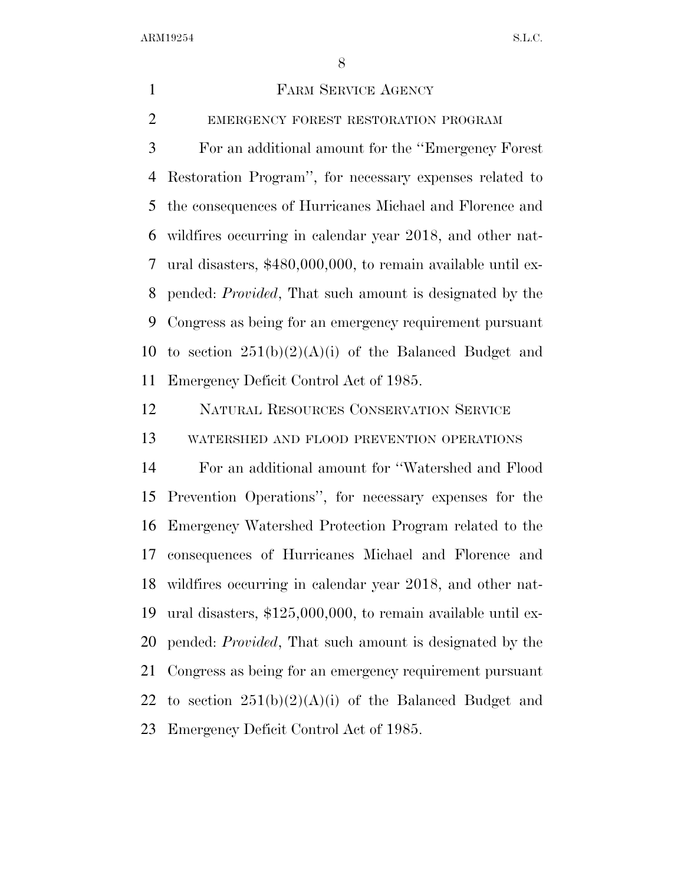## Farm Service Agency

### emergency forest restoration program

For an additional amount for the ''Emergency Forest Restoration Program'', for necessary expenses related to the consequences of Hurricanes Michael and Florence and wildfires occurring in calendar year 2018, and other natural disasters, $480,000,000, to remain available until expended: *Provided*, That such amount is designated by the Congress as being for an emergency requirement pursuant to section 251(b)(2)(A)(i) of the Balanced Budget and Emergency Deficit Control Act of 1985.

## Natural Resources Conservation Service

### watershed and flood prevention operations

For an additional amount for ''Watershed and Flood Prevention Operations'', for necessary expenses for the Emergency Watershed Protection Program related to the consequences of Hurricanes Michael and Florence and wildfires occurring in calendar year 2018, and other natural disasters, $125,000,000, to remain available until expended: *Provided*, That such amount is designated by the Congress as being for an emergency requirement pursuant to section 251(b)(2)(A)(i) of the Balanced Budget and Emergency Deficit Control Act of 1985.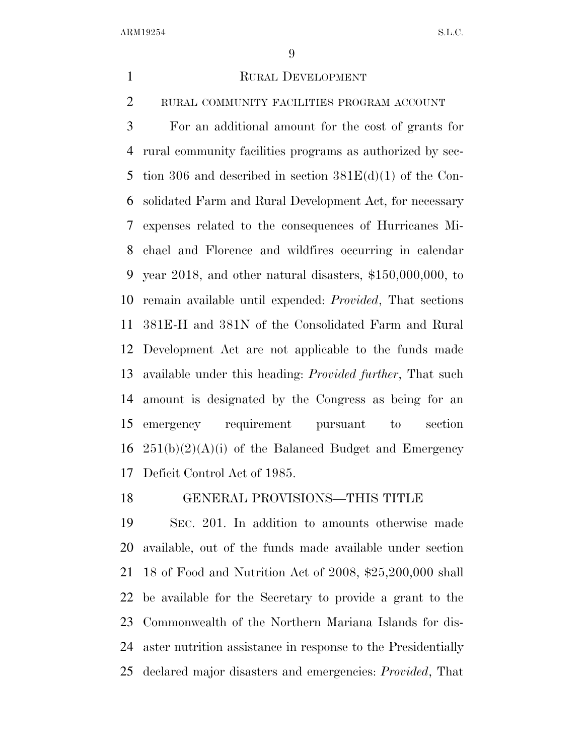## RURAL DEVELOPMENT

### RURAL COMMUNITY FACILITIES PROGRAM ACCOUNT

For an additional amount for the cost of grants for rural community facilities programs as authorized by section 306 and described in section 381E(d)(1) of the Consolidated Farm and Rural Development Act, for necessary expenses related to the consequences of Hurricanes Michael and Florence and wildfires occurring in calendar year 2018, and other natural disasters, $150,000,000, to remain available until expended: *Provided*, That sections 381E-H and 381N of the Consolidated Farm and Rural Development Act are not applicable to the funds made available under this heading: *Provided further*, That such amount is designated by the Congress as being for an emergency requirement pursuant to section 251(b)(2)(A)(i) of the Balanced Budget and Emergency Deficit Control Act of 1985.

### GENERAL PROVISIONS—THIS TITLE

SEC. 201. In addition to amounts otherwise made available, out of the funds made available under section 18 of Food and Nutrition Act of 2008, $25,200,000 shall be available for the Secretary to provide a grant to the Commonwealth of the Northern Mariana Islands for disaster nutrition assistance in response to the Presidentially declared major disasters and emergencies: *Provided*, That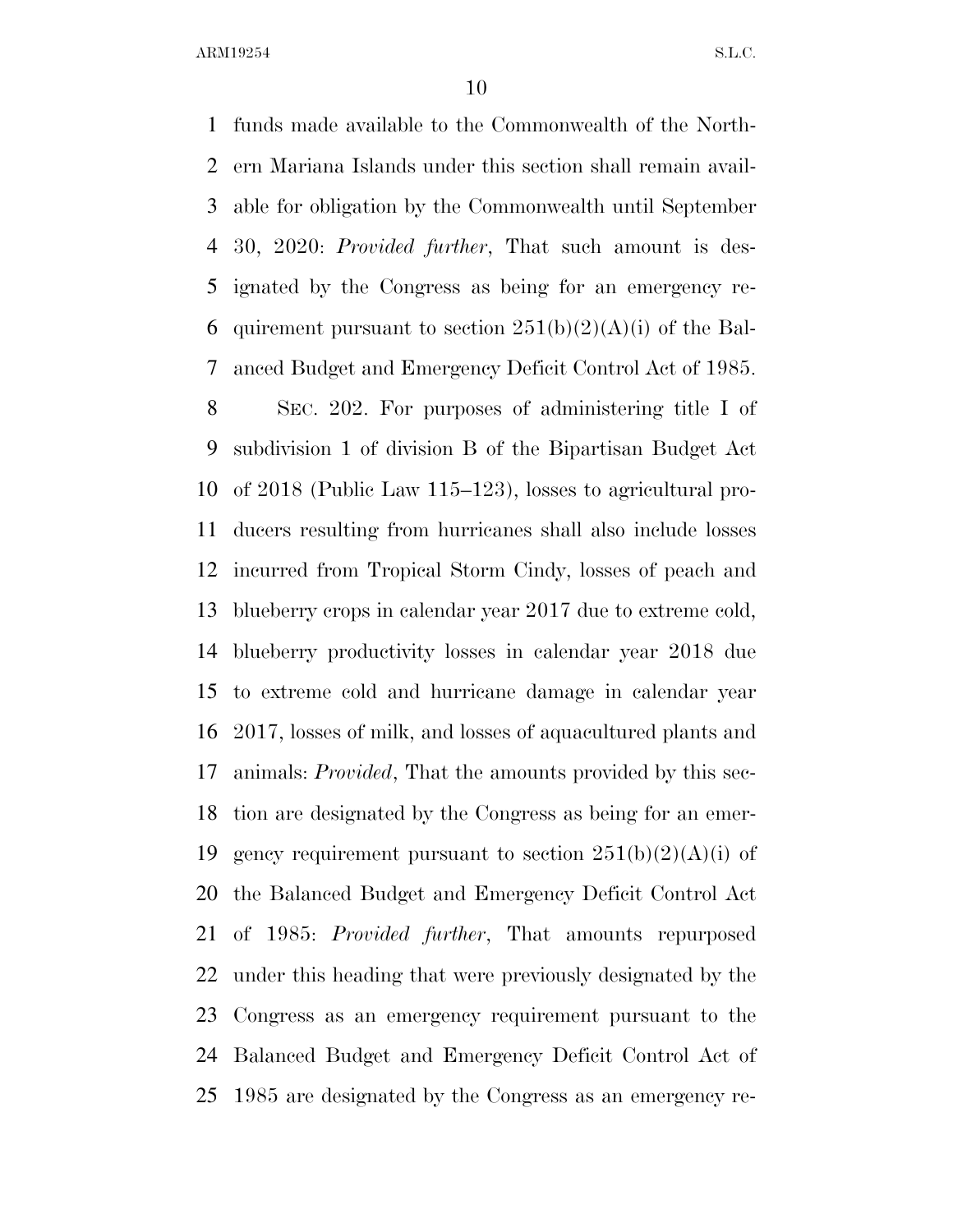funds made available to the Commonwealth of the Northern Mariana Islands under this section shall remain available for obligation by the Commonwealth until September 30, 2020: *Provided further*, That such amount is designated by the Congress as being for an emergency requirement pursuant to section 251(b)(2)(A)(i) of the Balanced Budget and Emergency Deficit Control Act of 1985.

SEC. 202. For purposes of administering title I of subdivision 1 of division B of the Bipartisan Budget Act of 2018 (Public Law 115–123), losses to agricultural producers resulting from hurricanes shall also include losses incurred from Tropical Storm Cindy, losses of peach and blueberry crops in calendar year 2017 due to extreme cold, blueberry productivity losses in calendar year 2018 due to extreme cold and hurricane damage in calendar year 2017, losses of milk, and losses of aquacultured plants and animals: *Provided*, That the amounts provided by this section are designated by the Congress as being for an emergency requirement pursuant to section 251(b)(2)(A)(i) of the Balanced Budget and Emergency Deficit Control Act of 1985: *Provided further*, That amounts repurposed under this heading that were previously designated by the Congress as an emergency requirement pursuant to the Balanced Budget and Emergency Deficit Control Act of 1985 are designated by the Congress as an emergency re-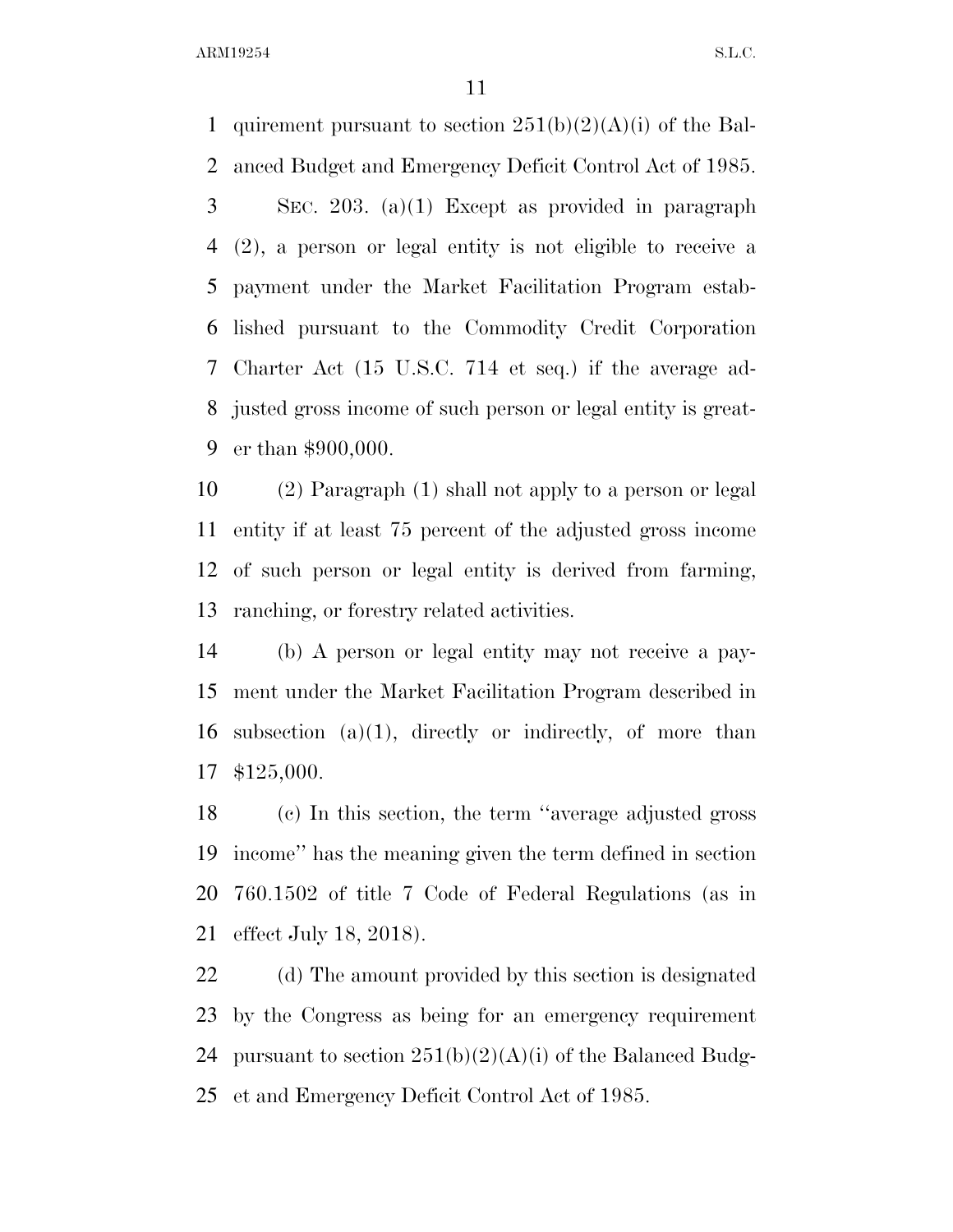quirement pursuant to section 251(b)(2)(A)(i) of the Balanced Budget and Emergency Deficit Control Act of 1985.

SEC. 203. (a)(1) Except as provided in paragraph (2), a person or legal entity is not eligible to receive a payment under the Market Facilitation Program established pursuant to the Commodity Credit Corporation Charter Act (15 U.S.C. 714 et seq.) if the average adjusted gross income of such person or legal entity is greater than $900,000.

(2) Paragraph (1) shall not apply to a person or legal entity if at least 75 percent of the adjusted gross income of such person or legal entity is derived from farming, ranching, or forestry related activities.

(b) A person or legal entity may not receive a payment under the Market Facilitation Program described in subsection (a)(1), directly or indirectly, of more than $125,000.

(c) In this section, the term ''average adjusted gross income'' has the meaning given the term defined in section 760.1502 of title 7 Code of Federal Regulations (as in effect July 18, 2018).

(d) The amount provided by this section is designated by the Congress as being for an emergency requirement pursuant to section 251(b)(2)(A)(i) of the Balanced Budget and Emergency Deficit Control Act of 1985.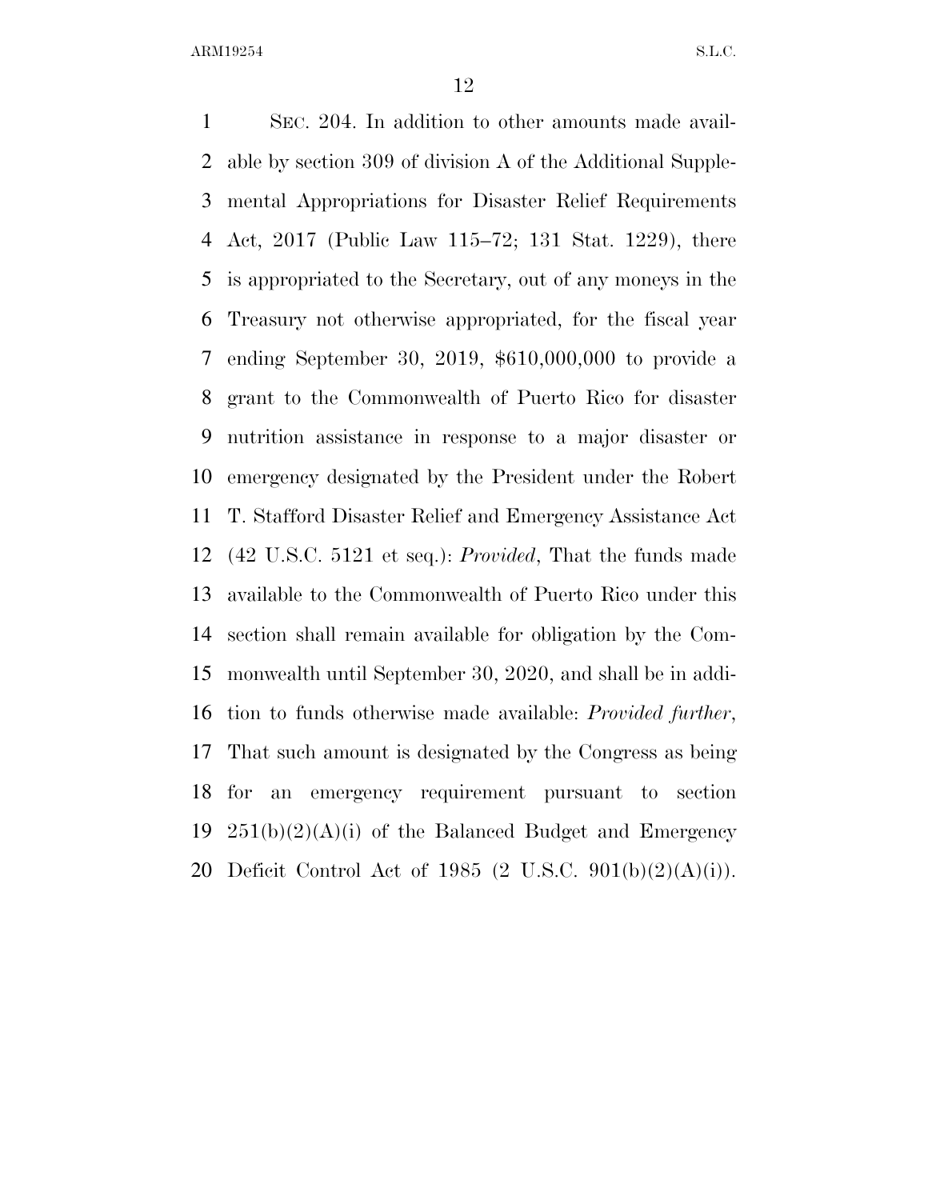SEC. 204. In addition to other amounts made available by section 309 of division A of the Additional Supplemental Appropriations for Disaster Relief Requirements Act, 2017 (Public Law 115–72; 131 Stat. 1229), there is appropriated to the Secretary, out of any moneys in the Treasury not otherwise appropriated, for the fiscal year ending September 30, 2019, $610,000,000 to provide a grant to the Commonwealth of Puerto Rico for disaster nutrition assistance in response to a major disaster or emergency designated by the President under the Robert T. Stafford Disaster Relief and Emergency Assistance Act (42 U.S.C. 5121 et seq.): *Provided*, That the funds made available to the Commonwealth of Puerto Rico under this section shall remain available for obligation by the Commonwealth until September 30, 2020, and shall be in addition to funds otherwise made available: *Provided further*, That such amount is designated by the Congress as being for an emergency requirement pursuant to section 251(b)(2)(A)(i) of the Balanced Budget and Emergency Deficit Control Act of 1985 (2 U.S.C. 901(b)(2)(A)(i)).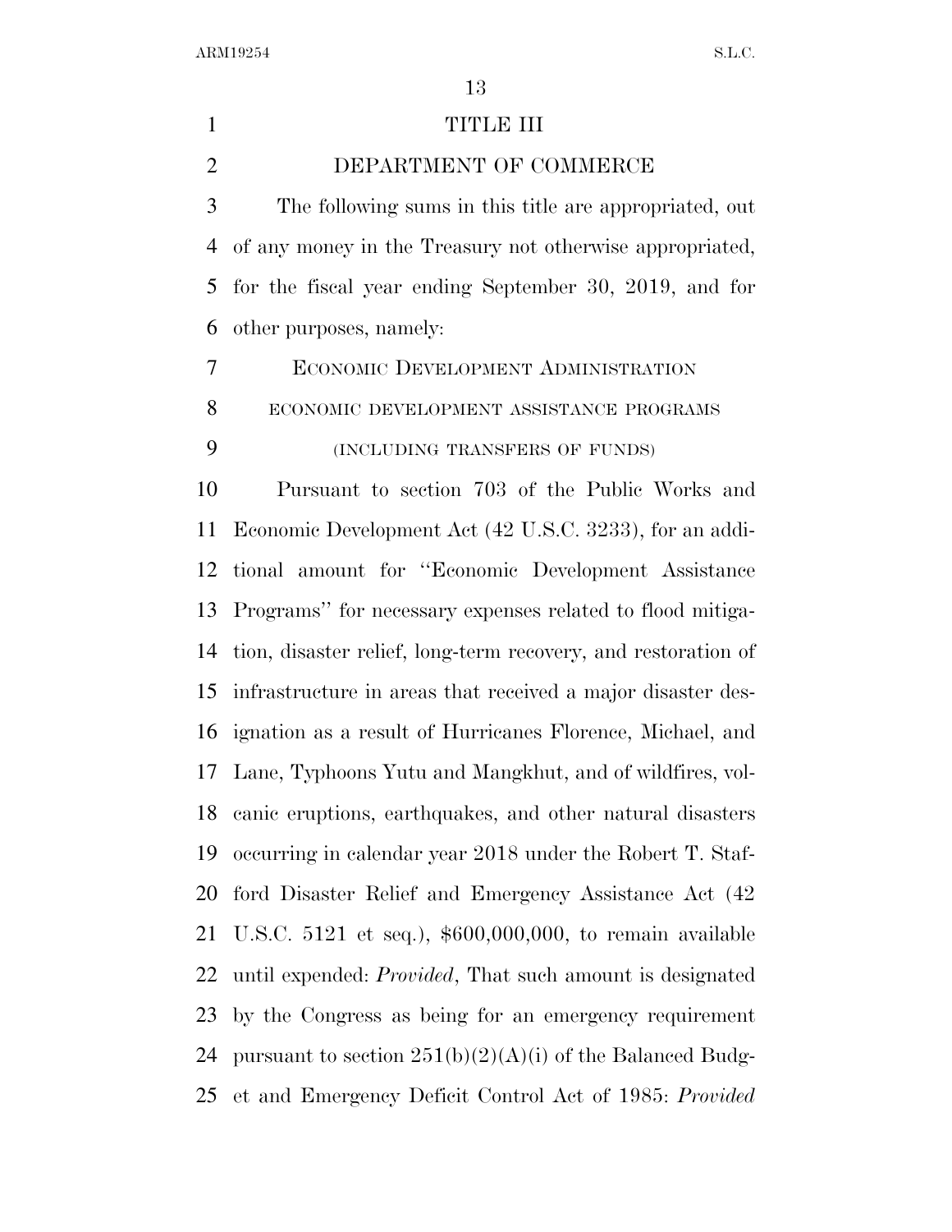# TITLE III

## DEPARTMENT OF COMMERCE

The following sums in this title are appropriated, out of any money in the Treasury not otherwise appropriated, for the fiscal year ending September 30, 2019, and for other purposes, namely:

### ECONOMIC DEVELOPMENT ADMINISTRATION

#### ECONOMIC DEVELOPMENT ASSISTANCE PROGRAMS

#### (INCLUDING TRANSFERS OF FUNDS)

Pursuant to section 703 of the Public Works and Economic Development Act (42 U.S.C. 3233), for an additional amount for ''Economic Development Assistance Programs'' for necessary expenses related to flood mitigation, disaster relief, long-term recovery, and restoration of infrastructure in areas that received a major disaster designation as a result of Hurricanes Florence, Michael, and Lane, Typhoons Yutu and Mangkhut, and of wildfires, volcanic eruptions, earthquakes, and other natural disasters occurring in calendar year 2018 under the Robert T. Stafford Disaster Relief and Emergency Assistance Act (42 U.S.C. 5121 et seq.), $600,000,000, to remain available until expended: *Provided*, That such amount is designated by the Congress as being for an emergency requirement pursuant to section 251(b)(2)(A)(i) of the Balanced Budget and Emergency Deficit Control Act of 1985: *Provided*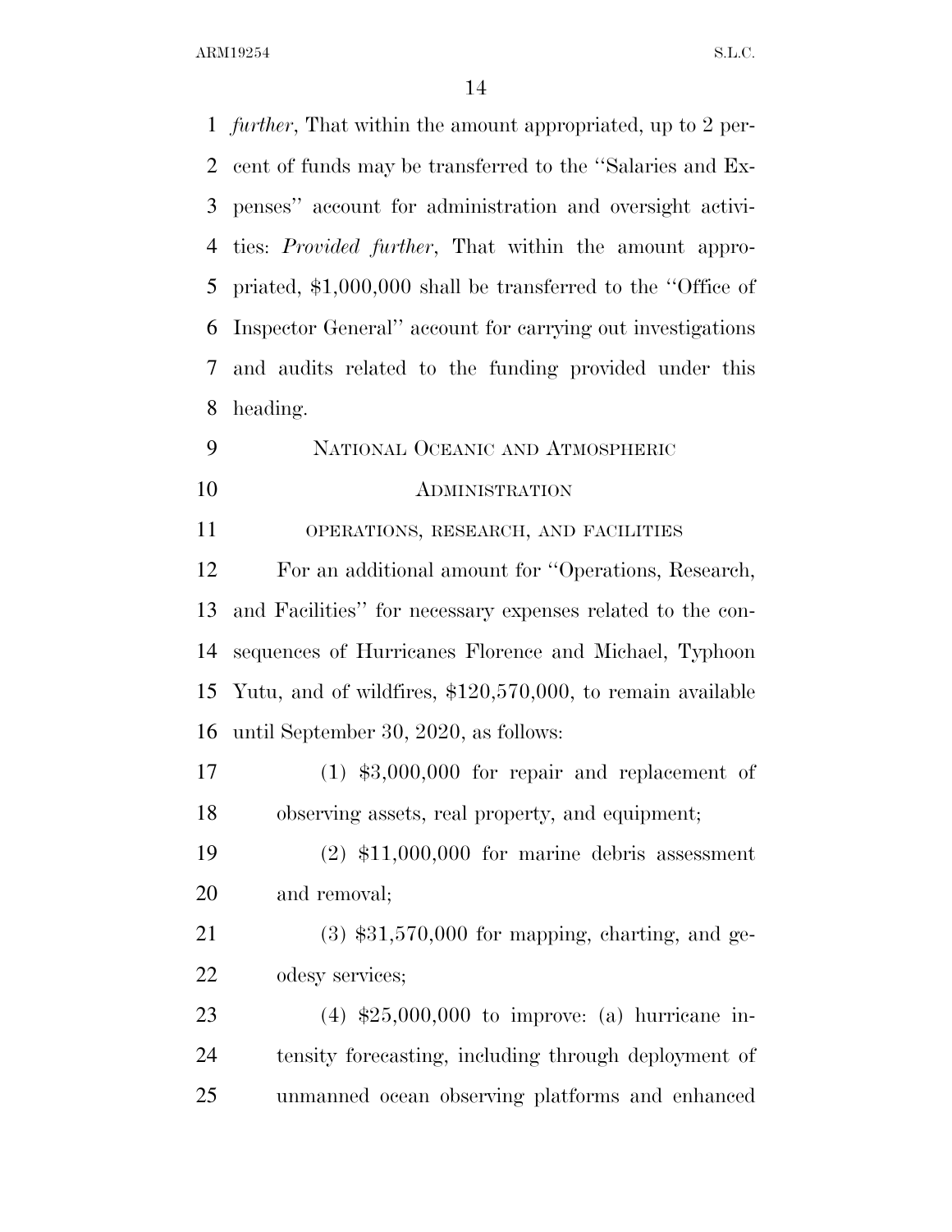*further*, That within the amount appropriated, up to 2 percent of funds may be transferred to the "Salaries and Expenses" account for administration and oversight activities: *Provided further*, That within the amount appropriated, $1,000,000 shall be transferred to the "Office of Inspector General" account for carrying out investigations and audits related to the funding provided under this heading.

## NATIONAL OCEANIC AND ATMOSPHERIC ADMINISTRATION

### OPERATIONS, RESEARCH, AND FACILITIES

For an additional amount for "Operations, Research, and Facilities" for necessary expenses related to the consequences of Hurricanes Florence and Michael, Typhoon Yutu, and of wildfires, $120,570,000, to remain available until September 30, 2020, as follows:

(1) $3,000,000 for repair and replacement of observing assets, real property, and equipment;

(2) $11,000,000 for marine debris assessment and removal;

(3) $31,570,000 for mapping, charting, and geodesy services;

(4) $25,000,000 to improve: (a) hurricane intensity forecasting, including through deployment of unmanned ocean observing platforms and enhanced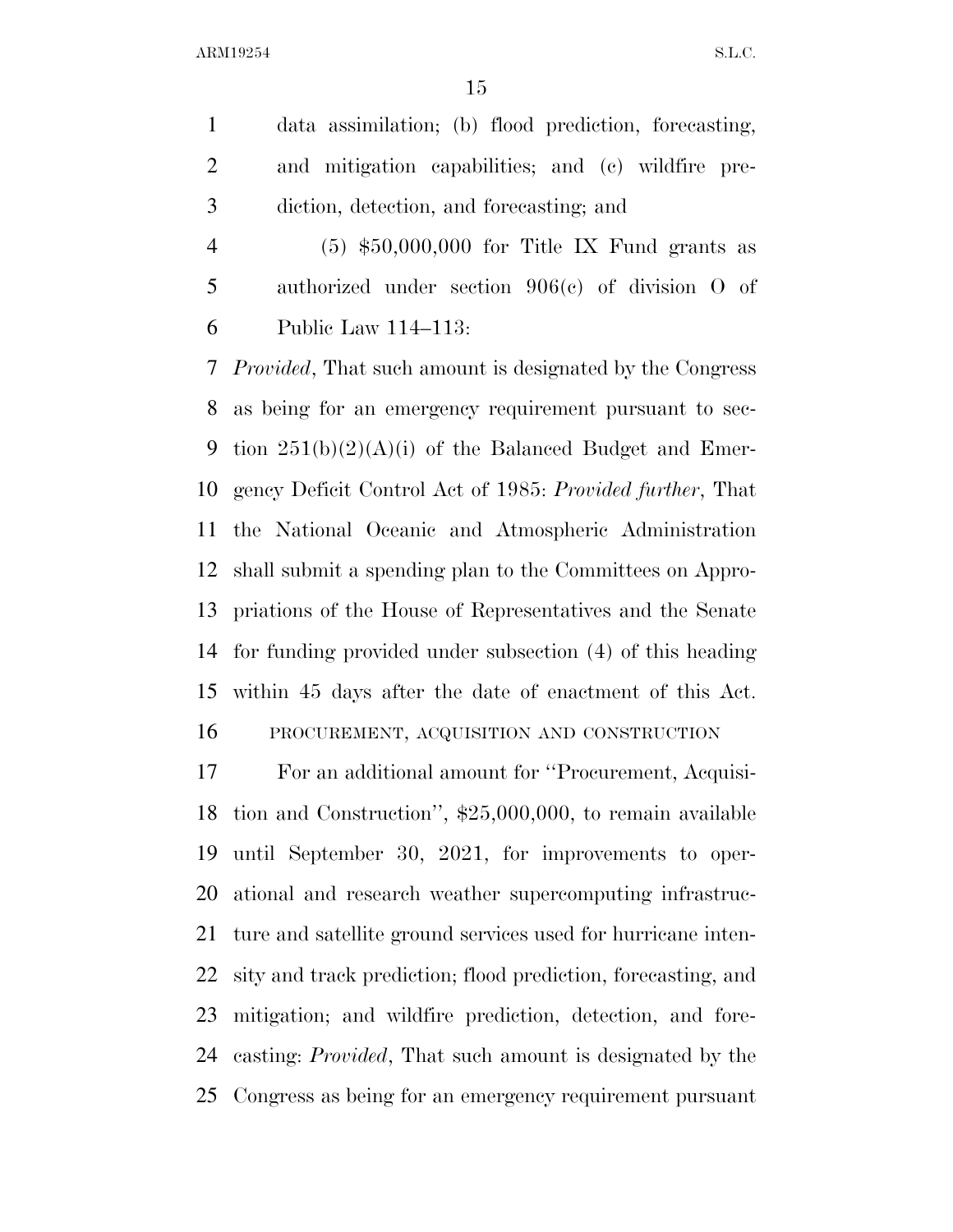data assimilation; (b) flood prediction, forecasting, and mitigation capabilities; and (c) wildfire prediction, detection, and forecasting; and

(5) $50,000,000 for Title IX Fund grants as authorized under section 906(c) of division O of Public Law 114–113:

*Provided*, That such amount is designated by the Congress as being for an emergency requirement pursuant to section 251(b)(2)(A)(i) of the Balanced Budget and Emergency Deficit Control Act of 1985: *Provided further*, That the National Oceanic and Atmospheric Administration shall submit a spending plan to the Committees on Appropriations of the House of Representatives and the Senate for funding provided under subsection (4) of this heading within 45 days after the date of enactment of this Act.

PROCUREMENT, ACQUISITION AND CONSTRUCTION

For an additional amount for ''Procurement, Acquisition and Construction'', $25,000,000, to remain available until September 30, 2021, for improvements to operational and research weather supercomputing infrastructure and satellite ground services used for hurricane intensity and track prediction; flood prediction, forecasting, and mitigation; and wildfire prediction, detection, and forecasting: *Provided*, That such amount is designated by the Congress as being for an emergency requirement pursuant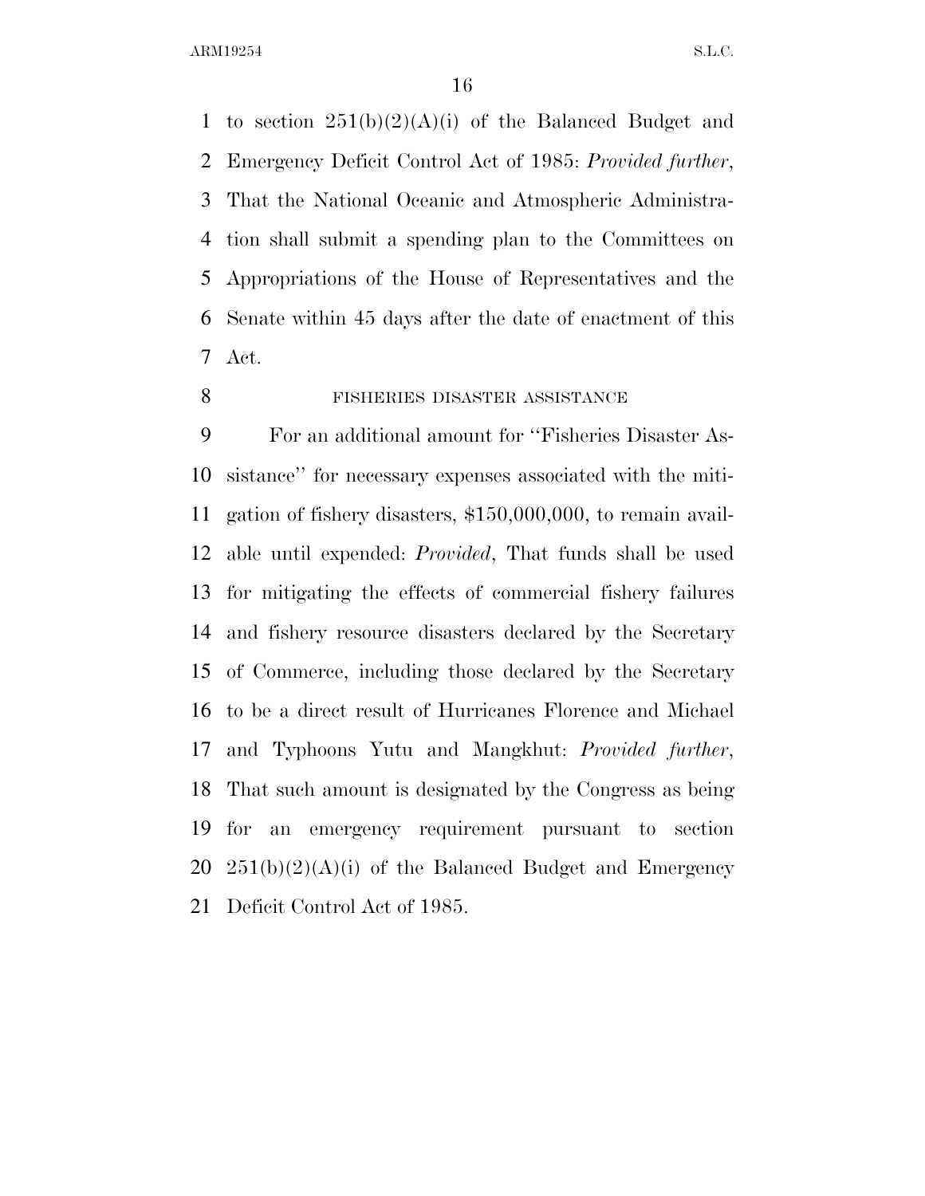to section 251(b)(2)(A)(i) of the Balanced Budget and Emergency Deficit Control Act of 1985: *Provided further*, That the National Oceanic and Atmospheric Administration shall submit a spending plan to the Committees on Appropriations of the House of Representatives and the Senate within 45 days after the date of enactment of this Act.

FISHERIES DISASTER ASSISTANCE

For an additional amount for ''Fisheries Disaster Assistance'' for necessary expenses associated with the mitigation of fishery disasters, $150,000,000, to remain available until expended: *Provided*, That funds shall be used for mitigating the effects of commercial fishery failures and fishery resource disasters declared by the Secretary of Commerce, including those declared by the Secretary to be a direct result of Hurricanes Florence and Michael and Typhoons Yutu and Mangkhut: *Provided further*, That such amount is designated by the Congress as being for an emergency requirement pursuant to section 251(b)(2)(A)(i) of the Balanced Budget and Emergency Deficit Control Act of 1985.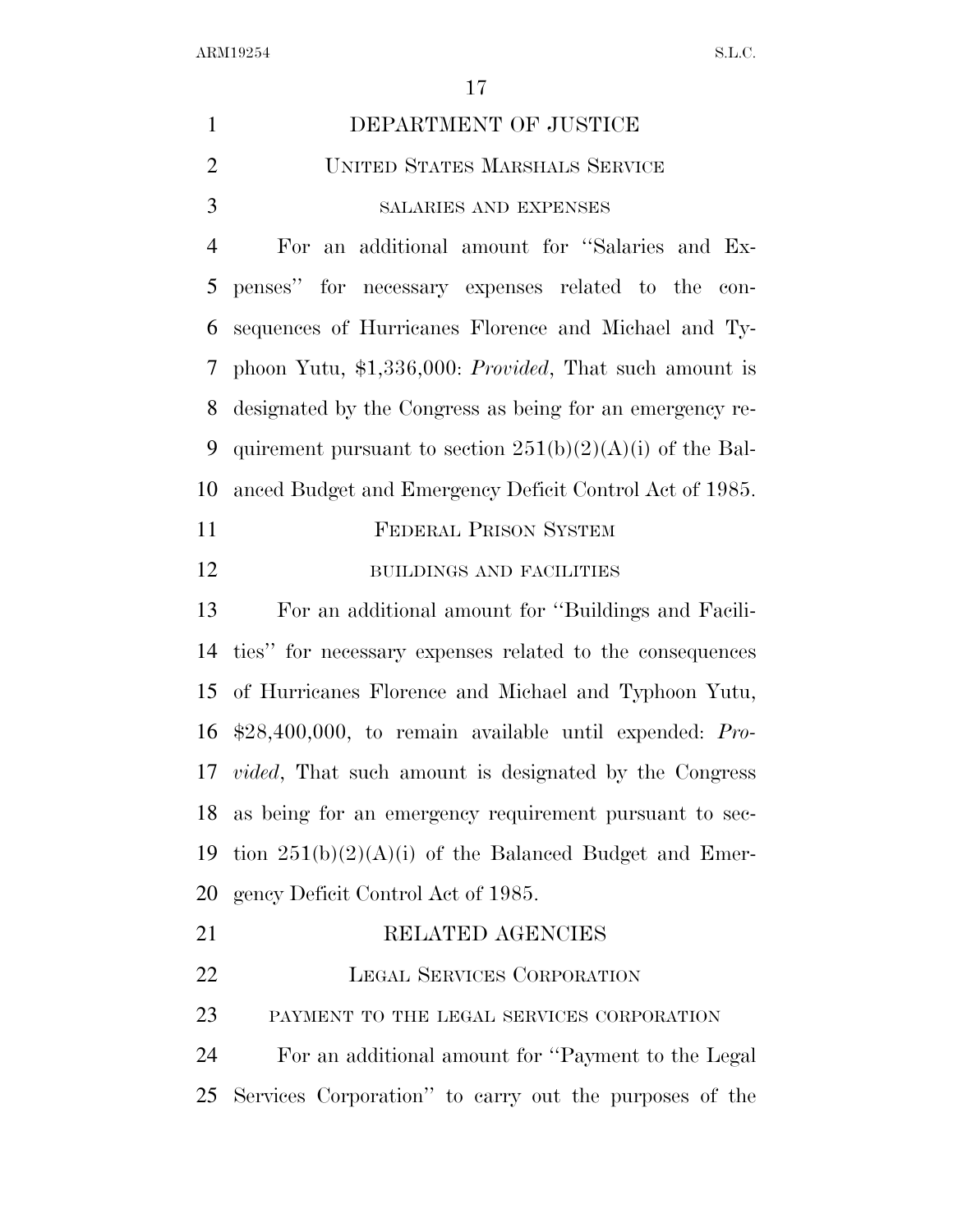# DEPARTMENT OF JUSTICE

## UNITED STATES MARSHALS SERVICE

### SALARIES AND EXPENSES

For an additional amount for ''Salaries and Expenses'' for necessary expenses related to the consequences of Hurricanes Florence and Michael and Typhoon Yutu, $1,336,000: *Provided*, That such amount is designated by the Congress as being for an emergency requirement pursuant to section 251(b)(2)(A)(i) of the Balanced Budget and Emergency Deficit Control Act of 1985.

## FEDERAL PRISON SYSTEM

### BUILDINGS AND FACILITIES

For an additional amount for ''Buildings and Facilities'' for necessary expenses related to the consequences of Hurricanes Florence and Michael and Typhoon Yutu, $28,400,000, to remain available until expended: *Provided*, That such amount is designated by the Congress as being for an emergency requirement pursuant to section 251(b)(2)(A)(i) of the Balanced Budget and Emergency Deficit Control Act of 1985.

# RELATED AGENCIES

## LEGAL SERVICES CORPORATION

### PAYMENT TO THE LEGAL SERVICES CORPORATION

For an additional amount for ''Payment to the Legal Services Corporation'' to carry out the purposes of the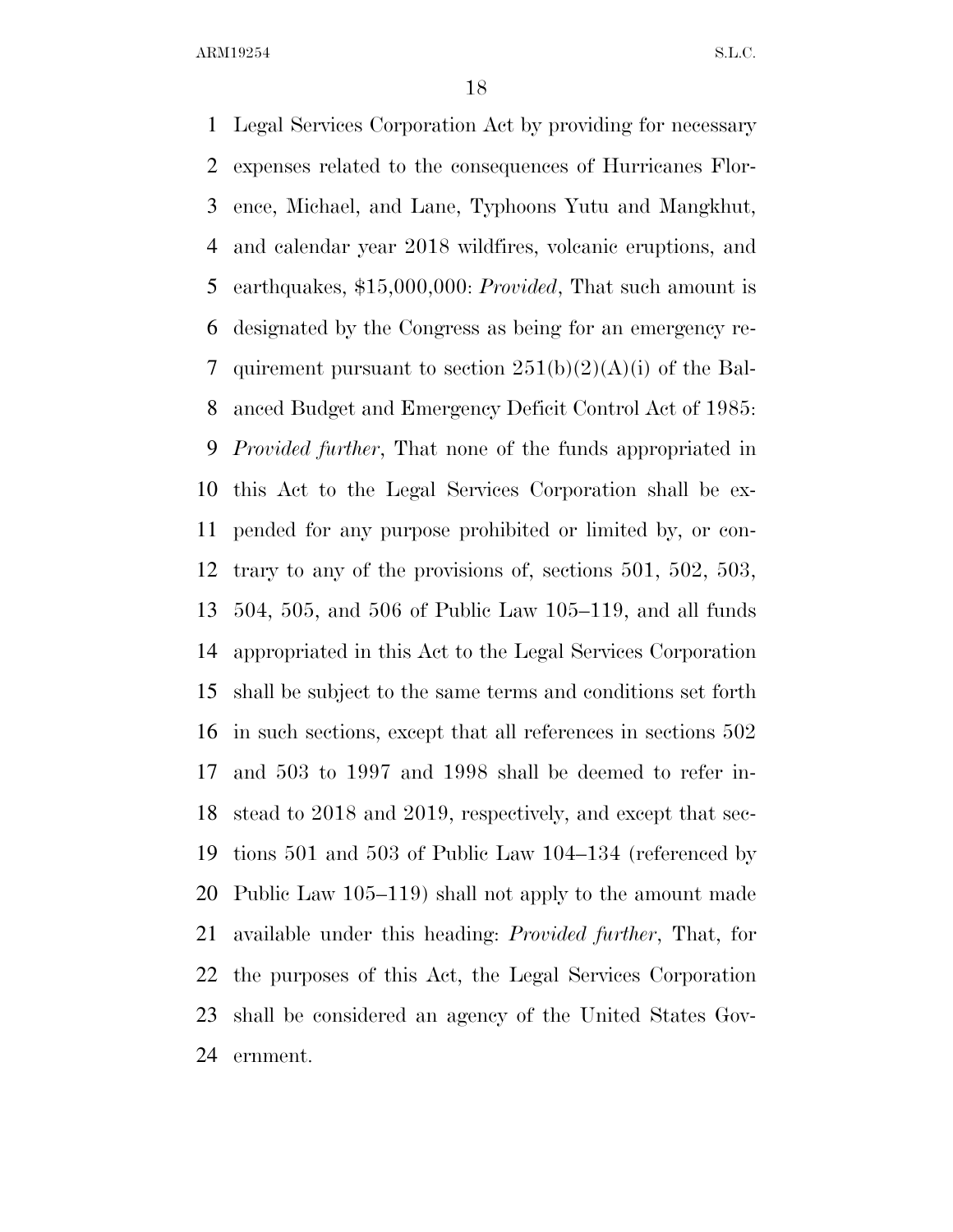Legal Services Corporation Act by providing for necessary expenses related to the consequences of Hurricanes Florence, Michael, and Lane, Typhoons Yutu and Mangkhut, and calendar year 2018 wildfires, volcanic eruptions, and earthquakes, $15,000,000: *Provided*, That such amount is designated by the Congress as being for an emergency requirement pursuant to section 251(b)(2)(A)(i) of the Balanced Budget and Emergency Deficit Control Act of 1985: *Provided further*, That none of the funds appropriated in this Act to the Legal Services Corporation shall be expended for any purpose prohibited or limited by, or contrary to any of the provisions of, sections 501, 502, 503, 504, 505, and 506 of Public Law 105–119, and all funds appropriated in this Act to the Legal Services Corporation shall be subject to the same terms and conditions set forth in such sections, except that all references in sections 502 and 503 to 1997 and 1998 shall be deemed to refer instead to 2018 and 2019, respectively, and except that sections 501 and 503 of Public Law 104–134 (referenced by Public Law 105–119) shall not apply to the amount made available under this heading: *Provided further*, That, for the purposes of this Act, the Legal Services Corporation shall be considered an agency of the United States Government.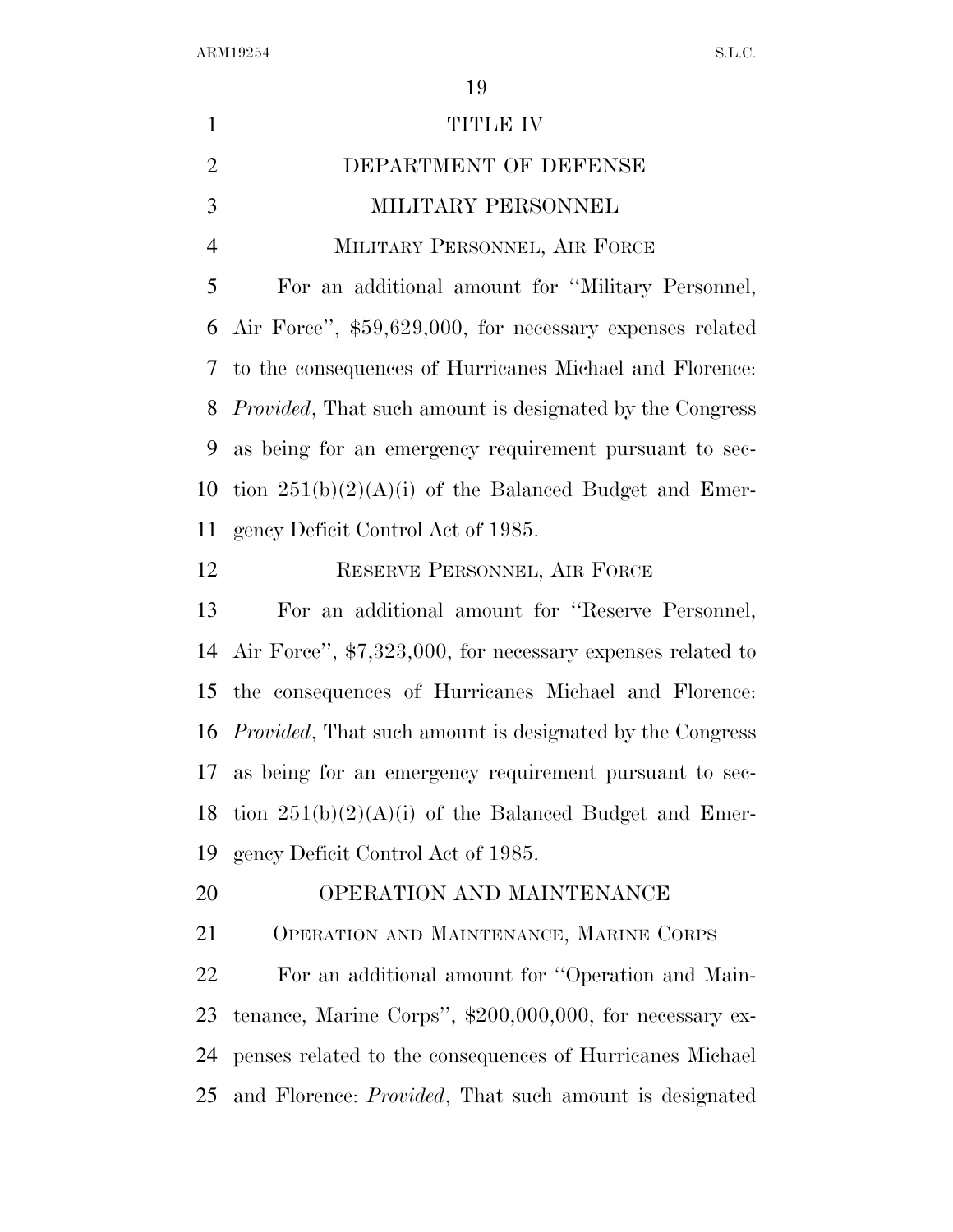# TITLE IV

# DEPARTMENT OF DEFENSE

## MILITARY PERSONNEL

### Military Personnel, Air Force

For an additional amount for ''Military Personnel, Air Force'', $59,629,000, for necessary expenses related to the consequences of Hurricanes Michael and Florence: *Provided*, That such amount is designated by the Congress as being for an emergency requirement pursuant to section 251(b)(2)(A)(i) of the Balanced Budget and Emergency Deficit Control Act of 1985.

### Reserve Personnel, Air Force

For an additional amount for ''Reserve Personnel, Air Force'', $7,323,000, for necessary expenses related to the consequences of Hurricanes Michael and Florence: *Provided*, That such amount is designated by the Congress as being for an emergency requirement pursuant to section 251(b)(2)(A)(i) of the Balanced Budget and Emergency Deficit Control Act of 1985.

## OPERATION AND MAINTENANCE

### Operation and Maintenance, Marine Corps

For an additional amount for ''Operation and Maintenance, Marine Corps'', $200,000,000, for necessary expenses related to the consequences of Hurricanes Michael and Florence: *Provided*, That such amount is designated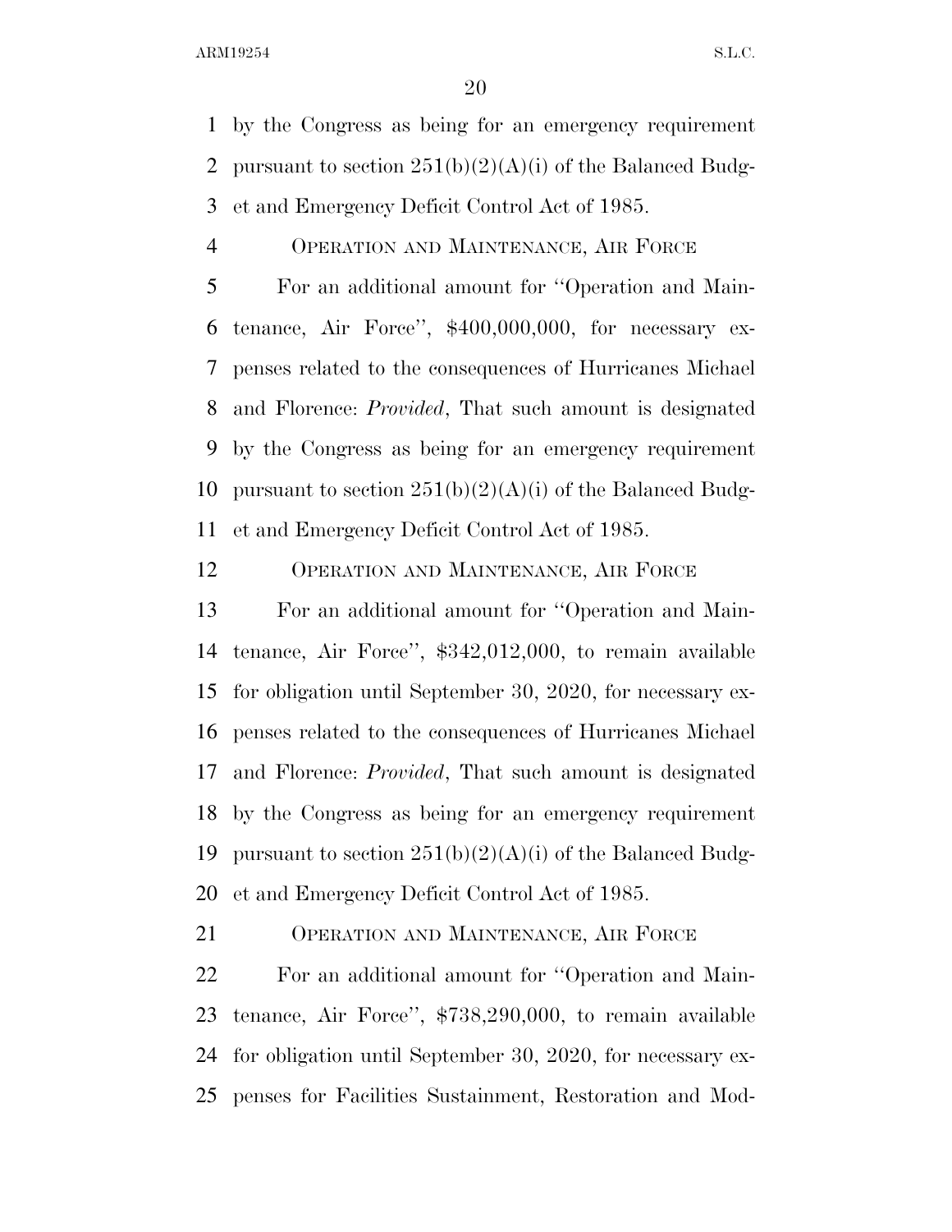by the Congress as being for an emergency requirement pursuant to section 251(b)(2)(A)(i) of the Balanced Budget and Emergency Deficit Control Act of 1985.

OPERATION AND MAINTENANCE, AIR FORCE

For an additional amount for ''Operation and Maintenance, Air Force'', $400,000,000, for necessary expenses related to the consequences of Hurricanes Michael and Florence: *Provided*, That such amount is designated by the Congress as being for an emergency requirement pursuant to section 251(b)(2)(A)(i) of the Balanced Budget and Emergency Deficit Control Act of 1985.

OPERATION AND MAINTENANCE, AIR FORCE

For an additional amount for ''Operation and Maintenance, Air Force'', $342,012,000, to remain available for obligation until September 30, 2020, for necessary expenses related to the consequences of Hurricanes Michael and Florence: *Provided*, That such amount is designated by the Congress as being for an emergency requirement pursuant to section 251(b)(2)(A)(i) of the Balanced Budget and Emergency Deficit Control Act of 1985.

OPERATION AND MAINTENANCE, AIR FORCE

For an additional amount for ''Operation and Maintenance, Air Force'', $738,290,000, to remain available for obligation until September 30, 2020, for necessary expenses for Facilities Sustainment, Restoration and Mod-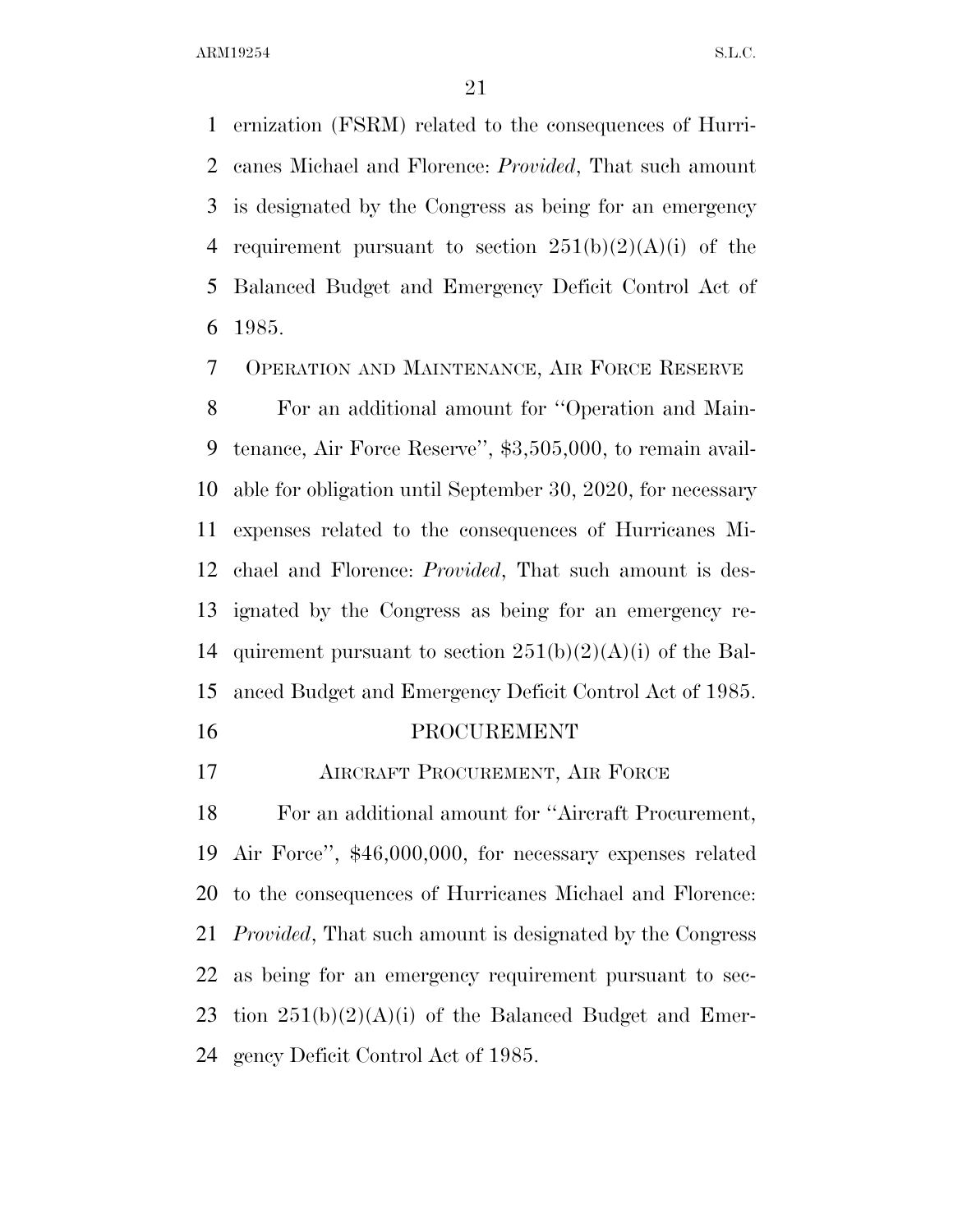ernization (FSRM) related to the consequences of Hurricanes Michael and Florence: *Provided*, That such amount is designated by the Congress as being for an emergency requirement pursuant to section 251(b)(2)(A)(i) of the Balanced Budget and Emergency Deficit Control Act of 1985.

OPERATION AND MAINTENANCE, AIR FORCE RESERVE

For an additional amount for ''Operation and Maintenance, Air Force Reserve'', $3,505,000, to remain available for obligation until September 30, 2020, for necessary expenses related to the consequences of Hurricanes Michael and Florence: *Provided*, That such amount is designated by the Congress as being for an emergency requirement pursuant to section 251(b)(2)(A)(i) of the Balanced Budget and Emergency Deficit Control Act of 1985.

PROCUREMENT

AIRCRAFT PROCUREMENT, AIR FORCE

For an additional amount for ''Aircraft Procurement, Air Force'', $46,000,000, for necessary expenses related to the consequences of Hurricanes Michael and Florence: *Provided*, That such amount is designated by the Congress as being for an emergency requirement pursuant to section 251(b)(2)(A)(i) of the Balanced Budget and Emergency Deficit Control Act of 1985.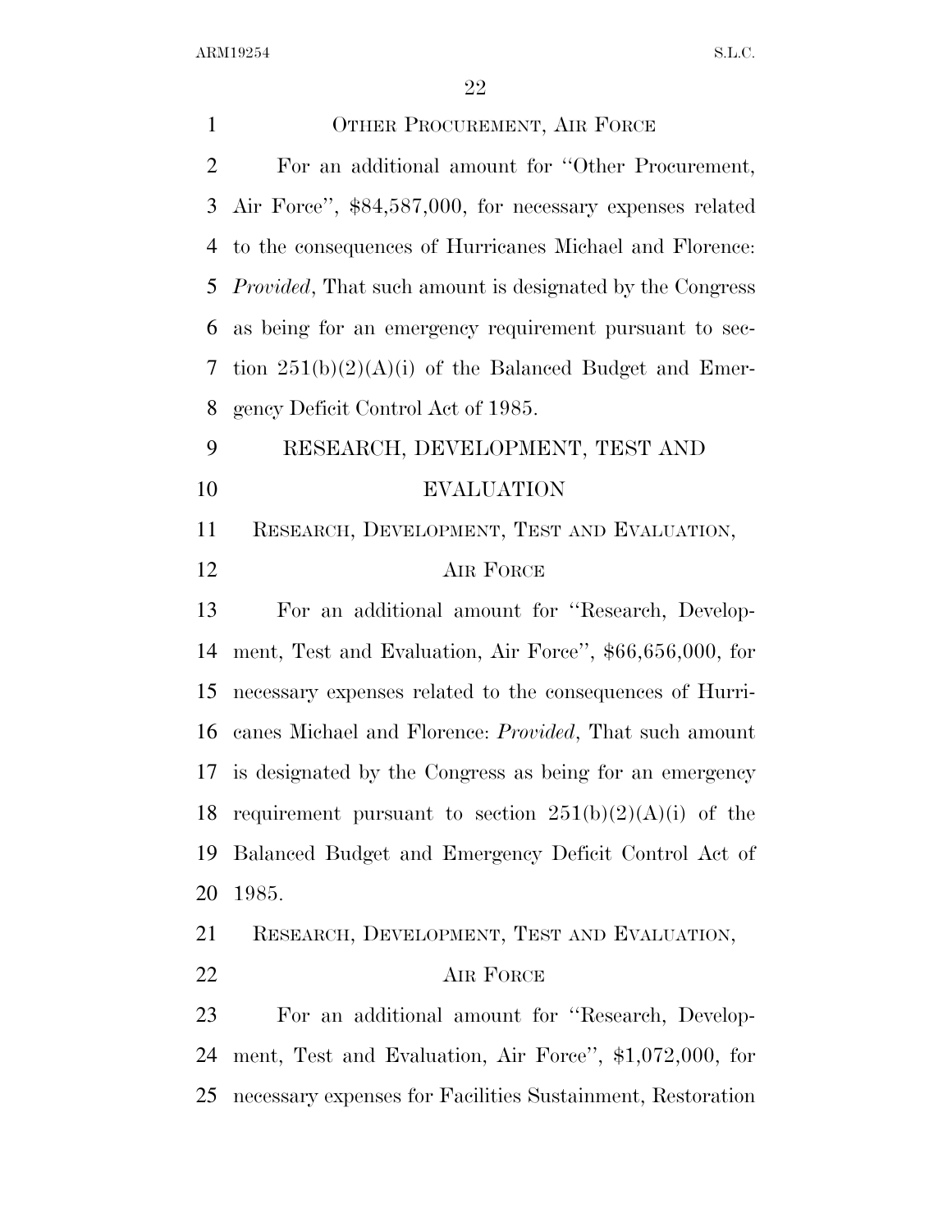OTHER PROCUREMENT, AIR FORCE

For an additional amount for ''Other Procurement, Air Force'', $84,587,000, for necessary expenses related to the consequences of Hurricanes Michael and Florence: *Provided*, That such amount is designated by the Congress as being for an emergency requirement pursuant to section 251(b)(2)(A)(i) of the Balanced Budget and Emergency Deficit Control Act of 1985.

RESEARCH, DEVELOPMENT, TEST AND EVALUATION

RESEARCH, DEVELOPMENT, TEST AND EVALUATION, AIR FORCE

For an additional amount for ''Research, Development, Test and Evaluation, Air Force'', $66,656,000, for necessary expenses related to the consequences of Hurricanes Michael and Florence: *Provided*, That such amount is designated by the Congress as being for an emergency requirement pursuant to section 251(b)(2)(A)(i) of the Balanced Budget and Emergency Deficit Control Act of 1985.

RESEARCH, DEVELOPMENT, TEST AND EVALUATION, AIR FORCE

For an additional amount for ''Research, Development, Test and Evaluation, Air Force'', $1,072,000, for necessary expenses for Facilities Sustainment, Restoration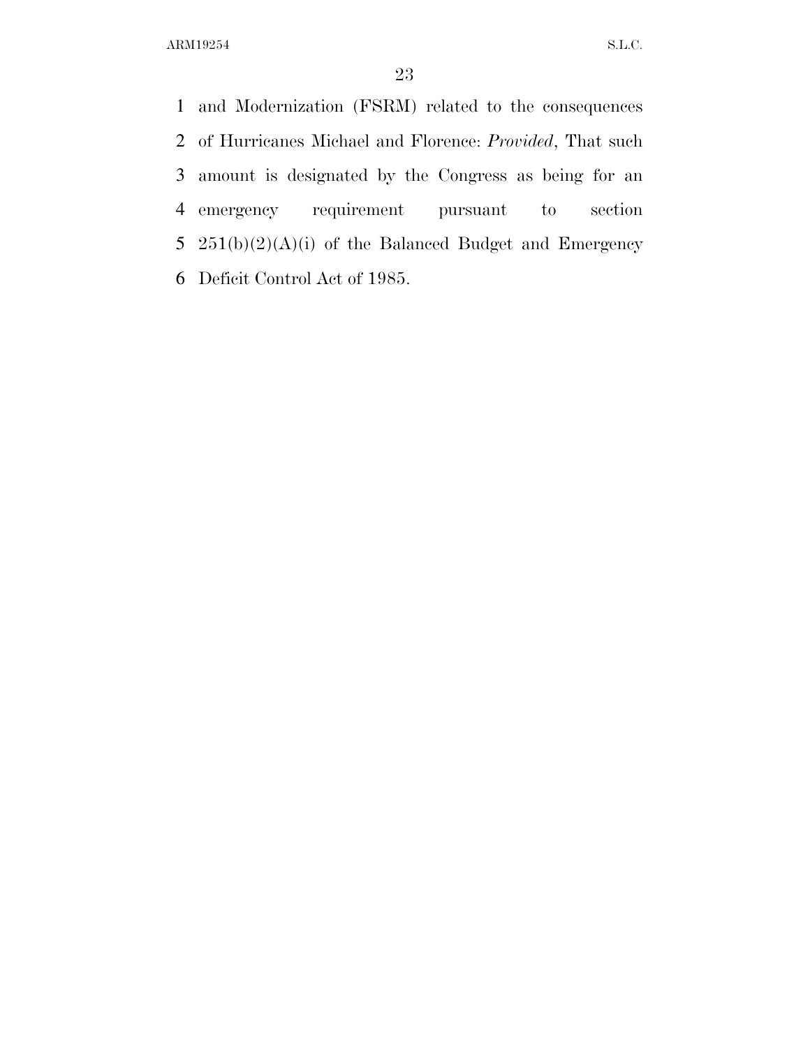and Modernization (FSRM) related to the consequences of Hurricanes Michael and Florence: *Provided*, That such amount is designated by the Congress as being for an emergency requirement pursuant to section 251(b)(2)(A)(i) of the Balanced Budget and Emergency Deficit Control Act of 1985.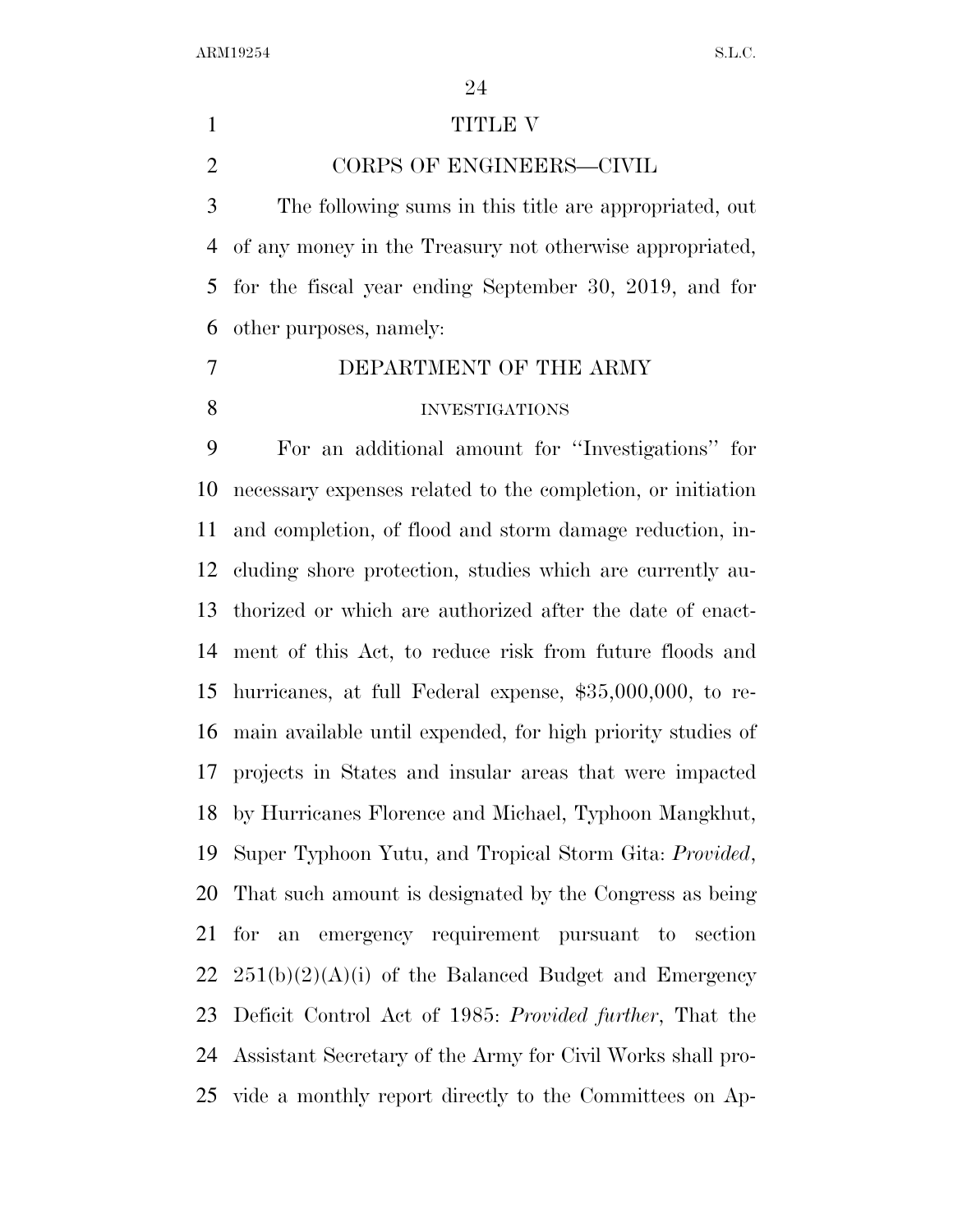# TITLE V

## CORPS OF ENGINEERS—CIVIL

The following sums in this title are appropriated, out of any money in the Treasury not otherwise appropriated, for the fiscal year ending September 30, 2019, and for other purposes, namely:

## DEPARTMENT OF THE ARMY

### INVESTIGATIONS

For an additional amount for ''Investigations'' for necessary expenses related to the completion, or initiation and completion, of flood and storm damage reduction, including shore protection, studies which are currently authorized or which are authorized after the date of enactment of this Act, to reduce risk from future floods and hurricanes, at full Federal expense, $35,000,000, to remain available until expended, for high priority studies of projects in States and insular areas that were impacted by Hurricanes Florence and Michael, Typhoon Mangkhut, Super Typhoon Yutu, and Tropical Storm Gita: *Provided*, That such amount is designated by the Congress as being for an emergency requirement pursuant to section 251(b)(2)(A)(i) of the Balanced Budget and Emergency Deficit Control Act of 1985: *Provided further*, That the Assistant Secretary of the Army for Civil Works shall provide a monthly report directly to the Committees on Ap-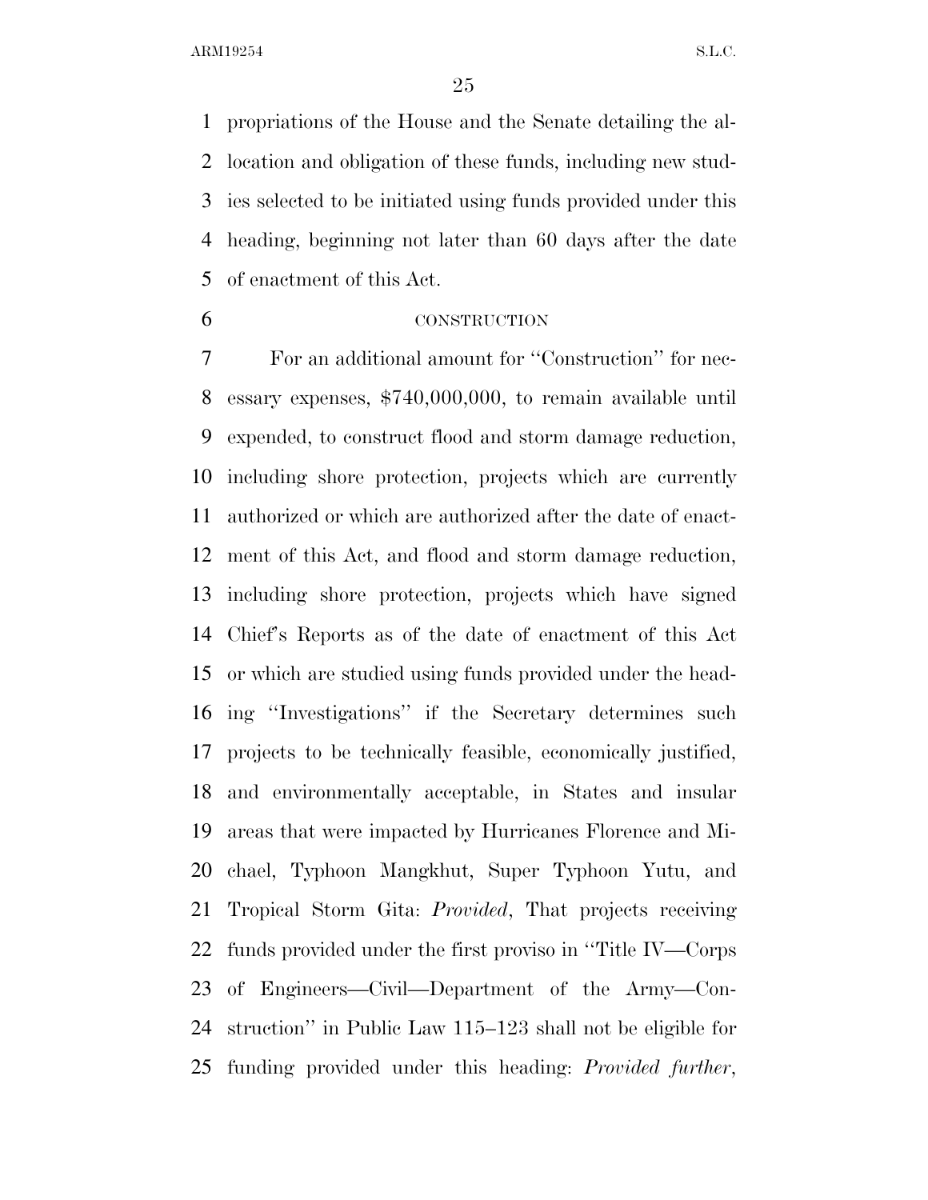propriations of the House and the Senate detailing the allocation and obligation of these funds, including new studies selected to be initiated using funds provided under this heading, beginning not later than 60 days after the date of enactment of this Act.

CONSTRUCTION

For an additional amount for ''Construction'' for necessary expenses, $740,000,000, to remain available until expended, to construct flood and storm damage reduction, including shore protection, projects which are currently authorized or which are authorized after the date of enactment of this Act, and flood and storm damage reduction, including shore protection, projects which have signed Chief's Reports as of the date of enactment of this Act or which are studied using funds provided under the heading ''Investigations'' if the Secretary determines such projects to be technically feasible, economically justified, and environmentally acceptable, in States and insular areas that were impacted by Hurricanes Florence and Michael, Typhoon Mangkhut, Super Typhoon Yutu, and Tropical Storm Gita: *Provided*, That projects receiving funds provided under the first proviso in ''Title IV—Corps of Engineers—Civil—Department of the Army—Construction'' in Public Law 115–123 shall not be eligible for funding provided under this heading: *Provided further*,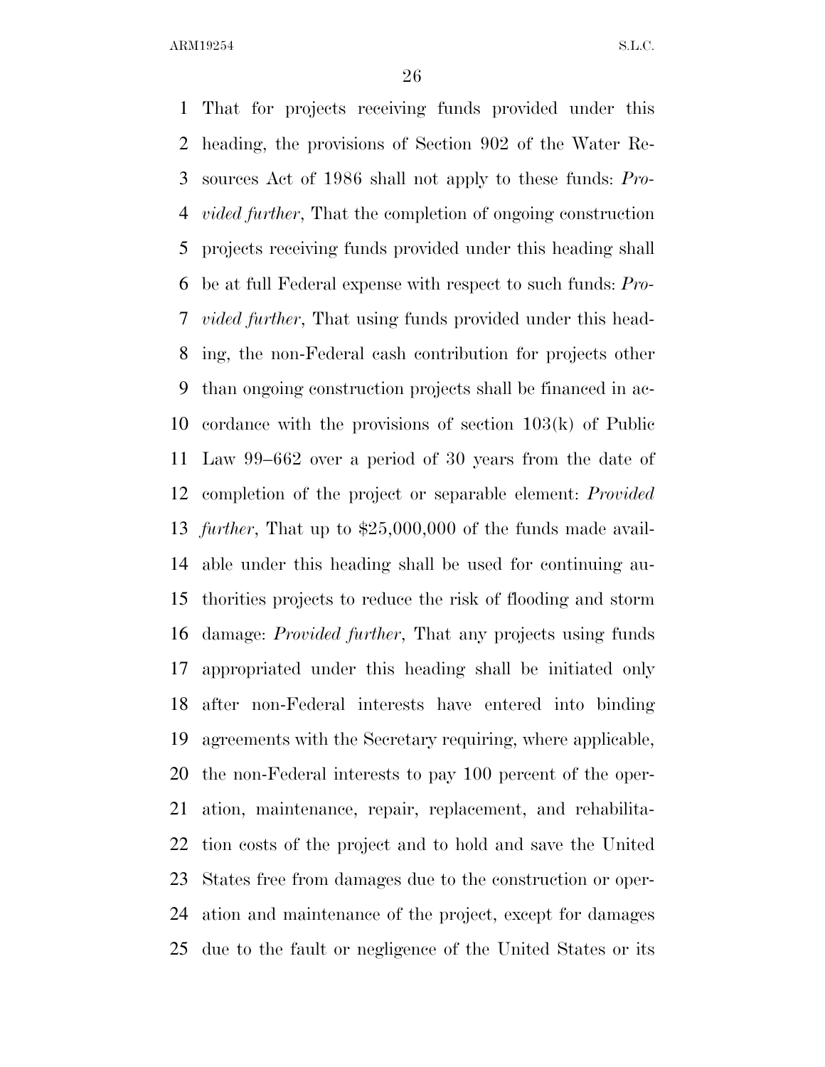That for projects receiving funds provided under this heading, the provisions of Section 902 of the Water Resources Act of 1986 shall not apply to these funds: *Provided further*, That the completion of ongoing construction projects receiving funds provided under this heading shall be at full Federal expense with respect to such funds: *Provided further*, That using funds provided under this heading, the non-Federal cash contribution for projects other than ongoing construction projects shall be financed in accordance with the provisions of section 103(k) of Public Law 99–662 over a period of 30 years from the date of completion of the project or separable element: *Provided further*, That up to $25,000,000 of the funds made available under this heading shall be used for continuing authorities projects to reduce the risk of flooding and storm damage: *Provided further*, That any projects using funds appropriated under this heading shall be initiated only after non-Federal interests have entered into binding agreements with the Secretary requiring, where applicable, the non-Federal interests to pay 100 percent of the operation, maintenance, repair, replacement, and rehabilitation costs of the project and to hold and save the United States free from damages due to the construction or operation and maintenance of the project, except for damages due to the fault or negligence of the United States or its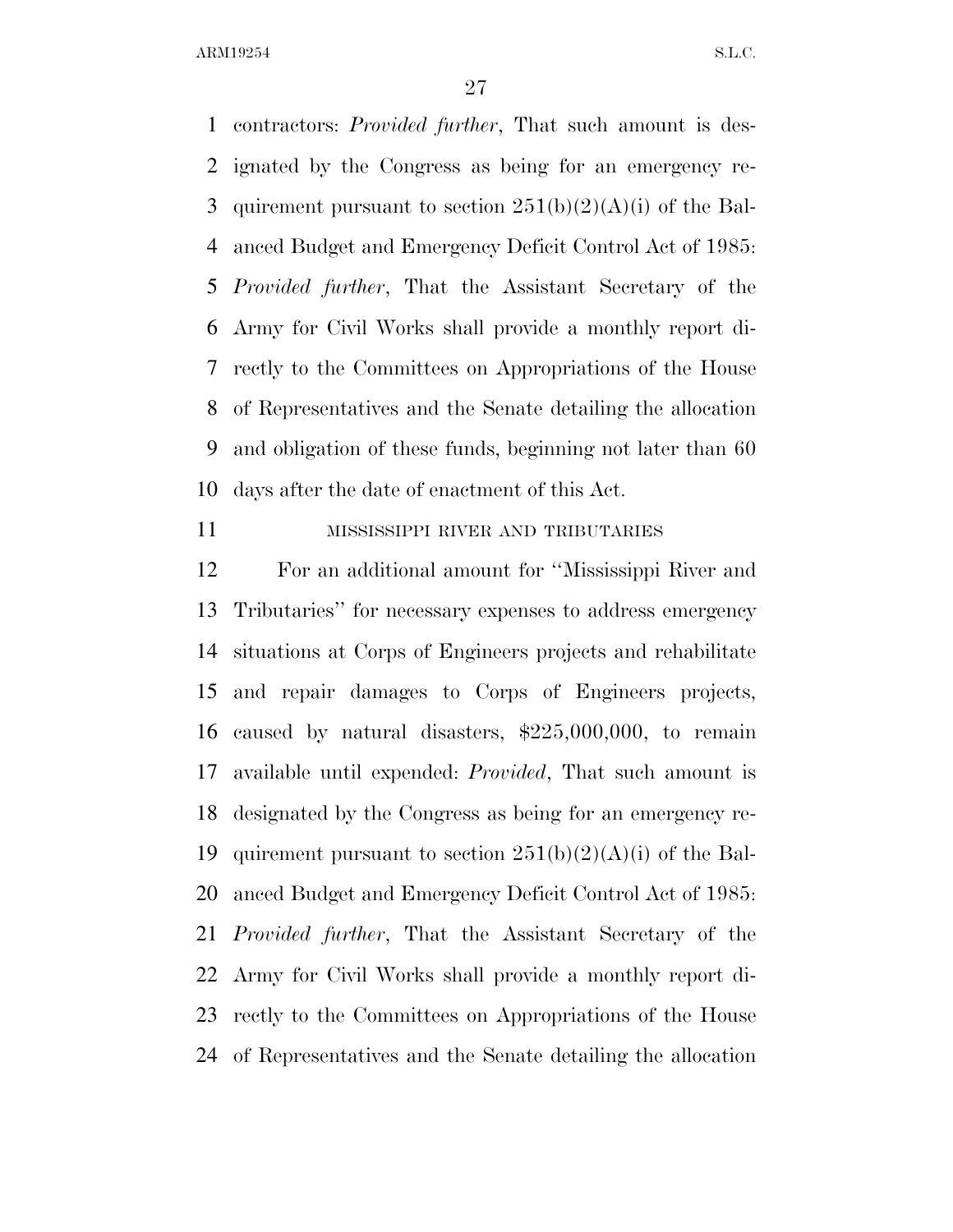contractors: *Provided further*, That such amount is designated by the Congress as being for an emergency requirement pursuant to section 251(b)(2)(A)(i) of the Balanced Budget and Emergency Deficit Control Act of 1985: *Provided further*, That the Assistant Secretary of the Army for Civil Works shall provide a monthly report directly to the Committees on Appropriations of the House of Representatives and the Senate detailing the allocation and obligation of these funds, beginning not later than 60 days after the date of enactment of this Act.

MISSISSIPPI RIVER AND TRIBUTARIES

For an additional amount for ''Mississippi River and Tributaries'' for necessary expenses to address emergency situations at Corps of Engineers projects and rehabilitate and repair damages to Corps of Engineers projects, caused by natural disasters, $225,000,000, to remain available until expended: *Provided*, That such amount is designated by the Congress as being for an emergency requirement pursuant to section 251(b)(2)(A)(i) of the Balanced Budget and Emergency Deficit Control Act of 1985: *Provided further*, That the Assistant Secretary of the Army for Civil Works shall provide a monthly report directly to the Committees on Appropriations of the House of Representatives and the Senate detailing the allocation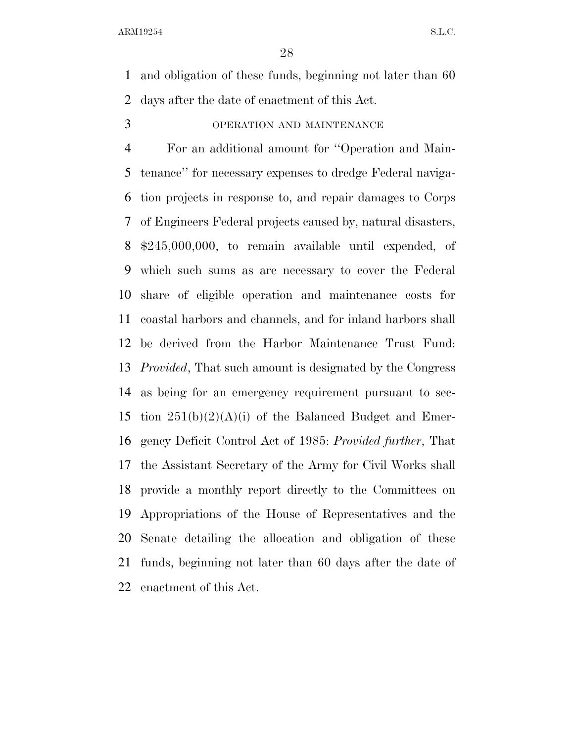and obligation of these funds, beginning not later than 60 days after the date of enactment of this Act.

OPERATION AND MAINTENANCE

For an additional amount for ''Operation and Maintenance'' for necessary expenses to dredge Federal navigation projects in response to, and repair damages to Corps of Engineers Federal projects caused by, natural disasters, $245,000,000, to remain available until expended, of which such sums as are necessary to cover the Federal share of eligible operation and maintenance costs for coastal harbors and channels, and for inland harbors shall be derived from the Harbor Maintenance Trust Fund: *Provided*, That such amount is designated by the Congress as being for an emergency requirement pursuant to section 251(b)(2)(A)(i) of the Balanced Budget and Emergency Deficit Control Act of 1985: *Provided further*, That the Assistant Secretary of the Army for Civil Works shall provide a monthly report directly to the Committees on Appropriations of the House of Representatives and the Senate detailing the allocation and obligation of these funds, beginning not later than 60 days after the date of enactment of this Act.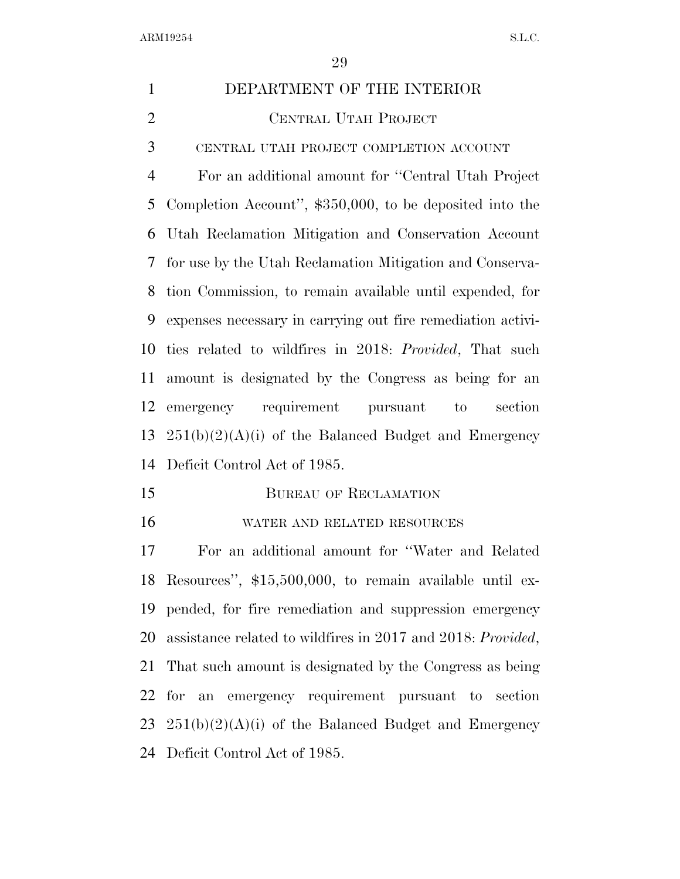DEPARTMENT OF THE INTERIOR

CENTRAL UTAH PROJECT

CENTRAL UTAH PROJECT COMPLETION ACCOUNT

For an additional amount for ''Central Utah Project Completion Account'', $350,000, to be deposited into the Utah Reclamation Mitigation and Conservation Account for use by the Utah Reclamation Mitigation and Conservation Commission, to remain available until expended, for expenses necessary in carrying out fire remediation activities related to wildfires in 2018: *Provided*, That such amount is designated by the Congress as being for an emergency requirement pursuant to section 251(b)(2)(A)(i) of the Balanced Budget and Emergency Deficit Control Act of 1985.

BUREAU OF RECLAMATION

WATER AND RELATED RESOURCES

For an additional amount for ''Water and Related Resources'', $15,500,000, to remain available until expended, for fire remediation and suppression emergency assistance related to wildfires in 2017 and 2018: *Provided*, That such amount is designated by the Congress as being for an emergency requirement pursuant to section 251(b)(2)(A)(i) of the Balanced Budget and Emergency Deficit Control Act of 1985.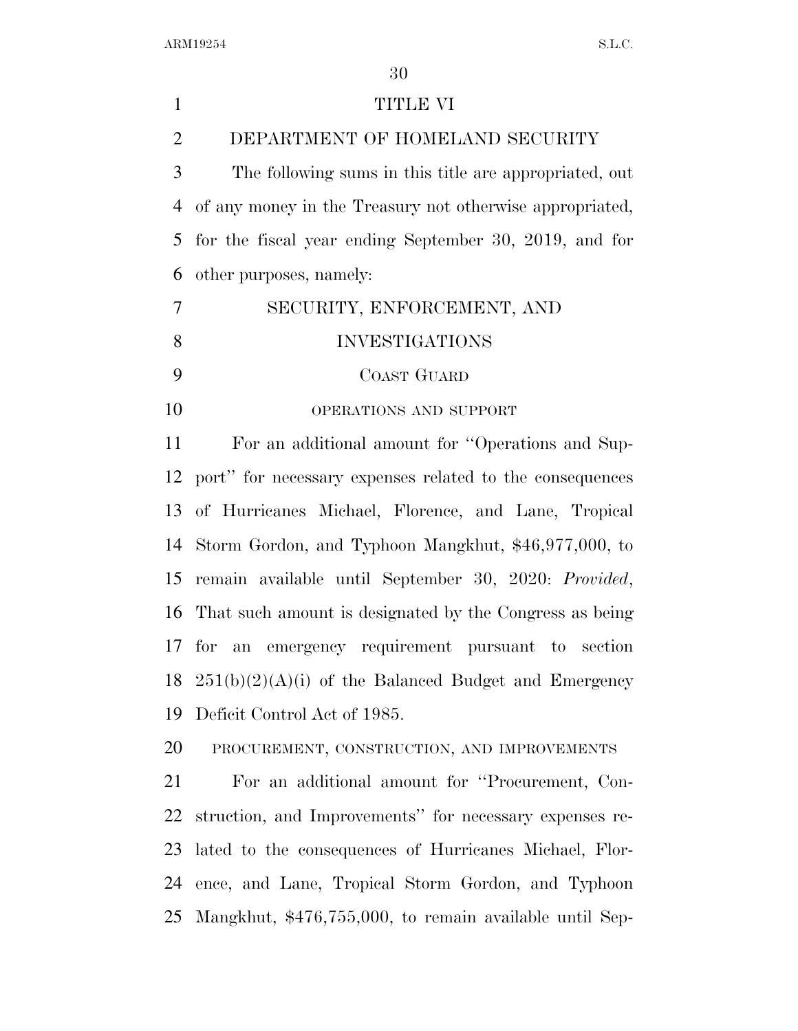# TITLE VI

## DEPARTMENT OF HOMELAND SECURITY

The following sums in this title are appropriated, out of any money in the Treasury not otherwise appropriated, for the fiscal year ending September 30, 2019, and for other purposes, namely:

## SECURITY, ENFORCEMENT, AND INVESTIGATIONS

### COAST GUARD

#### OPERATIONS AND SUPPORT

For an additional amount for "Operations and Support" for necessary expenses related to the consequences of Hurricanes Michael, Florence, and Lane, Tropical Storm Gordon, and Typhoon Mangkhut, $46,977,000, to remain available until September 30, 2020: *Provided*, That such amount is designated by the Congress as being for an emergency requirement pursuant to section 251(b)(2)(A)(i) of the Balanced Budget and Emergency Deficit Control Act of 1985.

#### PROCUREMENT, CONSTRUCTION, AND IMPROVEMENTS

For an additional amount for "Procurement, Construction, and Improvements" for necessary expenses related to the consequences of Hurricanes Michael, Florence, and Lane, Tropical Storm Gordon, and Typhoon Mangkhut, $476,755,000, to remain available until Sep-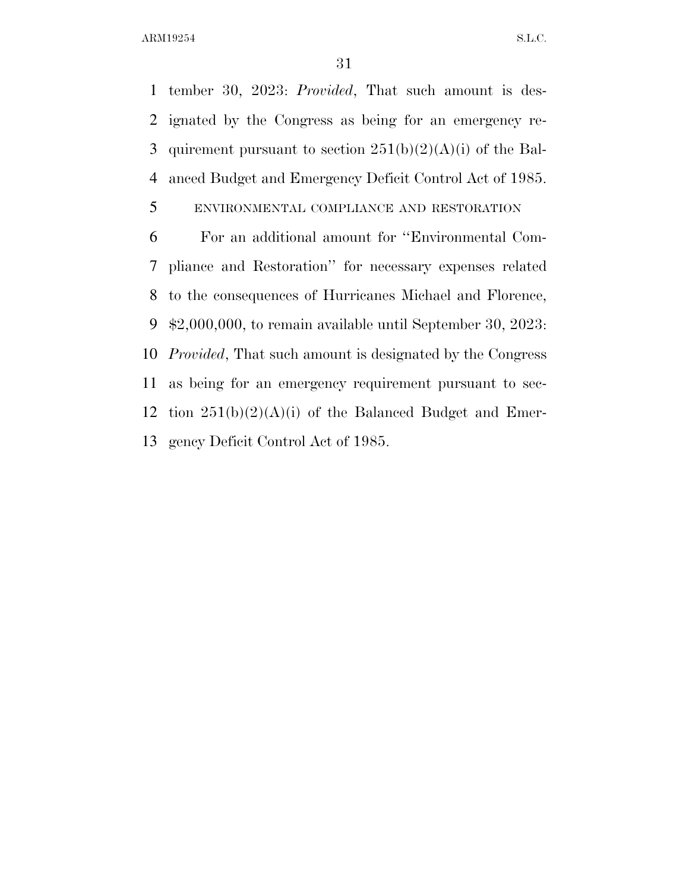tember 30, 2023: *Provided*, That such amount is designated by the Congress as being for an emergency requirement pursuant to section 251(b)(2)(A)(i) of the Balanced Budget and Emergency Deficit Control Act of 1985.

ENVIRONMENTAL COMPLIANCE AND RESTORATION

For an additional amount for ''Environmental Compliance and Restoration'' for necessary expenses related to the consequences of Hurricanes Michael and Florence, $2,000,000, to remain available until September 30, 2023: *Provided*, That such amount is designated by the Congress as being for an emergency requirement pursuant to section 251(b)(2)(A)(i) of the Balanced Budget and Emergency Deficit Control Act of 1985.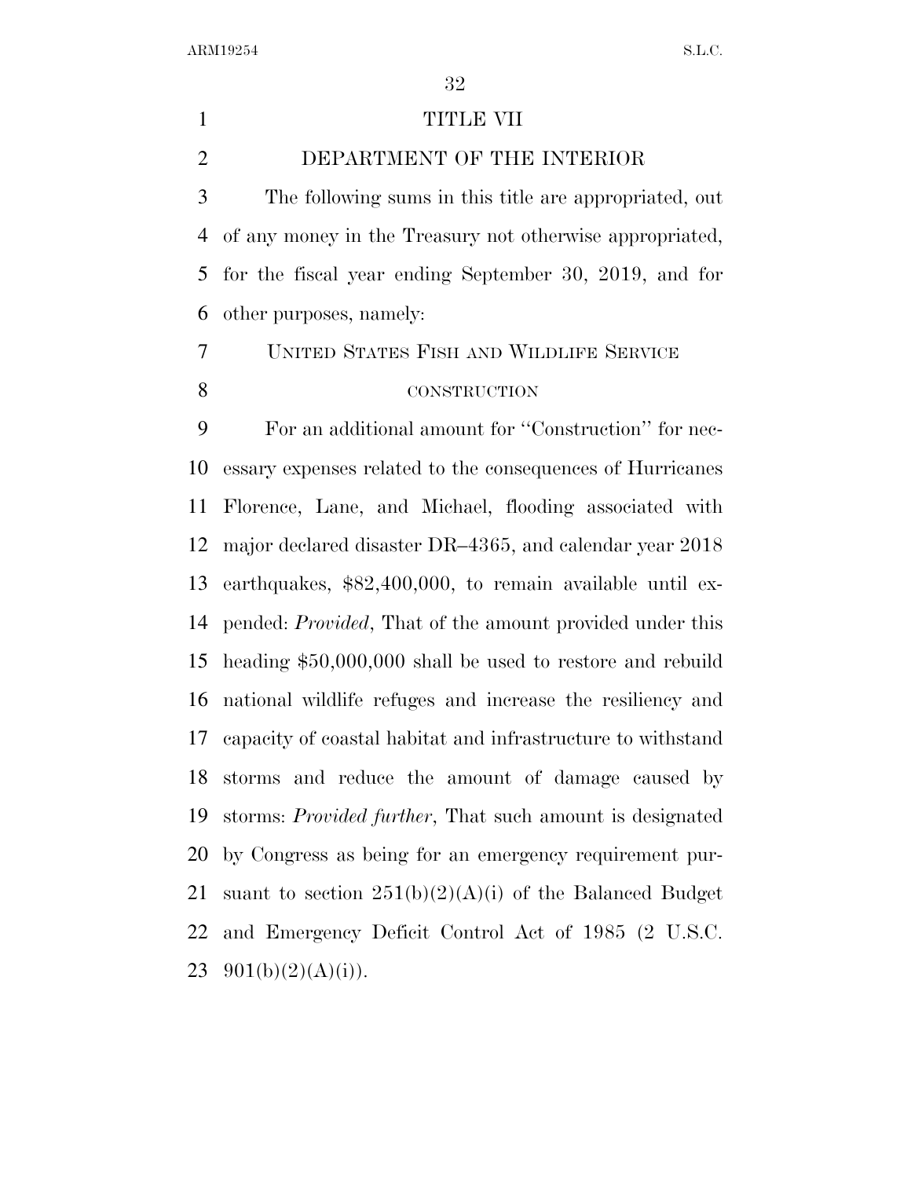# TITLE VII

# DEPARTMENT OF THE INTERIOR

The following sums in this title are appropriated, out of any money in the Treasury not otherwise appropriated, for the fiscal year ending September 30, 2019, and for other purposes, namely:

## UNITED STATES FISH AND WILDLIFE SERVICE

### CONSTRUCTION

For an additional amount for ''Construction'' for necessary expenses related to the consequences of Hurricanes Florence, Lane, and Michael, flooding associated with major declared disaster DR–4365, and calendar year 2018 earthquakes, $82,400,000, to remain available until expended: *Provided*, That of the amount provided under this heading $50,000,000 shall be used to restore and rebuild national wildlife refuges and increase the resiliency and capacity of coastal habitat and infrastructure to withstand storms and reduce the amount of damage caused by storms: *Provided further*, That such amount is designated by Congress as being for an emergency requirement pursuant to section 251(b)(2)(A)(i) of the Balanced Budget and Emergency Deficit Control Act of 1985 (2 U.S.C. 901(b)(2)(A)(i)).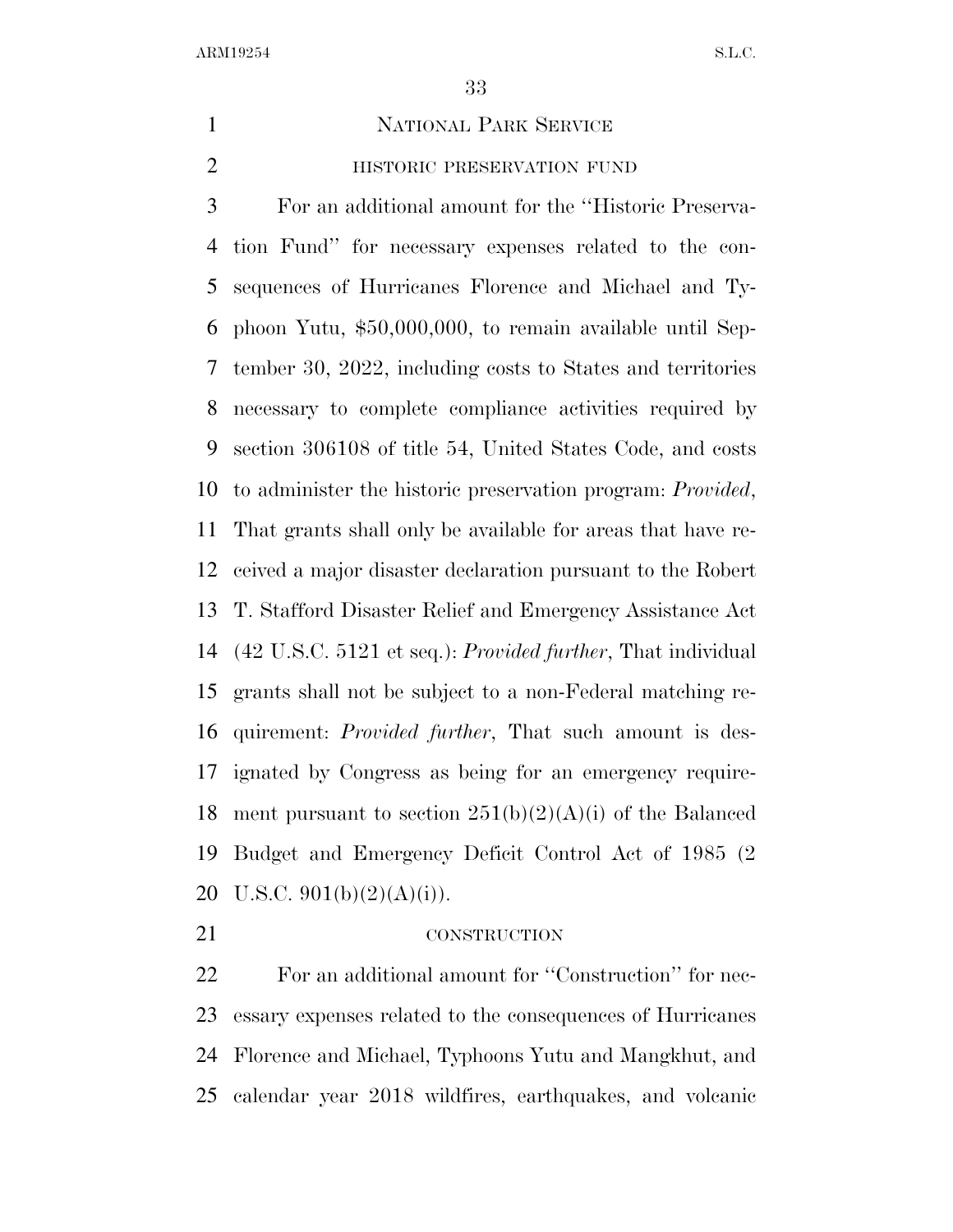## National Park Service

### historic preservation fund

For an additional amount for the ''Historic Preservation Fund'' for necessary expenses related to the consequences of Hurricanes Florence and Michael and Typhoon Yutu, $50,000,000, to remain available until September 30, 2022, including costs to States and territories necessary to complete compliance activities required by section 306108 of title 54, United States Code, and costs to administer the historic preservation program: *Provided*, That grants shall only be available for areas that have received a major disaster declaration pursuant to the Robert T. Stafford Disaster Relief and Emergency Assistance Act (42 U.S.C. 5121 et seq.): *Provided further*, That individual grants shall not be subject to a non-Federal matching requirement: *Provided further*, That such amount is designated by Congress as being for an emergency requirement pursuant to section 251(b)(2)(A)(i) of the Balanced Budget and Emergency Deficit Control Act of 1985 (2 U.S.C. 901(b)(2)(A)(i)).

### construction

For an additional amount for ''Construction'' for necessary expenses related to the consequences of Hurricanes Florence and Michael, Typhoons Yutu and Mangkhut, and calendar year 2018 wildfires, earthquakes, and volcanic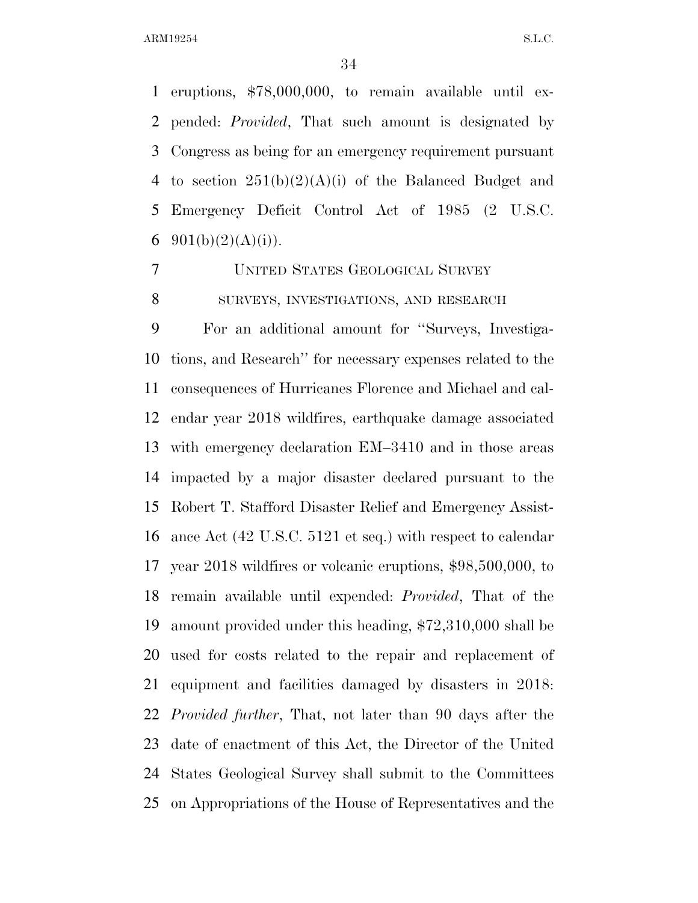eruptions, \$78,000,000, to remain available until expended: *Provided*, That such amount is designated by Congress as being for an emergency requirement pursuant to section 251(b)(2)(A)(i) of the Balanced Budget and Emergency Deficit Control Act of 1985 (2 U.S.C. 901(b)(2)(A)(i)).

UNITED STATES GEOLOGICAL SURVEY

SURVEYS, INVESTIGATIONS, AND RESEARCH

For an additional amount for ''Surveys, Investigations, and Research'' for necessary expenses related to the consequences of Hurricanes Florence and Michael and calendar year 2018 wildfires, earthquake damage associated with emergency declaration EM–3410 and in those areas impacted by a major disaster declared pursuant to the Robert T. Stafford Disaster Relief and Emergency Assistance Act (42 U.S.C. 5121 et seq.) with respect to calendar year 2018 wildfires or volcanic eruptions, \$98,500,000, to remain available until expended: *Provided*, That of the amount provided under this heading, \$72,310,000 shall be used for costs related to the repair and replacement of equipment and facilities damaged by disasters in 2018: *Provided further*, That, not later than 90 days after the date of enactment of this Act, the Director of the United States Geological Survey shall submit to the Committees on Appropriations of the House of Representatives and the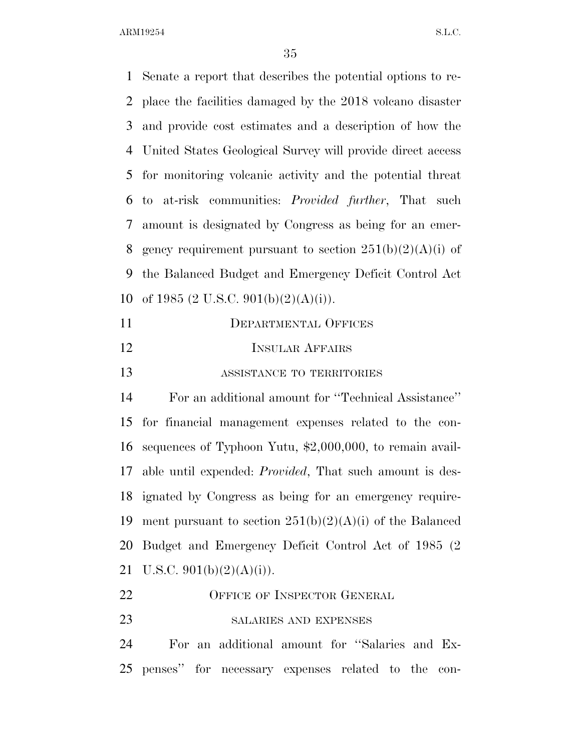Senate a report that describes the potential options to replace the facilities damaged by the 2018 volcano disaster and provide cost estimates and a description of how the United States Geological Survey will provide direct access for monitoring volcanic activity and the potential threat to at-risk communities: *Provided further*, That such amount is designated by Congress as being for an emergency requirement pursuant to section 251(b)(2)(A)(i) of the Balanced Budget and Emergency Deficit Control Act of 1985 (2 U.S.C. 901(b)(2)(A)(i)).

DEPARTMENTAL OFFICES

INSULAR AFFAIRS

ASSISTANCE TO TERRITORIES

For an additional amount for ''Technical Assistance'' for financial management expenses related to the consequences of Typhoon Yutu, $2,000,000, to remain available until expended: *Provided*, That such amount is designated by Congress as being for an emergency requirement pursuant to section 251(b)(2)(A)(i) of the Balanced Budget and Emergency Deficit Control Act of 1985 (2 U.S.C. 901(b)(2)(A)(i)).

OFFICE OF INSPECTOR GENERAL

SALARIES AND EXPENSES

For an additional amount for ''Salaries and Expenses'' for necessary expenses related to the con-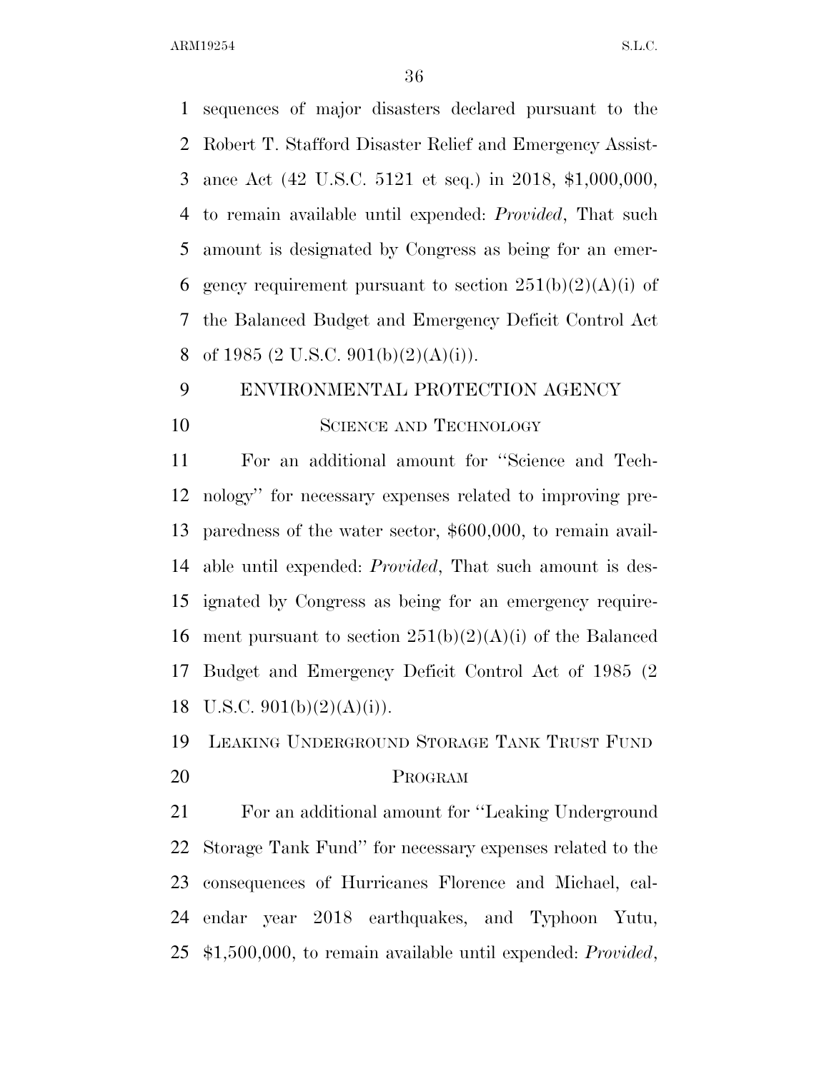sequences of major disasters declared pursuant to the Robert T. Stafford Disaster Relief and Emergency Assistance Act (42 U.S.C. 5121 et seq.) in 2018, $1,000,000, to remain available until expended: *Provided*, That such amount is designated by Congress as being for an emergency requirement pursuant to section 251(b)(2)(A)(i) of the Balanced Budget and Emergency Deficit Control Act of 1985 (2 U.S.C. 901(b)(2)(A)(i)).

ENVIRONMENTAL PROTECTION AGENCY

SCIENCE AND TECHNOLOGY

For an additional amount for ''Science and Technology'' for necessary expenses related to improving preparedness of the water sector, $600,000, to remain available until expended: *Provided*, That such amount is designated by Congress as being for an emergency requirement pursuant to section 251(b)(2)(A)(i) of the Balanced Budget and Emergency Deficit Control Act of 1985 (2 U.S.C. 901(b)(2)(A)(i)).

LEAKING UNDERGROUND STORAGE TANK TRUST FUND PROGRAM

For an additional amount for ''Leaking Underground Storage Tank Fund'' for necessary expenses related to the consequences of Hurricanes Florence and Michael, calendar year 2018 earthquakes, and Typhoon Yutu, $1,500,000, to remain available until expended: *Provided*,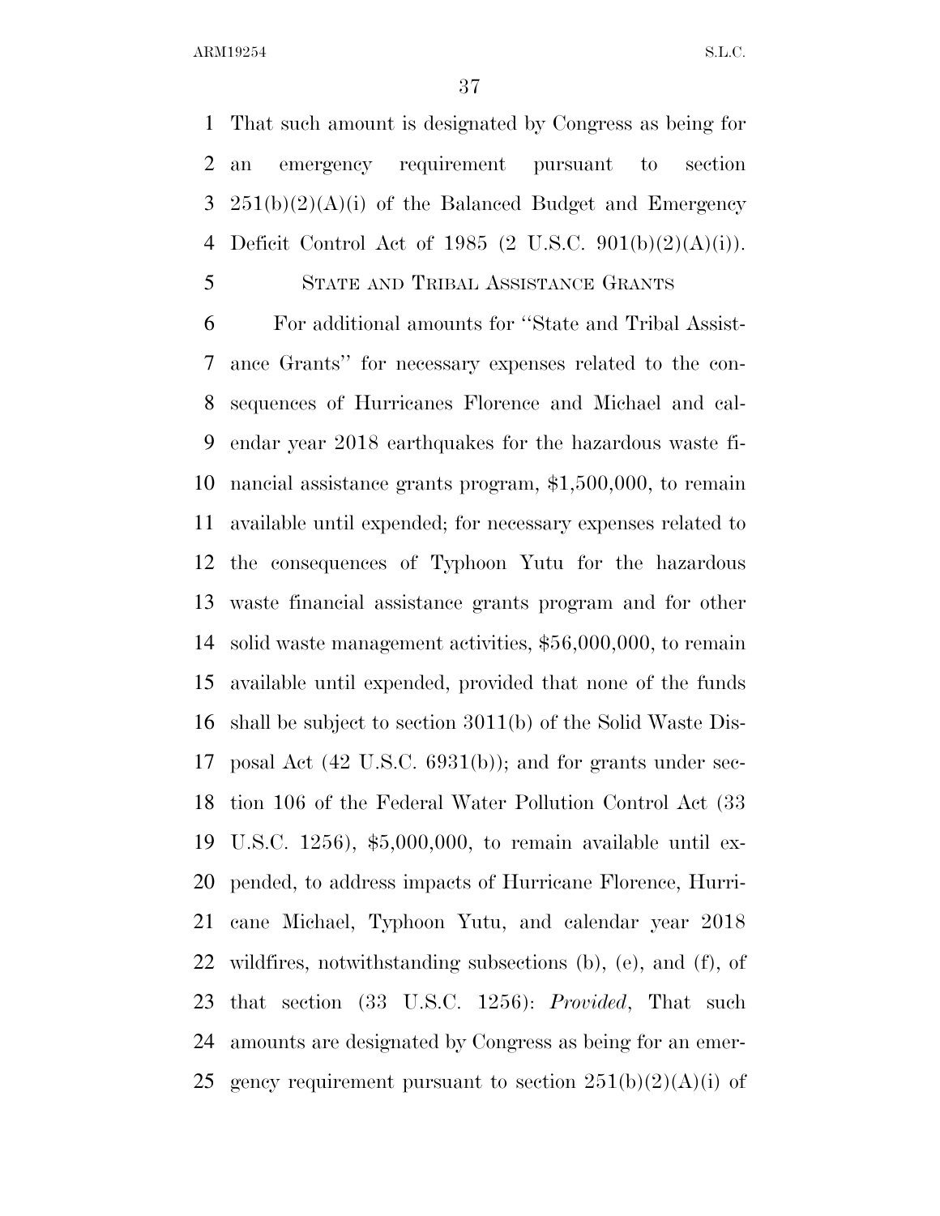That such amount is designated by Congress as being for an emergency requirement pursuant to section 251(b)(2)(A)(i) of the Balanced Budget and Emergency Deficit Control Act of 1985 (2 U.S.C. 901(b)(2)(A)(i)).

STATE AND TRIBAL ASSISTANCE GRANTS

For additional amounts for ''State and Tribal Assistance Grants'' for necessary expenses related to the consequences of Hurricanes Florence and Michael and calendar year 2018 earthquakes for the hazardous waste financial assistance grants program, \$1,500,000, to remain available until expended; for necessary expenses related to the consequences of Typhoon Yutu for the hazardous waste financial assistance grants program and for other solid waste management activities, \$56,000,000, to remain available until expended, provided that none of the funds shall be subject to section 3011(b) of the Solid Waste Disposal Act (42 U.S.C. 6931(b)); and for grants under section 106 of the Federal Water Pollution Control Act (33 U.S.C. 1256), \$5,000,000, to remain available until expended, to address impacts of Hurricane Florence, Hurricane Michael, Typhoon Yutu, and calendar year 2018 wildfires, notwithstanding subsections (b), (e), and (f), of that section (33 U.S.C. 1256): *Provided*, That such amounts are designated by Congress as being for an emergency requirement pursuant to section 251(b)(2)(A)(i) of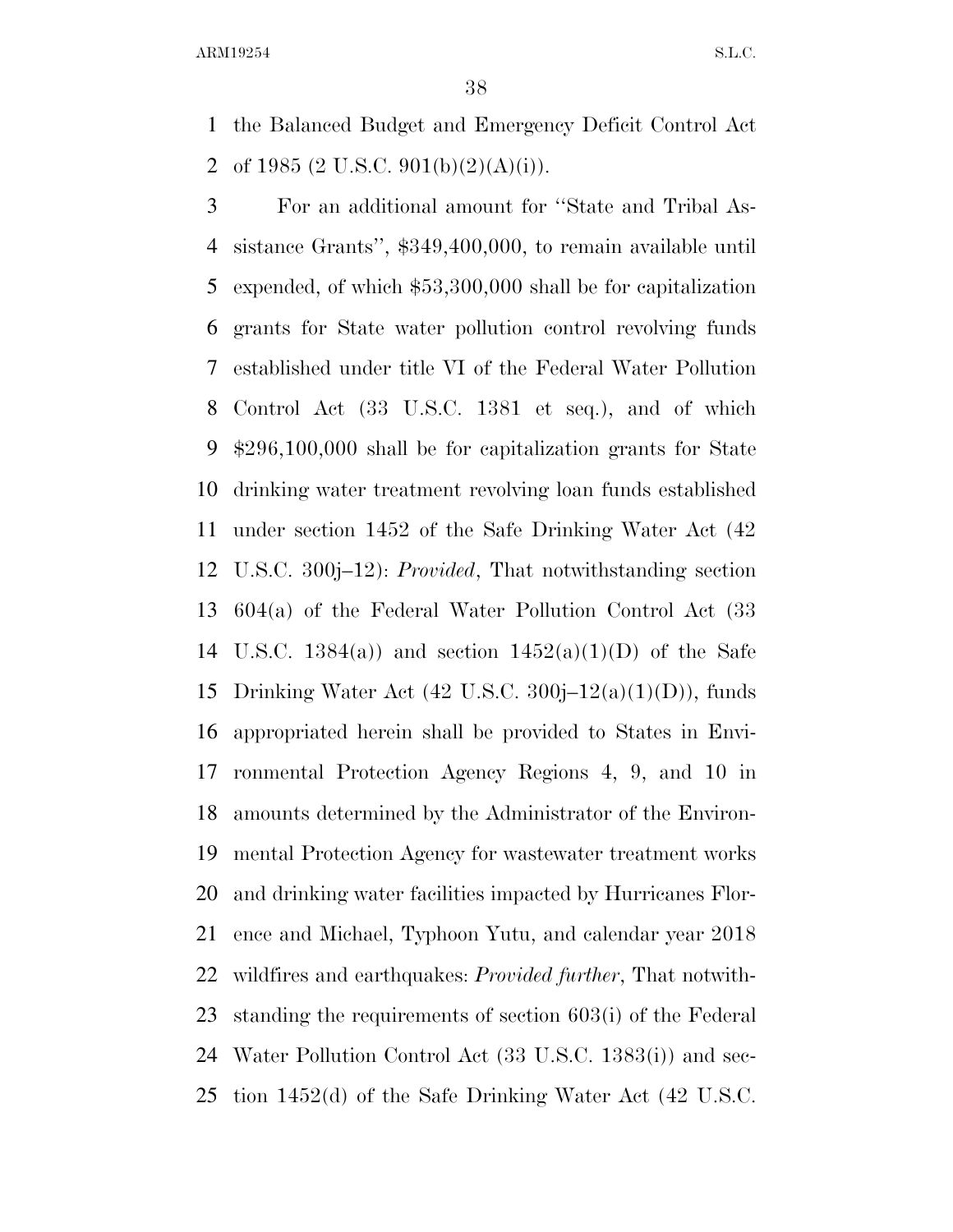the Balanced Budget and Emergency Deficit Control Act of 1985 (2 U.S.C. 901(b)(2)(A)(i)).

For an additional amount for ''State and Tribal Assistance Grants'', $349,400,000, to remain available until expended, of which $53,300,000 shall be for capitalization grants for State water pollution control revolving funds established under title VI of the Federal Water Pollution Control Act (33 U.S.C. 1381 et seq.), and of which $296,100,000 shall be for capitalization grants for State drinking water treatment revolving loan funds established under section 1452 of the Safe Drinking Water Act (42 U.S.C. 300j–12): *Provided*, That notwithstanding section 604(a) of the Federal Water Pollution Control Act (33 U.S.C. 1384(a)) and section 1452(a)(1)(D) of the Safe Drinking Water Act (42 U.S.C. 300j–12(a)(1)(D)), funds appropriated herein shall be provided to States in Environmental Protection Agency Regions 4, 9, and 10 in amounts determined by the Administrator of the Environmental Protection Agency for wastewater treatment works and drinking water facilities impacted by Hurricanes Florence and Michael, Typhoon Yutu, and calendar year 2018 wildfires and earthquakes: *Provided further*, That notwithstanding the requirements of section 603(i) of the Federal Water Pollution Control Act (33 U.S.C. 1383(i)) and section 1452(d) of the Safe Drinking Water Act (42 U.S.C.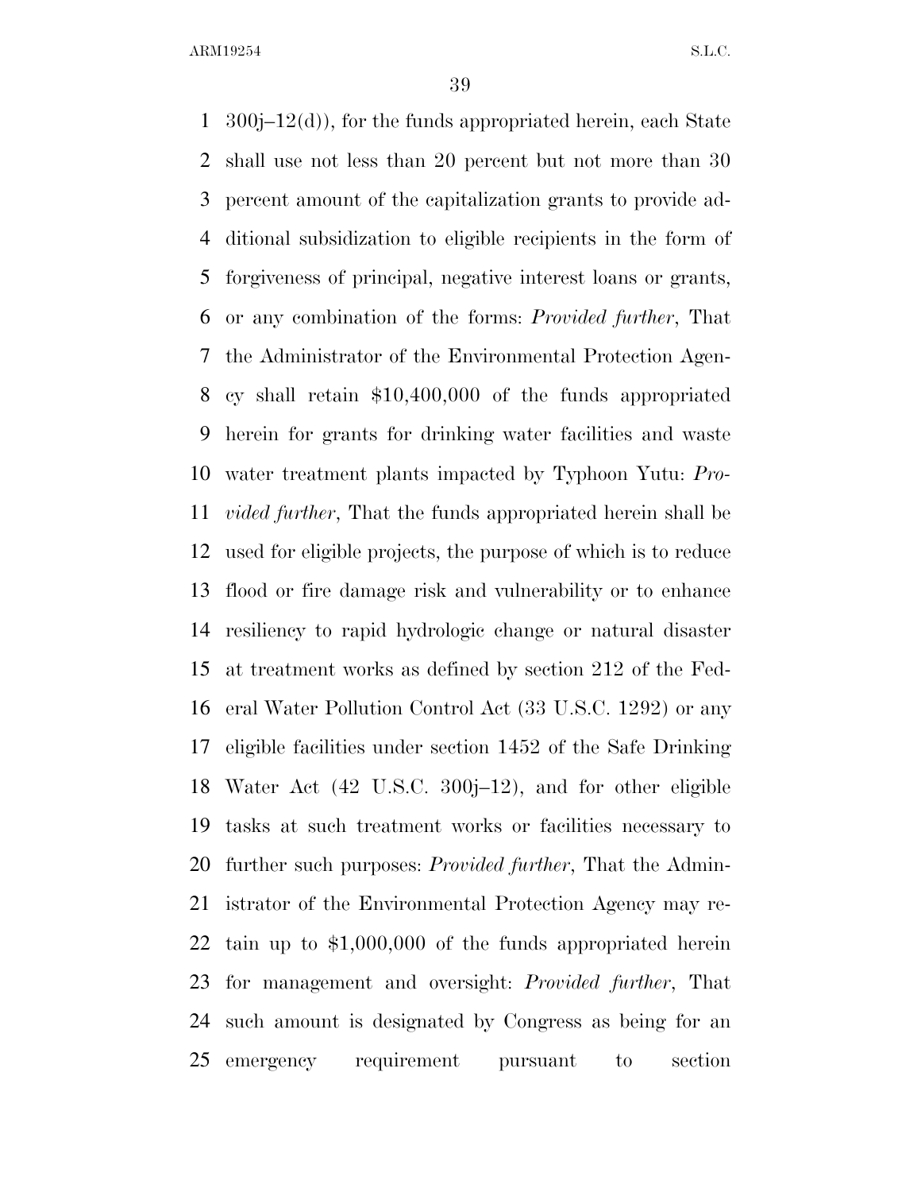300j–12(d)), for the funds appropriated herein, each State shall use not less than 20 percent but not more than 30 percent amount of the capitalization grants to provide additional subsidization to eligible recipients in the form of forgiveness of principal, negative interest loans or grants, or any combination of the forms: *Provided further*, That the Administrator of the Environmental Protection Agency shall retain $10,400,000 of the funds appropriated herein for grants for drinking water facilities and waste water treatment plants impacted by Typhoon Yutu: *Provided further*, That the funds appropriated herein shall be used for eligible projects, the purpose of which is to reduce flood or fire damage risk and vulnerability or to enhance resiliency to rapid hydrologic change or natural disaster at treatment works as defined by section 212 of the Federal Water Pollution Control Act (33 U.S.C. 1292) or any eligible facilities under section 1452 of the Safe Drinking Water Act (42 U.S.C. 300j–12), and for other eligible tasks at such treatment works or facilities necessary to further such purposes: *Provided further*, That the Administrator of the Environmental Protection Agency may retain up to $1,000,000 of the funds appropriated herein for management and oversight: *Provided further*, That such amount is designated by Congress as being for an emergency requirement pursuant to section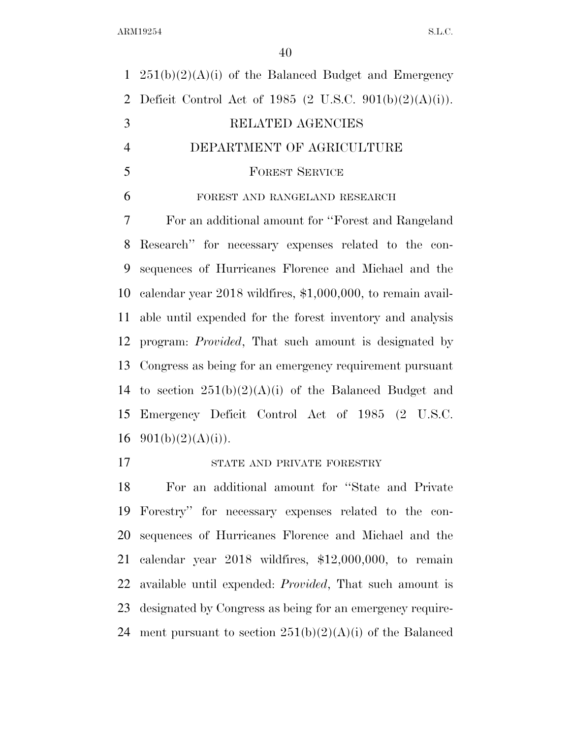251(b)(2)(A)(i) of the Balanced Budget and Emergency Deficit Control Act of 1985 (2 U.S.C. 901(b)(2)(A)(i)).

RELATED AGENCIES

DEPARTMENT OF AGRICULTURE

FOREST SERVICE

FOREST AND RANGELAND RESEARCH

For an additional amount for ''Forest and Rangeland Research'' for necessary expenses related to the consequences of Hurricanes Florence and Michael and the calendar year 2018 wildfires, $1,000,000, to remain available until expended for the forest inventory and analysis program: *Provided*, That such amount is designated by Congress as being for an emergency requirement pursuant to section 251(b)(2)(A)(i) of the Balanced Budget and Emergency Deficit Control Act of 1985 (2 U.S.C. 901(b)(2)(A)(i)).

STATE AND PRIVATE FORESTRY

For an additional amount for ''State and Private Forestry'' for necessary expenses related to the consequences of Hurricanes Florence and Michael and the calendar year 2018 wildfires, $12,000,000, to remain available until expended: *Provided*, That such amount is designated by Congress as being for an emergency requirement pursuant to section 251(b)(2)(A)(i) of the Balanced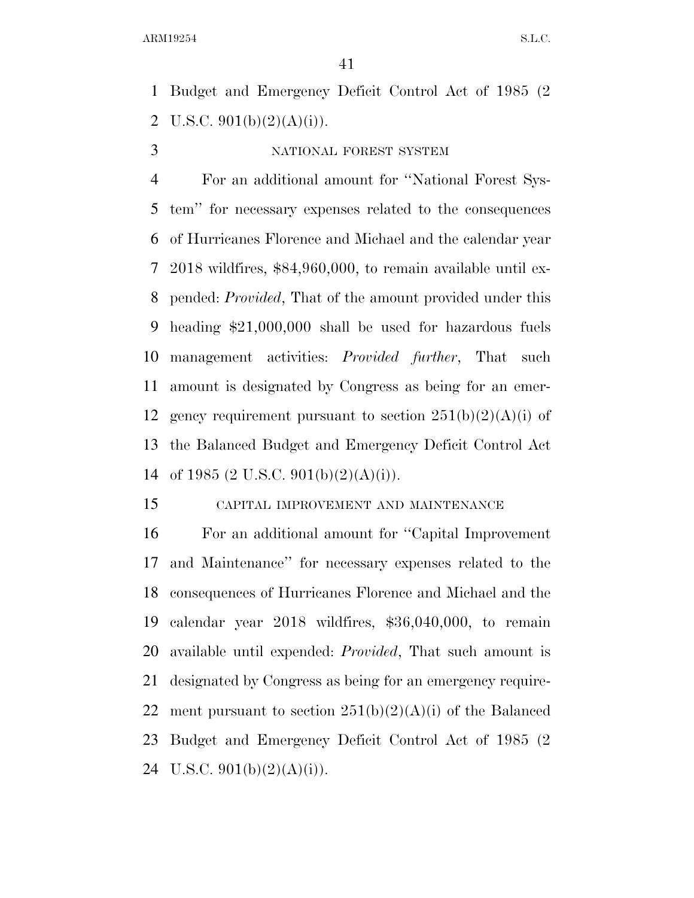Budget and Emergency Deficit Control Act of 1985 (2 U.S.C. 901(b)(2)(A)(i)).

NATIONAL FOREST SYSTEM

For an additional amount for ''National Forest System'' for necessary expenses related to the consequences of Hurricanes Florence and Michael and the calendar year 2018 wildfires, $84,960,000, to remain available until expended: *Provided*, That of the amount provided under this heading $21,000,000 shall be used for hazardous fuels management activities: *Provided further*, That such amount is designated by Congress as being for an emergency requirement pursuant to section 251(b)(2)(A)(i) of the Balanced Budget and Emergency Deficit Control Act of 1985 (2 U.S.C. 901(b)(2)(A)(i)).

CAPITAL IMPROVEMENT AND MAINTENANCE

For an additional amount for ''Capital Improvement and Maintenance'' for necessary expenses related to the consequences of Hurricanes Florence and Michael and the calendar year 2018 wildfires, $36,040,000, to remain available until expended: *Provided*, That such amount is designated by Congress as being for an emergency requirement pursuant to section 251(b)(2)(A)(i) of the Balanced Budget and Emergency Deficit Control Act of 1985 (2 U.S.C. 901(b)(2)(A)(i)).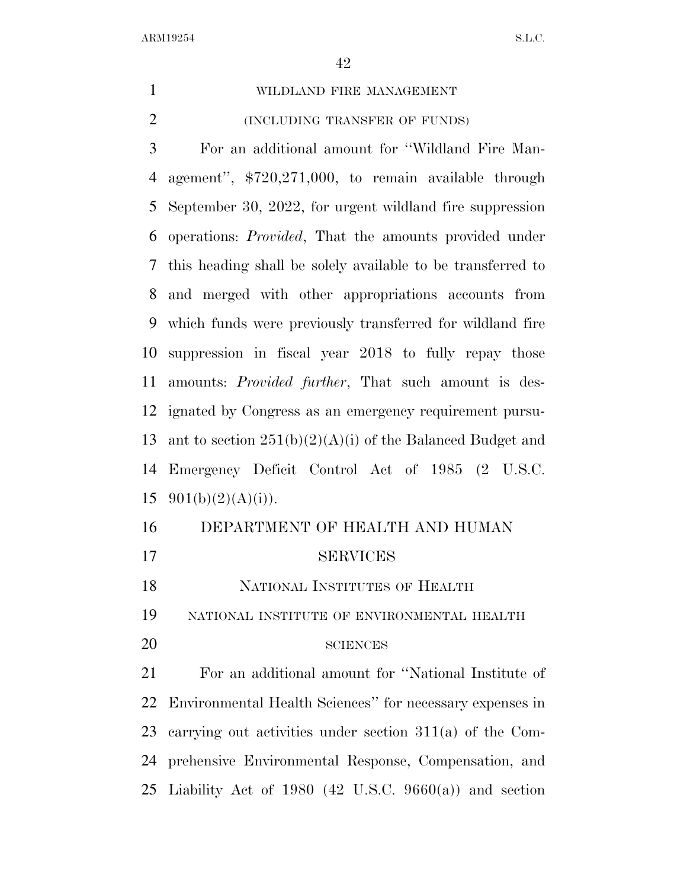WILDLAND FIRE MANAGEMENT

(INCLUDING TRANSFER OF FUNDS)

For an additional amount for ''Wildland Fire Management'', $720,271,000, to remain available through September 30, 2022, for urgent wildland fire suppression operations: *Provided*, That the amounts provided under this heading shall be solely available to be transferred to and merged with other appropriations accounts from which funds were previously transferred for wildland fire suppression in fiscal year 2018 to fully repay those amounts: *Provided further*, That such amount is designated by Congress as an emergency requirement pursuant to section 251(b)(2)(A)(i) of the Balanced Budget and Emergency Deficit Control Act of 1985 (2 U.S.C. 901(b)(2)(A)(i)).

## DEPARTMENT OF HEALTH AND HUMAN SERVICES

### NATIONAL INSTITUTES OF HEALTH

NATIONAL INSTITUTE OF ENVIRONMENTAL HEALTH SCIENCES

For an additional amount for ''National Institute of Environmental Health Sciences'' for necessary expenses in carrying out activities under section 311(a) of the Comprehensive Environmental Response, Compensation, and Liability Act of 1980 (42 U.S.C. 9660(a)) and section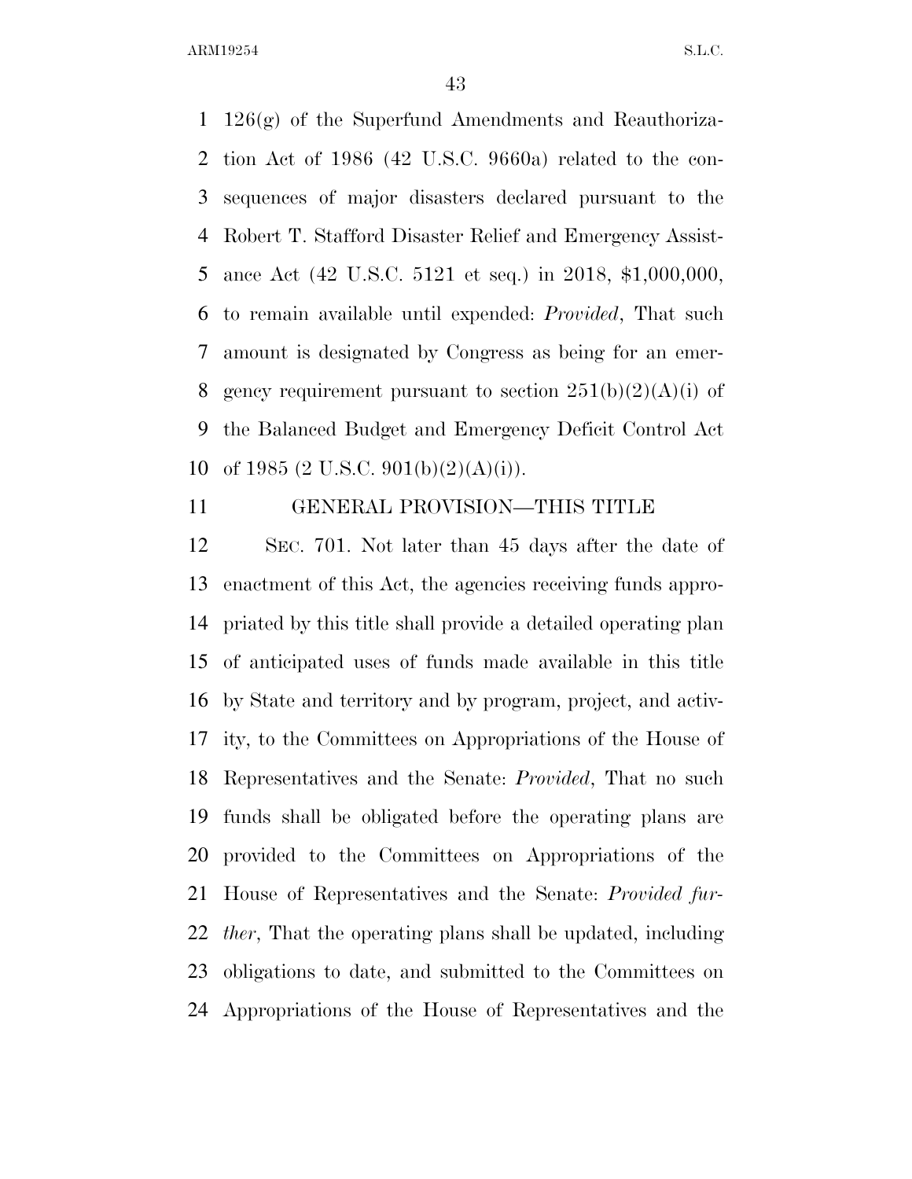126(g) of the Superfund Amendments and Reauthorization Act of 1986 (42 U.S.C. 9660a) related to the consequences of major disasters declared pursuant to the Robert T. Stafford Disaster Relief and Emergency Assistance Act (42 U.S.C. 5121 et seq.) in 2018, $1,000,000, to remain available until expended: *Provided*, That such amount is designated by Congress as being for an emergency requirement pursuant to section 251(b)(2)(A)(i) of the Balanced Budget and Emergency Deficit Control Act of 1985 (2 U.S.C. 901(b)(2)(A)(i)).

GENERAL PROVISION—THIS TITLE

SEC. 701. Not later than 45 days after the date of enactment of this Act, the agencies receiving funds appropriated by this title shall provide a detailed operating plan of anticipated uses of funds made available in this title by State and territory and by program, project, and activity, to the Committees on Appropriations of the House of Representatives and the Senate: *Provided*, That no such funds shall be obligated before the operating plans are provided to the Committees on Appropriations of the House of Representatives and the Senate: *Provided further*, That the operating plans shall be updated, including obligations to date, and submitted to the Committees on Appropriations of the House of Representatives and the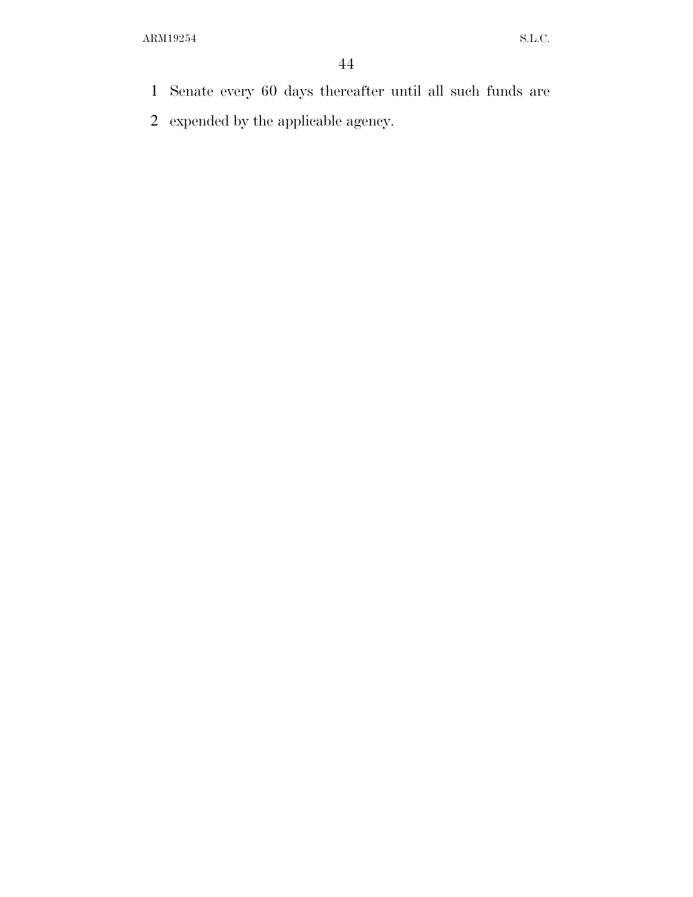Senate every 60 days thereafter until all such funds are expended by the applicable agency.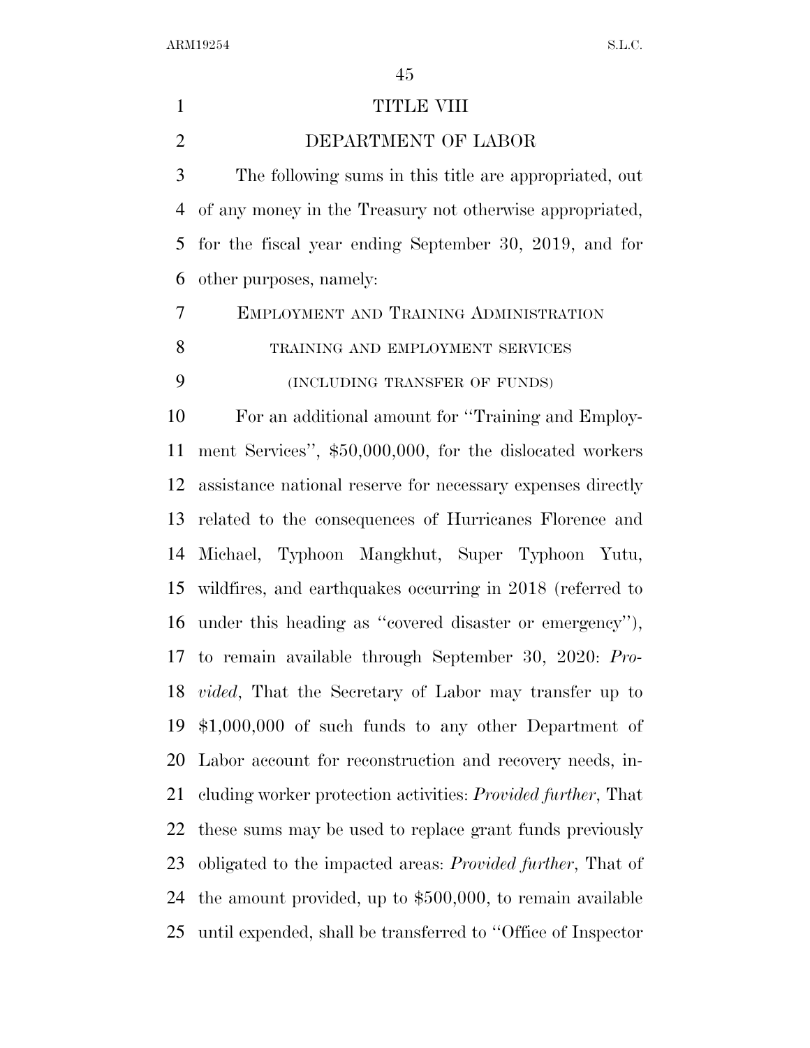# TITLE VIII

## DEPARTMENT OF LABOR

The following sums in this title are appropriated, out of any money in the Treasury not otherwise appropriated, for the fiscal year ending September 30, 2019, and for other purposes, namely:

### EMPLOYMENT AND TRAINING ADMINISTRATION

#### TRAINING AND EMPLOYMENT SERVICES

##### (INCLUDING TRANSFER OF FUNDS)

For an additional amount for ''Training and Employment Services'', $50,000,000, for the dislocated workers assistance national reserve for necessary expenses directly related to the consequences of Hurricanes Florence and Michael, Typhoon Mangkhut, Super Typhoon Yutu, wildfires, and earthquakes occurring in 2018 (referred to under this heading as ''covered disaster or emergency''), to remain available through September 30, 2020: *Provided*, That the Secretary of Labor may transfer up to $1,000,000 of such funds to any other Department of Labor account for reconstruction and recovery needs, including worker protection activities: *Provided further*, That these sums may be used to replace grant funds previously obligated to the impacted areas: *Provided further*, That of the amount provided, up to $500,000, to remain available until expended, shall be transferred to ''Office of Inspector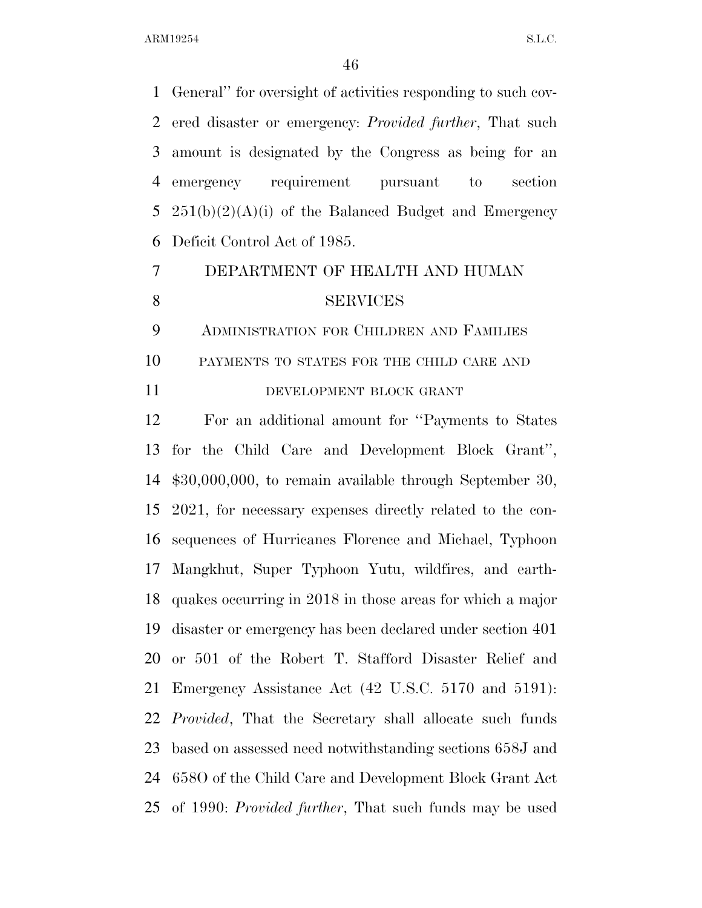General'' for oversight of activities responding to such covered disaster or emergency: *Provided further*, That such amount is designated by the Congress as being for an emergency requirement pursuant to section 251(b)(2)(A)(i) of the Balanced Budget and Emergency Deficit Control Act of 1985.

## DEPARTMENT OF HEALTH AND HUMAN SERVICES

### ADMINISTRATION FOR CHILDREN AND FAMILIES

#### PAYMENTS TO STATES FOR THE CHILD CARE AND DEVELOPMENT BLOCK GRANT

For an additional amount for ''Payments to States for the Child Care and Development Block Grant'', $30,000,000, to remain available through September 30, 2021, for necessary expenses directly related to the consequences of Hurricanes Florence and Michael, Typhoon Mangkhut, Super Typhoon Yutu, wildfires, and earthquakes occurring in 2018 in those areas for which a major disaster or emergency has been declared under section 401 or 501 of the Robert T. Stafford Disaster Relief and Emergency Assistance Act (42 U.S.C. 5170 and 5191): *Provided*, That the Secretary shall allocate such funds based on assessed need notwithstanding sections 658J and 658O of the Child Care and Development Block Grant Act of 1990: *Provided further*, That such funds may be used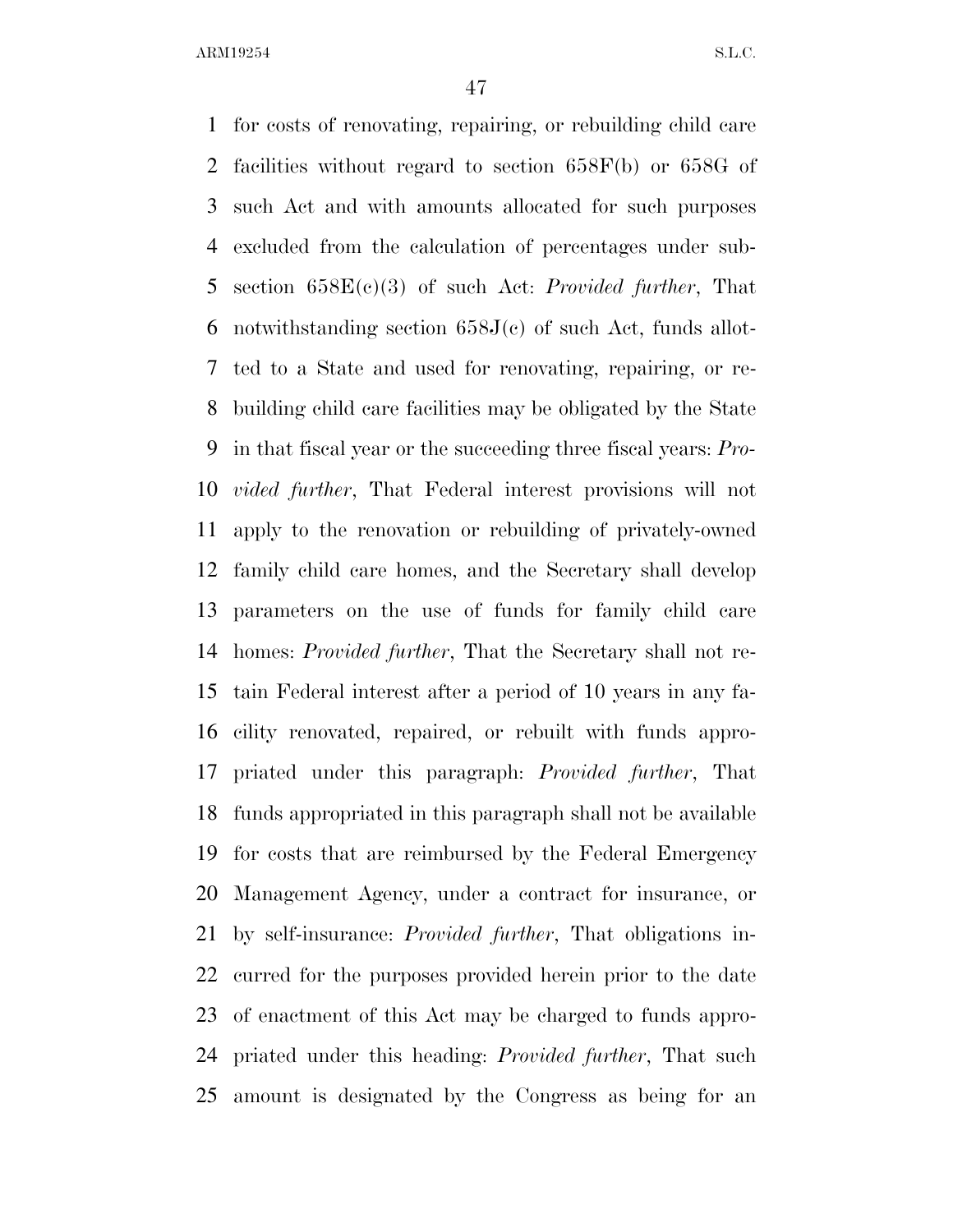for costs of renovating, repairing, or rebuilding child care facilities without regard to section 658F(b) or 658G of such Act and with amounts allocated for such purposes excluded from the calculation of percentages under subsection 658E(c)(3) of such Act: *Provided further*, That notwithstanding section 658J(c) of such Act, funds allotted to a State and used for renovating, repairing, or rebuilding child care facilities may be obligated by the State in that fiscal year or the succeeding three fiscal years: *Provided further*, That Federal interest provisions will not apply to the renovation or rebuilding of privately-owned family child care homes, and the Secretary shall develop parameters on the use of funds for family child care homes: *Provided further*, That the Secretary shall not retain Federal interest after a period of 10 years in any facility renovated, repaired, or rebuilt with funds appropriated under this paragraph: *Provided further*, That funds appropriated in this paragraph shall not be available for costs that are reimbursed by the Federal Emergency Management Agency, under a contract for insurance, or by self-insurance: *Provided further*, That obligations incurred for the purposes provided herein prior to the date of enactment of this Act may be charged to funds appropriated under this heading: *Provided further*, That such amount is designated by the Congress as being for an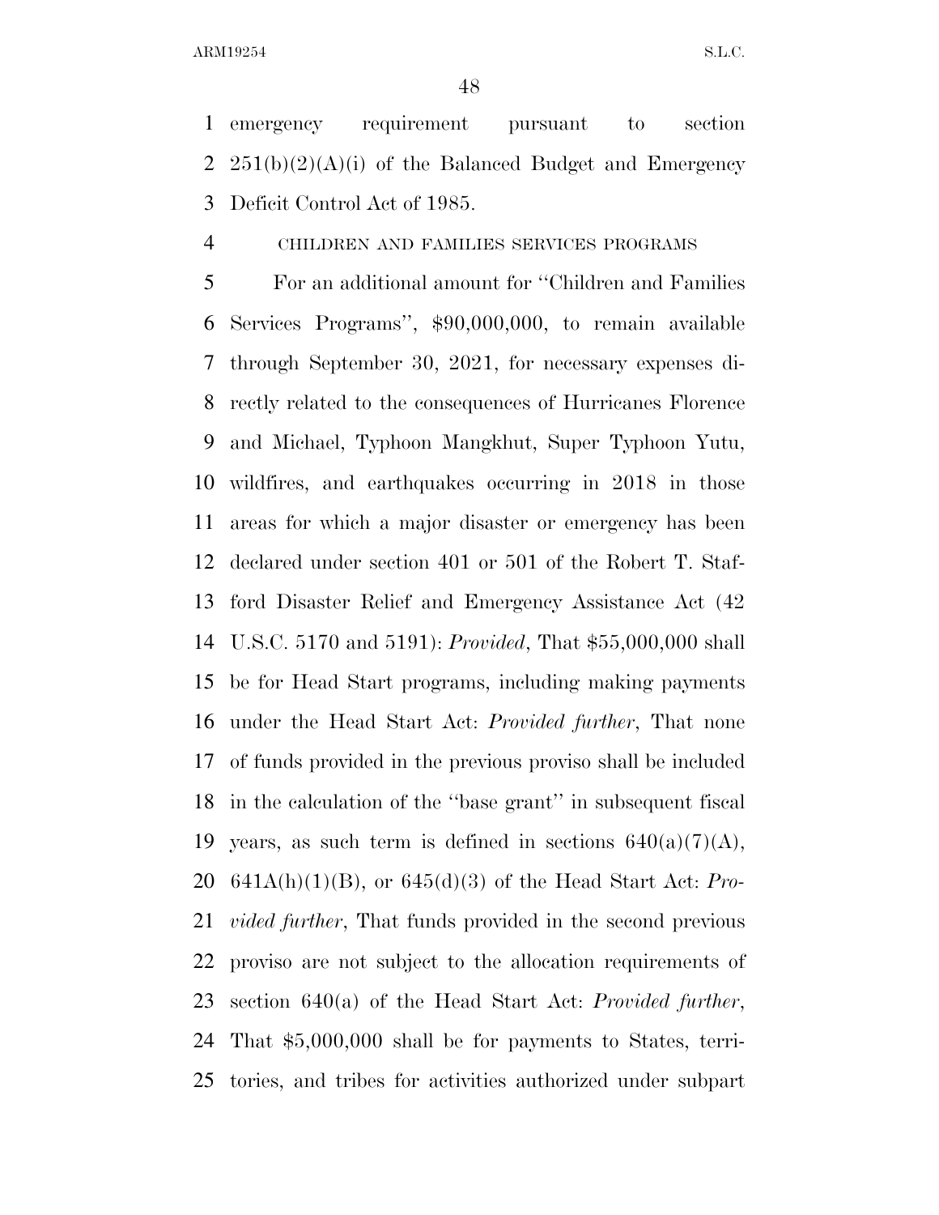emergency requirement pursuant to section 251(b)(2)(A)(i) of the Balanced Budget and Emergency Deficit Control Act of 1985.

CHILDREN AND FAMILIES SERVICES PROGRAMS

For an additional amount for ''Children and Families Services Programs'', $90,000,000, to remain available through September 30, 2021, for necessary expenses directly related to the consequences of Hurricanes Florence and Michael, Typhoon Mangkhut, Super Typhoon Yutu, wildfires, and earthquakes occurring in 2018 in those areas for which a major disaster or emergency has been declared under section 401 or 501 of the Robert T. Stafford Disaster Relief and Emergency Assistance Act (42 U.S.C. 5170 and 5191): *Provided*, That $55,000,000 shall be for Head Start programs, including making payments under the Head Start Act: *Provided further*, That none of funds provided in the previous proviso shall be included in the calculation of the ''base grant'' in subsequent fiscal years, as such term is defined in sections 640(a)(7)(A), 641A(h)(1)(B), or 645(d)(3) of the Head Start Act: *Provided further*, That funds provided in the second previous proviso are not subject to the allocation requirements of section 640(a) of the Head Start Act: *Provided further*, That $5,000,000 shall be for payments to States, territories, and tribes for activities authorized under subpart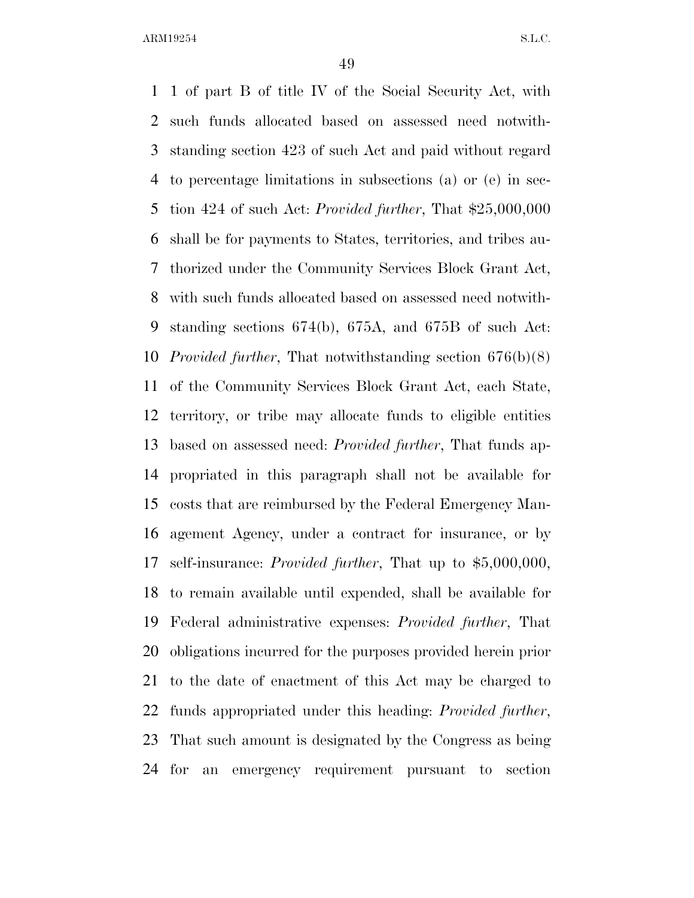1 of part B of title IV of the Social Security Act, with such funds allocated based on assessed need notwithstanding section 423 of such Act and paid without regard to percentage limitations in subsections (a) or (e) in section 424 of such Act: *Provided further*, That $25,000,000 shall be for payments to States, territories, and tribes authorized under the Community Services Block Grant Act, with such funds allocated based on assessed need notwithstanding sections 674(b), 675A, and 675B of such Act: *Provided further*, That notwithstanding section 676(b)(8) of the Community Services Block Grant Act, each State, territory, or tribe may allocate funds to eligible entities based on assessed need: *Provided further*, That funds appropriated in this paragraph shall not be available for costs that are reimbursed by the Federal Emergency Management Agency, under a contract for insurance, or by self-insurance: *Provided further*, That up to $5,000,000, to remain available until expended, shall be available for Federal administrative expenses: *Provided further*, That obligations incurred for the purposes provided herein prior to the date of enactment of this Act may be charged to funds appropriated under this heading: *Provided further*, That such amount is designated by the Congress as being for an emergency requirement pursuant to section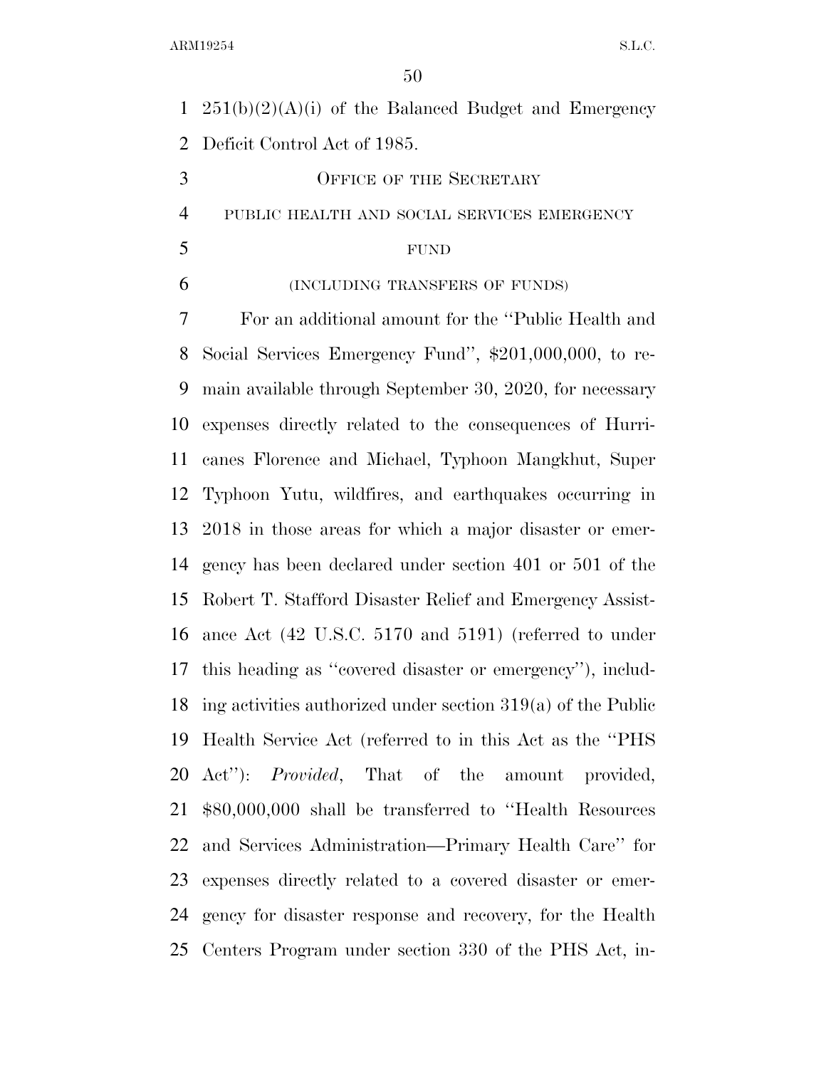251(b)(2)(A)(i) of the Balanced Budget and Emergency Deficit Control Act of 1985.

### OFFICE OF THE SECRETARY

#### PUBLIC HEALTH AND SOCIAL SERVICES EMERGENCY FUND

(INCLUDING TRANSFERS OF FUNDS)

For an additional amount for the ''Public Health and Social Services Emergency Fund'', $201,000,000, to remain available through September 30, 2020, for necessary expenses directly related to the consequences of Hurricanes Florence and Michael, Typhoon Mangkhut, Super Typhoon Yutu, wildfires, and earthquakes occurring in 2018 in those areas for which a major disaster or emergency has been declared under section 401 or 501 of the Robert T. Stafford Disaster Relief and Emergency Assistance Act (42 U.S.C. 5170 and 5191) (referred to under this heading as ''covered disaster or emergency''), including activities authorized under section 319(a) of the Public Health Service Act (referred to in this Act as the ''PHS Act''): *Provided*, That of the amount provided, $80,000,000 shall be transferred to ''Health Resources and Services Administration—Primary Health Care'' for expenses directly related to a covered disaster or emergency for disaster response and recovery, for the Health Centers Program under section 330 of the PHS Act, in-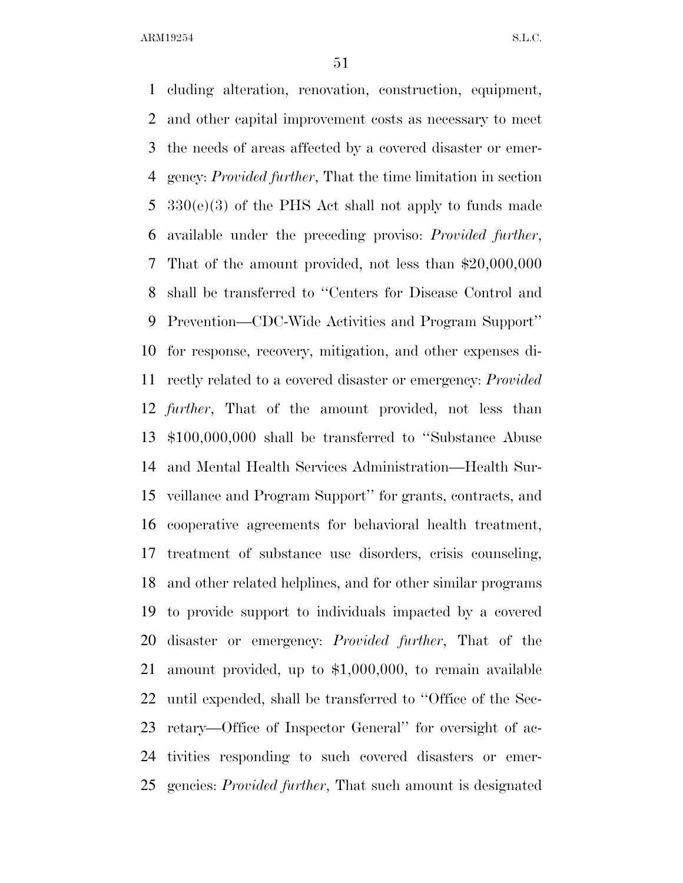cluding alteration, renovation, construction, equipment, and other capital improvement costs as necessary to meet the needs of areas affected by a covered disaster or emergency: *Provided further*, That the time limitation in section 330(e)(3) of the PHS Act shall not apply to funds made available under the preceding proviso: *Provided further*, That of the amount provided, not less than $20,000,000 shall be transferred to ''Centers for Disease Control and Prevention—CDC-Wide Activities and Program Support'' for response, recovery, mitigation, and other expenses directly related to a covered disaster or emergency: *Provided further*, That of the amount provided, not less than $100,000,000 shall be transferred to ''Substance Abuse and Mental Health Services Administration—Health Surveillance and Program Support'' for grants, contracts, and cooperative agreements for behavioral health treatment, treatment of substance use disorders, crisis counseling, and other related helplines, and for other similar programs to provide support to individuals impacted by a covered disaster or emergency: *Provided further*, That of the amount provided, up to $1,000,000, to remain available until expended, shall be transferred to ''Office of the Secretary—Office of Inspector General'' for oversight of activities responding to such covered disasters or emergencies: *Provided further*, That such amount is designated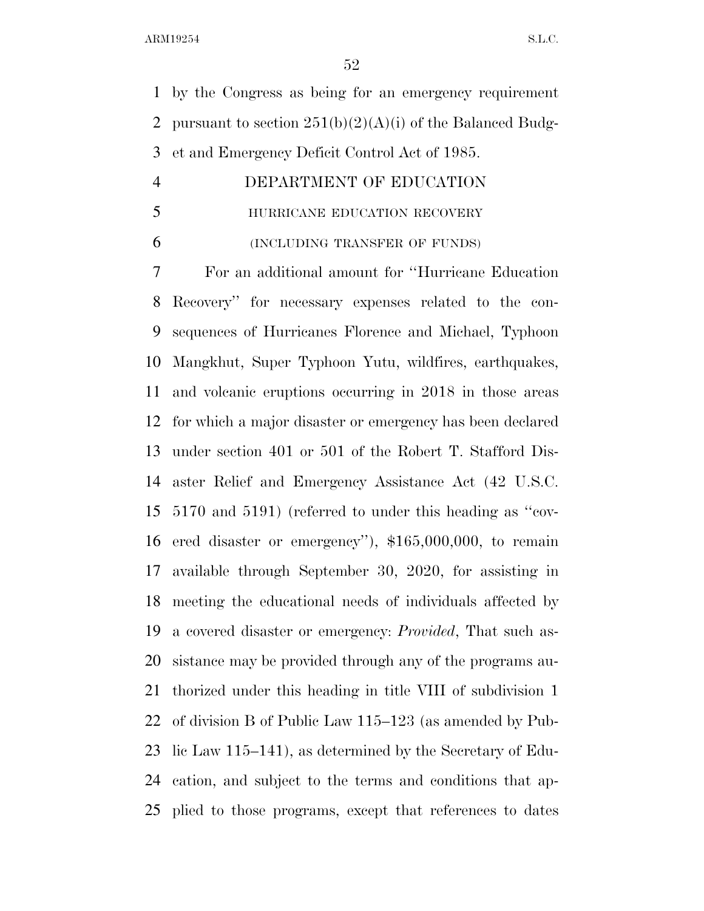by the Congress as being for an emergency requirement pursuant to section 251(b)(2)(A)(i) of the Balanced Budget and Emergency Deficit Control Act of 1985.

## DEPARTMENT OF EDUCATION

### HURRICANE EDUCATION RECOVERY

### (INCLUDING TRANSFER OF FUNDS)

For an additional amount for ''Hurricane Education Recovery'' for necessary expenses related to the consequences of Hurricanes Florence and Michael, Typhoon Mangkhut, Super Typhoon Yutu, wildfires, earthquakes, and volcanic eruptions occurring in 2018 in those areas for which a major disaster or emergency has been declared under section 401 or 501 of the Robert T. Stafford Disaster Relief and Emergency Assistance Act (42 U.S.C. 5170 and 5191) (referred to under this heading as ''covered disaster or emergency''), $165,000,000, to remain available through September 30, 2020, for assisting in meeting the educational needs of individuals affected by a covered disaster or emergency: *Provided*, That such assistance may be provided through any of the programs authorized under this heading in title VIII of subdivision 1 of division B of Public Law 115–123 (as amended by Public Law 115–141), as determined by the Secretary of Education, and subject to the terms and conditions that applied to those programs, except that references to dates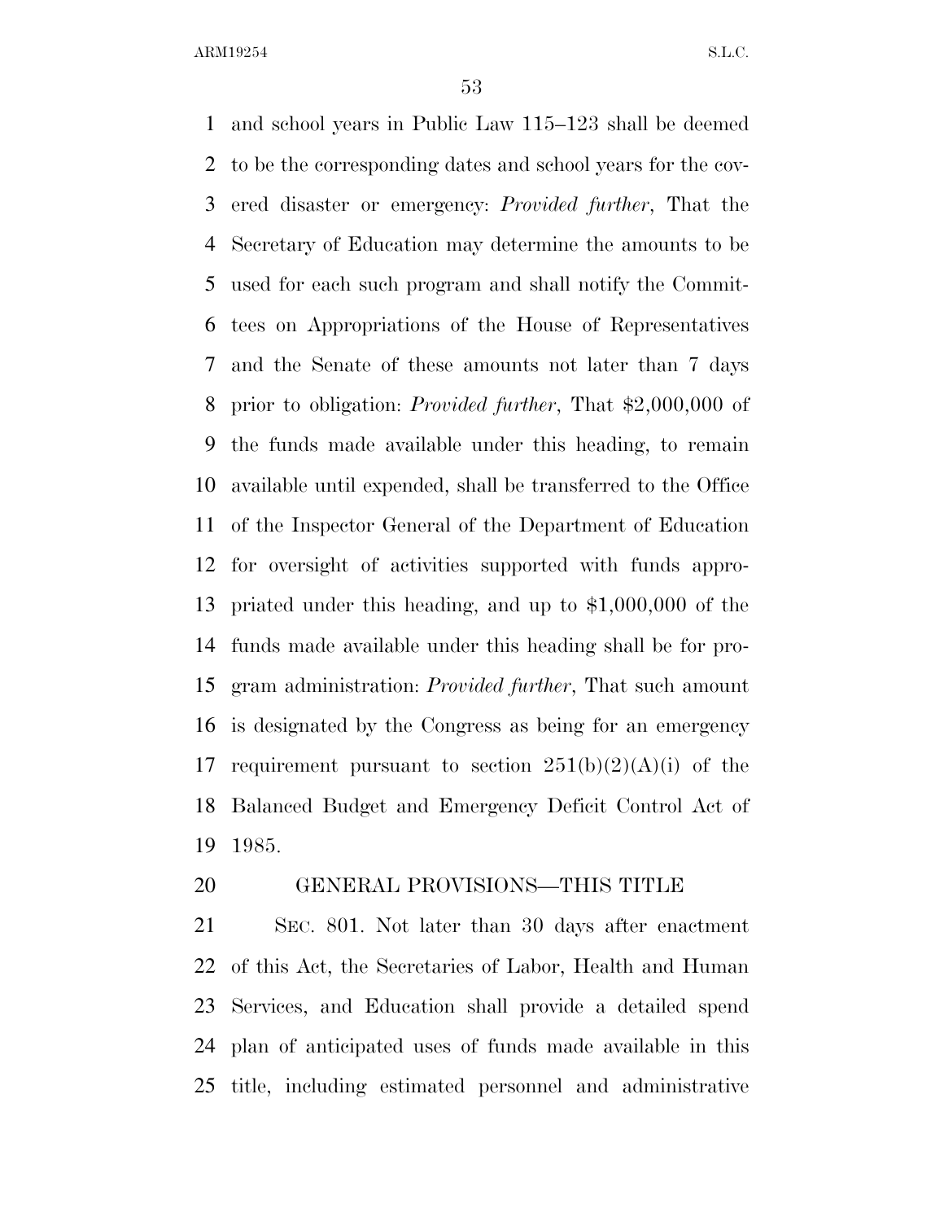and school years in Public Law 115–123 shall be deemed to be the corresponding dates and school years for the covered disaster or emergency: *Provided further*, That the Secretary of Education may determine the amounts to be used for each such program and shall notify the Committees on Appropriations of the House of Representatives and the Senate of these amounts not later than 7 days prior to obligation: *Provided further*, That $2,000,000 of the funds made available under this heading, to remain available until expended, shall be transferred to the Office of the Inspector General of the Department of Education for oversight of activities supported with funds appropriated under this heading, and up to $1,000,000 of the funds made available under this heading shall be for program administration: *Provided further*, That such amount is designated by the Congress as being for an emergency requirement pursuant to section 251(b)(2)(A)(i) of the Balanced Budget and Emergency Deficit Control Act of 1985.

## GENERAL PROVISIONS—THIS TITLE

SEC. 801. Not later than 30 days after enactment of this Act, the Secretaries of Labor, Health and Human Services, and Education shall provide a detailed spend plan of anticipated uses of funds made available in this title, including estimated personnel and administrative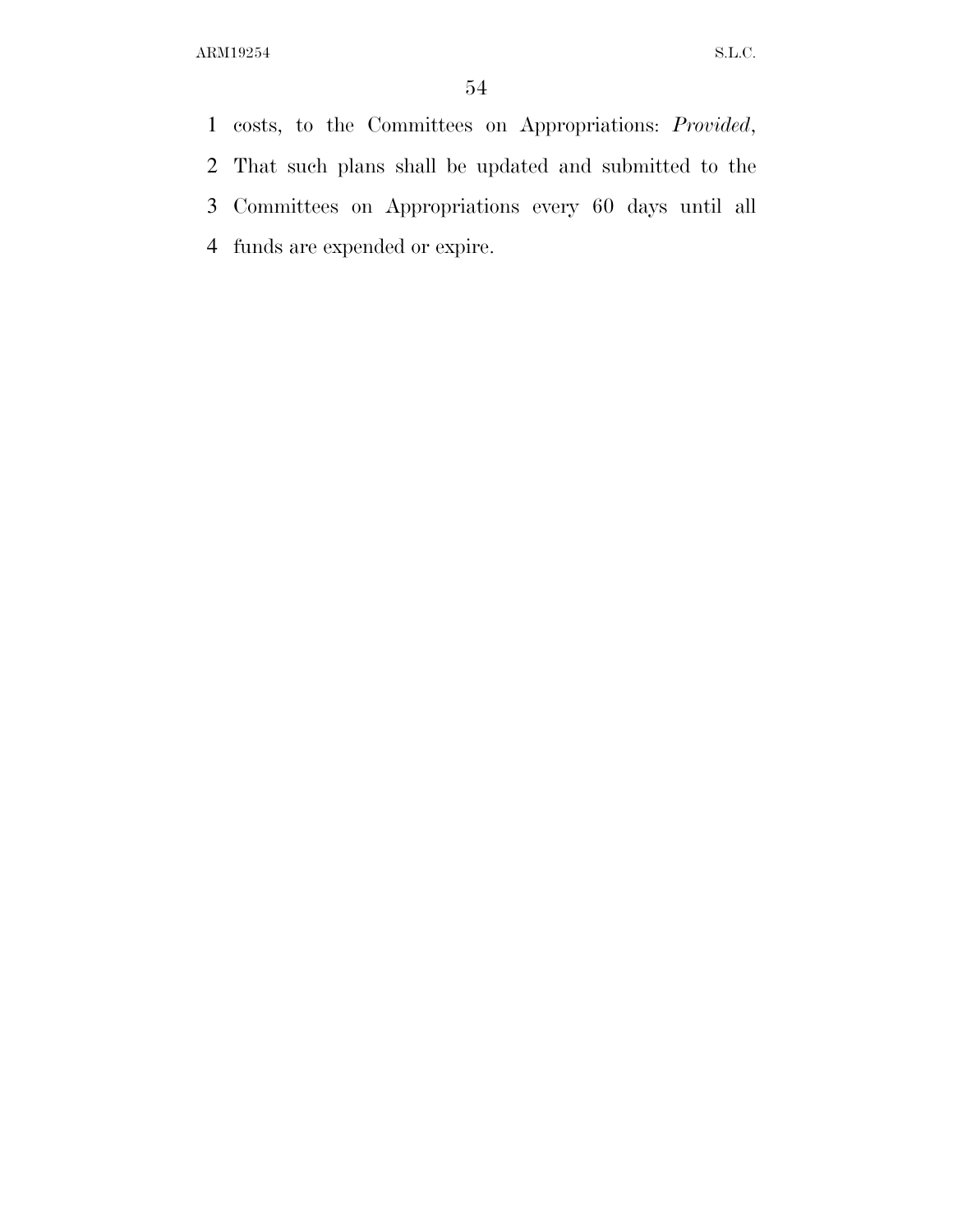costs, to the Committees on Appropriations: *Provided*, That such plans shall be updated and submitted to the Committees on Appropriations every 60 days until all funds are expended or expire.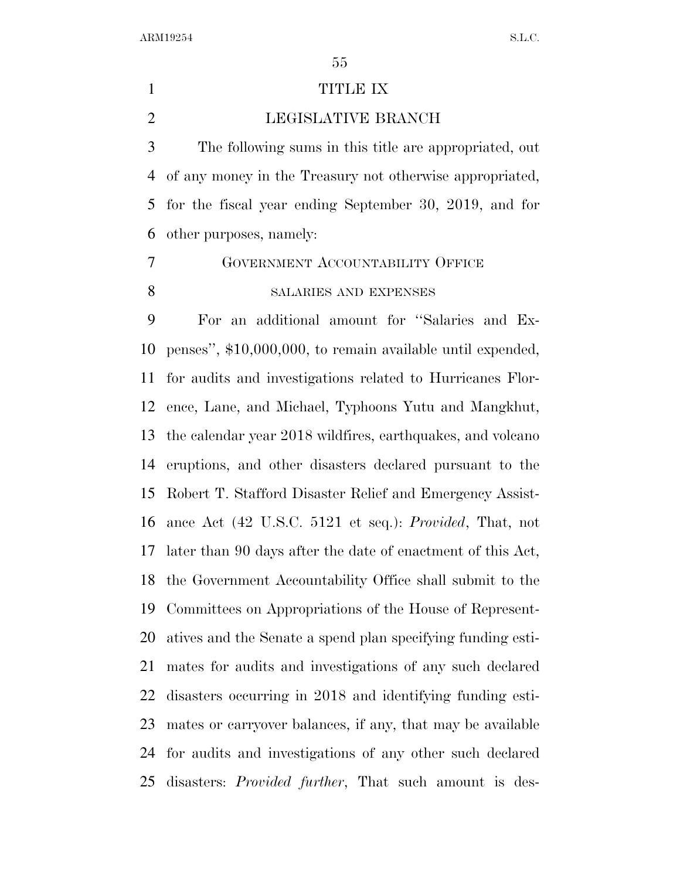# TITLE IX

## LEGISLATIVE BRANCH

The following sums in this title are appropriated, out of any money in the Treasury not otherwise appropriated, for the fiscal year ending September 30, 2019, and for other purposes, namely:

### GOVERNMENT ACCOUNTABILITY OFFICE

#### SALARIES AND EXPENSES

For an additional amount for ''Salaries and Expenses'', $10,000,000, to remain available until expended, for audits and investigations related to Hurricanes Florence, Lane, and Michael, Typhoons Yutu and Mangkhut, the calendar year 2018 wildfires, earthquakes, and volcano eruptions, and other disasters declared pursuant to the Robert T. Stafford Disaster Relief and Emergency Assistance Act (42 U.S.C. 5121 et seq.): *Provided*, That, not later than 90 days after the date of enactment of this Act, the Government Accountability Office shall submit to the Committees on Appropriations of the House of Representatives and the Senate a spend plan specifying funding estimates for audits and investigations of any such declared disasters occurring in 2018 and identifying funding estimates or carryover balances, if any, that may be available for audits and investigations of any other such declared disasters: *Provided further*, That such amount is des-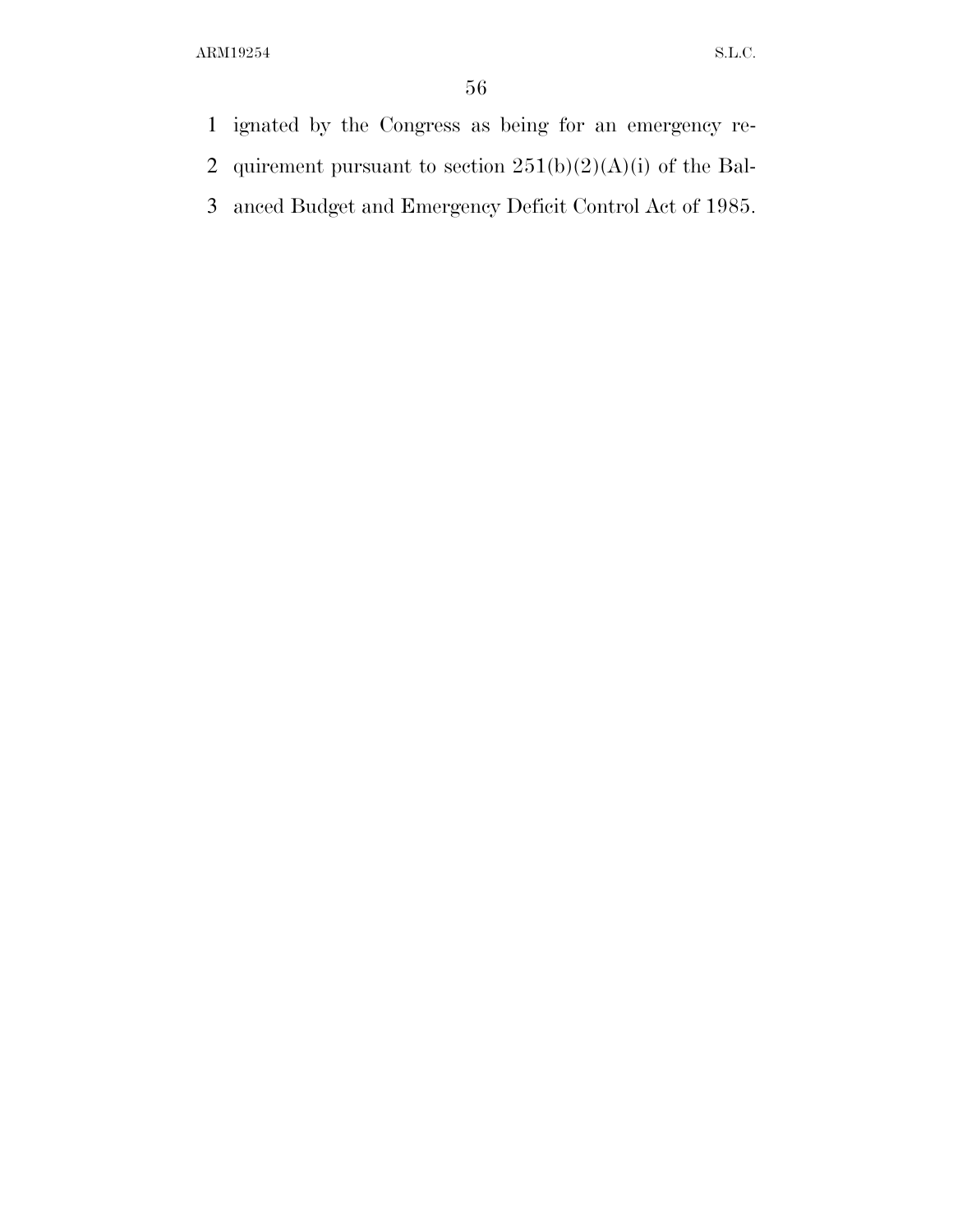ignated by the Congress as being for an emergency requirement pursuant to section 251(b)(2)(A)(i) of the Balanced Budget and Emergency Deficit Control Act of 1985.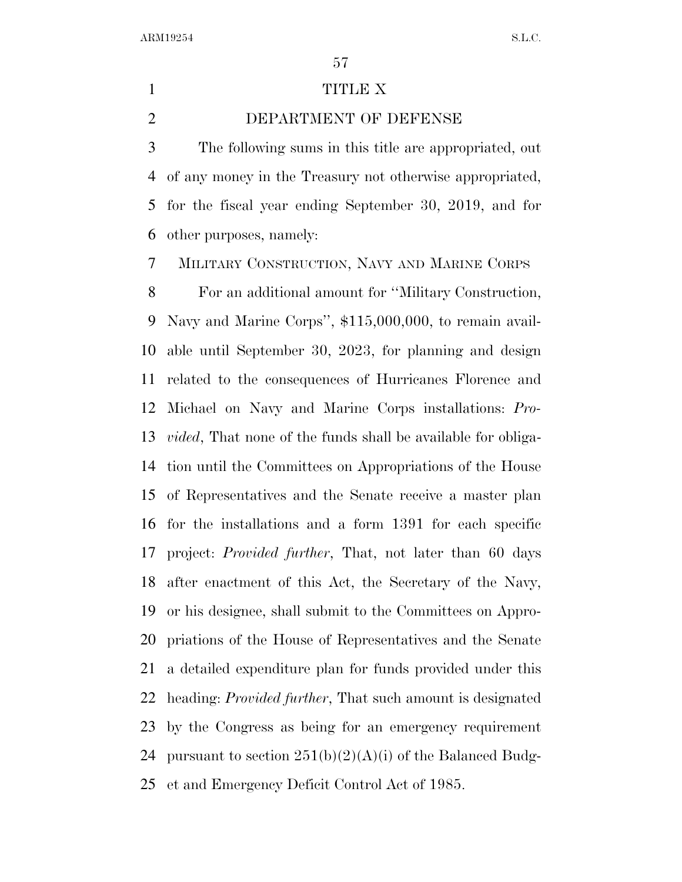# TITLE X

## DEPARTMENT OF DEFENSE

The following sums in this title are appropriated, out of any money in the Treasury not otherwise appropriated, for the fiscal year ending September 30, 2019, and for other purposes, namely:

### MILITARY CONSTRUCTION, NAVY AND MARINE CORPS

For an additional amount for ''Military Construction, Navy and Marine Corps'', $115,000,000, to remain available until September 30, 2023, for planning and design related to the consequences of Hurricanes Florence and Michael on Navy and Marine Corps installations: *Provided*, That none of the funds shall be available for obligation until the Committees on Appropriations of the House of Representatives and the Senate receive a master plan for the installations and a form 1391 for each specific project: *Provided further*, That, not later than 60 days after enactment of this Act, the Secretary of the Navy, or his designee, shall submit to the Committees on Appropriations of the House of Representatives and the Senate a detailed expenditure plan for funds provided under this heading: *Provided further*, That such amount is designated by the Congress as being for an emergency requirement pursuant to section 251(b)(2)(A)(i) of the Balanced Budget and Emergency Deficit Control Act of 1985.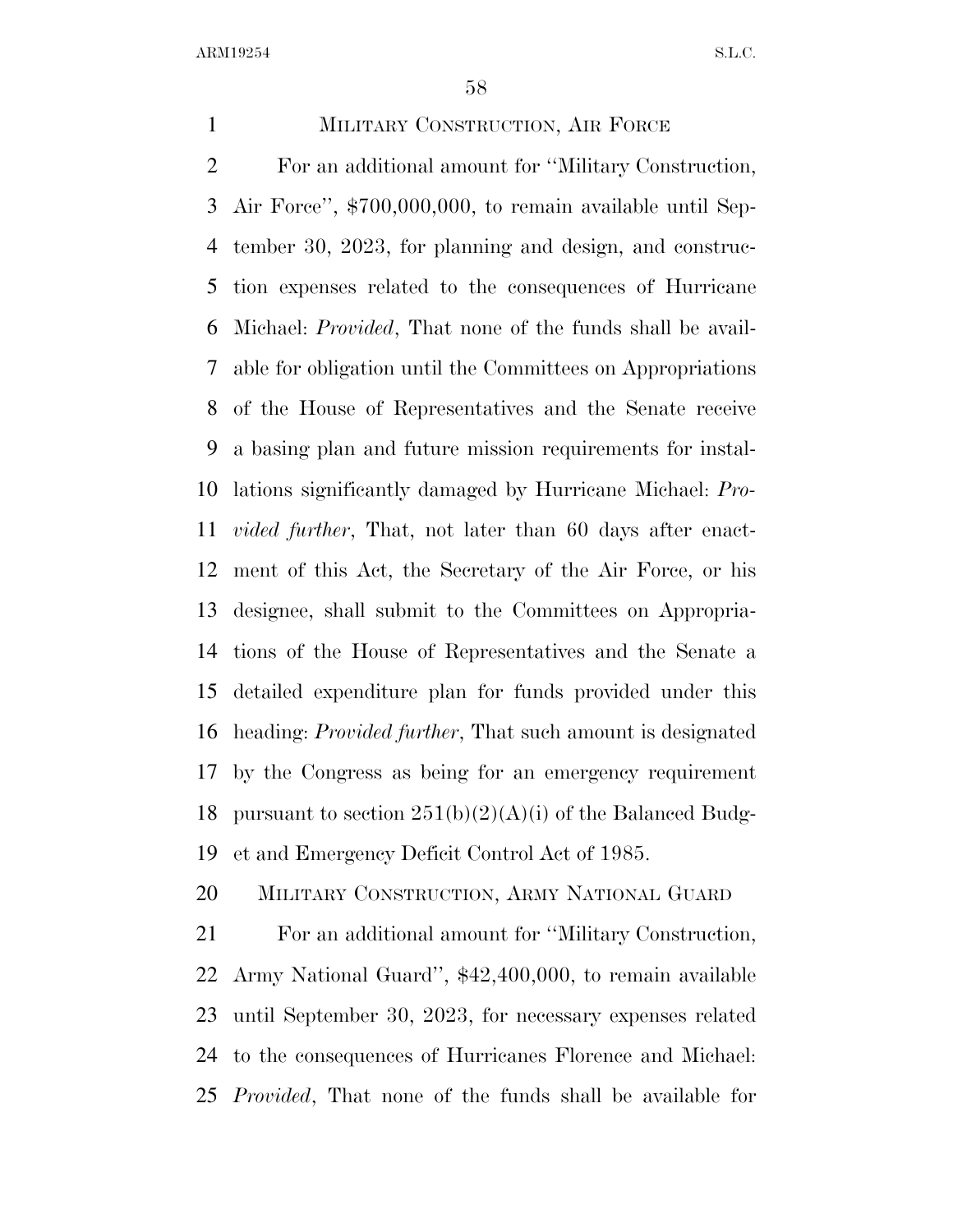MILITARY CONSTRUCTION, AIR FORCE

For an additional amount for ''Military Construction, Air Force'', $700,000,000, to remain available until September 30, 2023, for planning and design, and construction expenses related to the consequences of Hurricane Michael: *Provided*, That none of the funds shall be available for obligation until the Committees on Appropriations of the House of Representatives and the Senate receive a basing plan and future mission requirements for installations significantly damaged by Hurricane Michael: *Provided further*, That, not later than 60 days after enactment of this Act, the Secretary of the Air Force, or his designee, shall submit to the Committees on Appropriations of the House of Representatives and the Senate a detailed expenditure plan for funds provided under this heading: *Provided further*, That such amount is designated by the Congress as being for an emergency requirement pursuant to section 251(b)(2)(A)(i) of the Balanced Budget and Emergency Deficit Control Act of 1985.

MILITARY CONSTRUCTION, ARMY NATIONAL GUARD

For an additional amount for ''Military Construction, Army National Guard'', $42,400,000, to remain available until September 30, 2023, for necessary expenses related to the consequences of Hurricanes Florence and Michael: *Provided*, That none of the funds shall be available for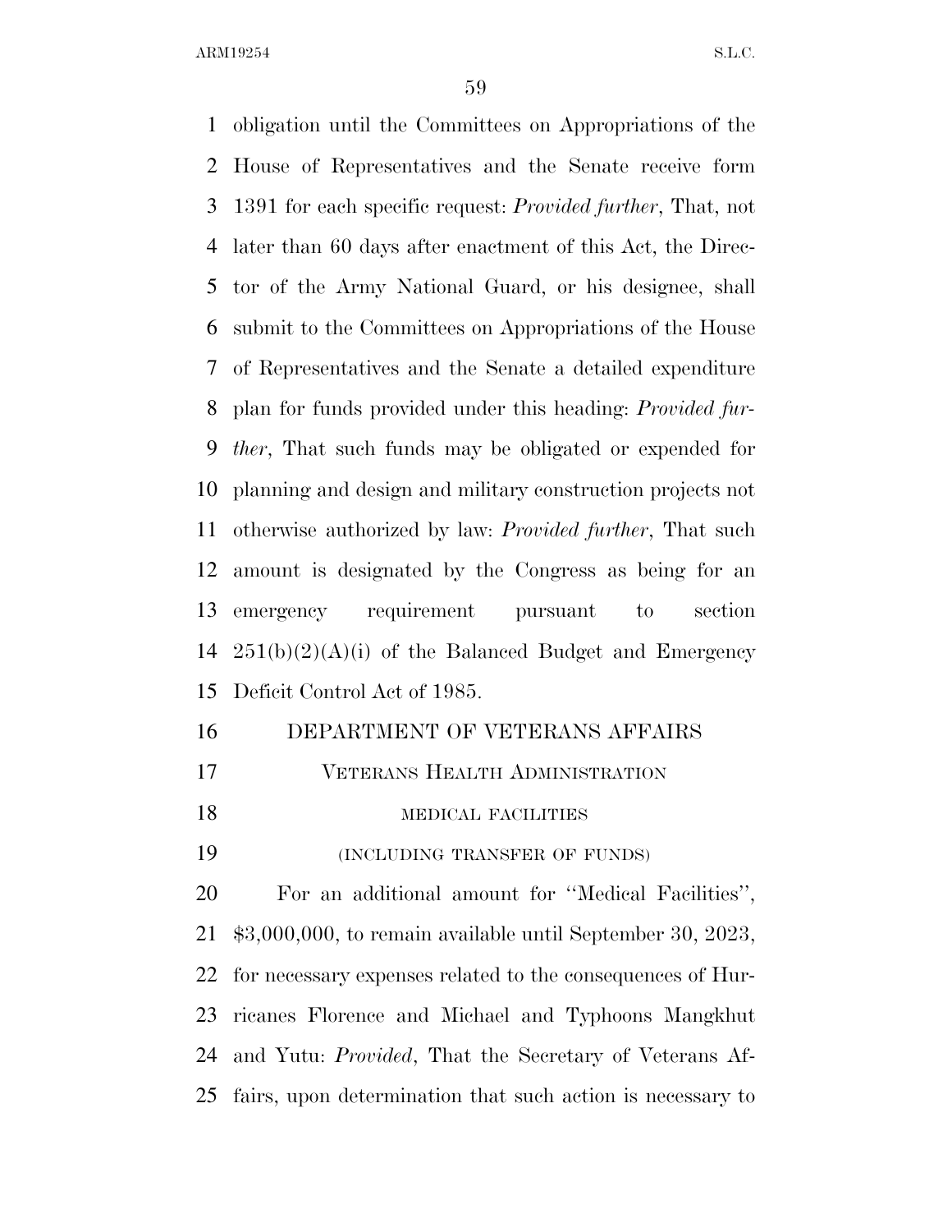obligation until the Committees on Appropriations of the House of Representatives and the Senate receive form 1391 for each specific request: *Provided further*, That, not later than 60 days after enactment of this Act, the Director of the Army National Guard, or his designee, shall submit to the Committees on Appropriations of the House of Representatives and the Senate a detailed expenditure plan for funds provided under this heading: *Provided further*, That such funds may be obligated or expended for planning and design and military construction projects not otherwise authorized by law: *Provided further*, That such amount is designated by the Congress as being for an emergency requirement pursuant to section 251(b)(2)(A)(i) of the Balanced Budget and Emergency Deficit Control Act of 1985.

## DEPARTMENT OF VETERANS AFFAIRS

### VETERANS HEALTH ADMINISTRATION

#### MEDICAL FACILITIES

(INCLUDING TRANSFER OF FUNDS)

For an additional amount for ''Medical Facilities'', $3,000,000, to remain available until September 30, 2023, for necessary expenses related to the consequences of Hurricanes Florence and Michael and Typhoons Mangkhut and Yutu: *Provided*, That the Secretary of Veterans Affairs, upon determination that such action is necessary to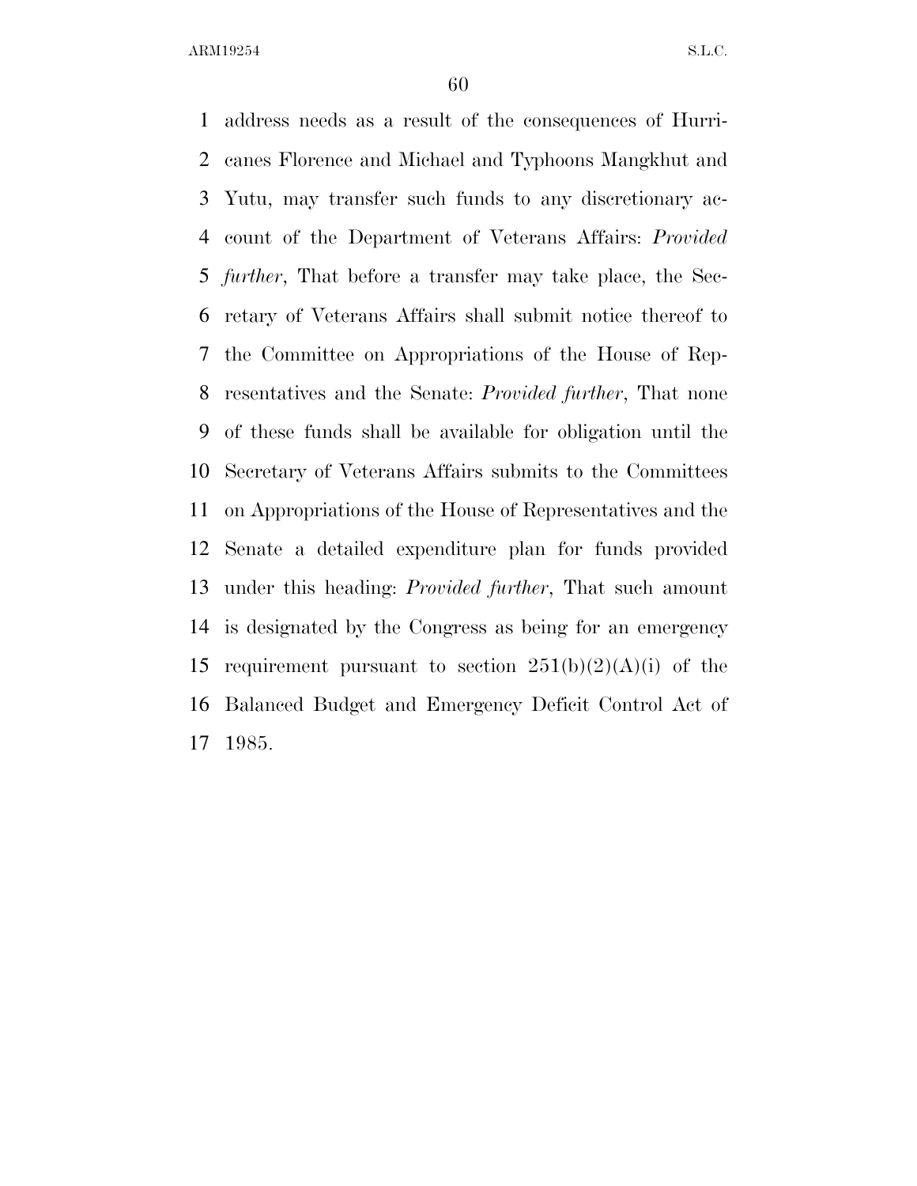address needs as a result of the consequences of Hurricanes Florence and Michael and Typhoons Mangkhut and Yutu, may transfer such funds to any discretionary account of the Department of Veterans Affairs: *Provided further*, That before a transfer may take place, the Secretary of Veterans Affairs shall submit notice thereof to the Committee on Appropriations of the House of Representatives and the Senate: *Provided further*, That none of these funds shall be available for obligation until the Secretary of Veterans Affairs submits to the Committees on Appropriations of the House of Representatives and the Senate a detailed expenditure plan for funds provided under this heading: *Provided further*, That such amount is designated by the Congress as being for an emergency requirement pursuant to section 251(b)(2)(A)(i) of the Balanced Budget and Emergency Deficit Control Act of 1985.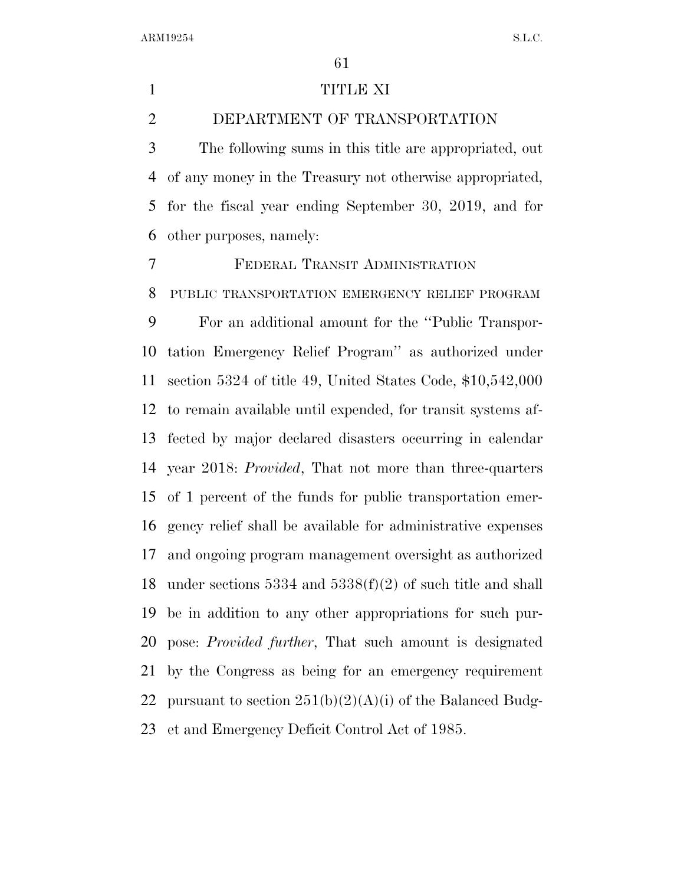# TITLE XI

## DEPARTMENT OF TRANSPORTATION

The following sums in this title are appropriated, out of any money in the Treasury not otherwise appropriated, for the fiscal year ending September 30, 2019, and for other purposes, namely:

### FEDERAL TRANSIT ADMINISTRATION

#### PUBLIC TRANSPORTATION EMERGENCY RELIEF PROGRAM

For an additional amount for the ''Public Transportation Emergency Relief Program'' as authorized under section 5324 of title 49, United States Code, $10,542,000 to remain available until expended, for transit systems affected by major declared disasters occurring in calendar year 2018: *Provided*, That not more than three-quarters of 1 percent of the funds for public transportation emergency relief shall be available for administrative expenses and ongoing program management oversight as authorized under sections 5334 and 5338(f)(2) of such title and shall be in addition to any other appropriations for such purpose: *Provided further*, That such amount is designated by the Congress as being for an emergency requirement pursuant to section 251(b)(2)(A)(i) of the Balanced Budget and Emergency Deficit Control Act of 1985.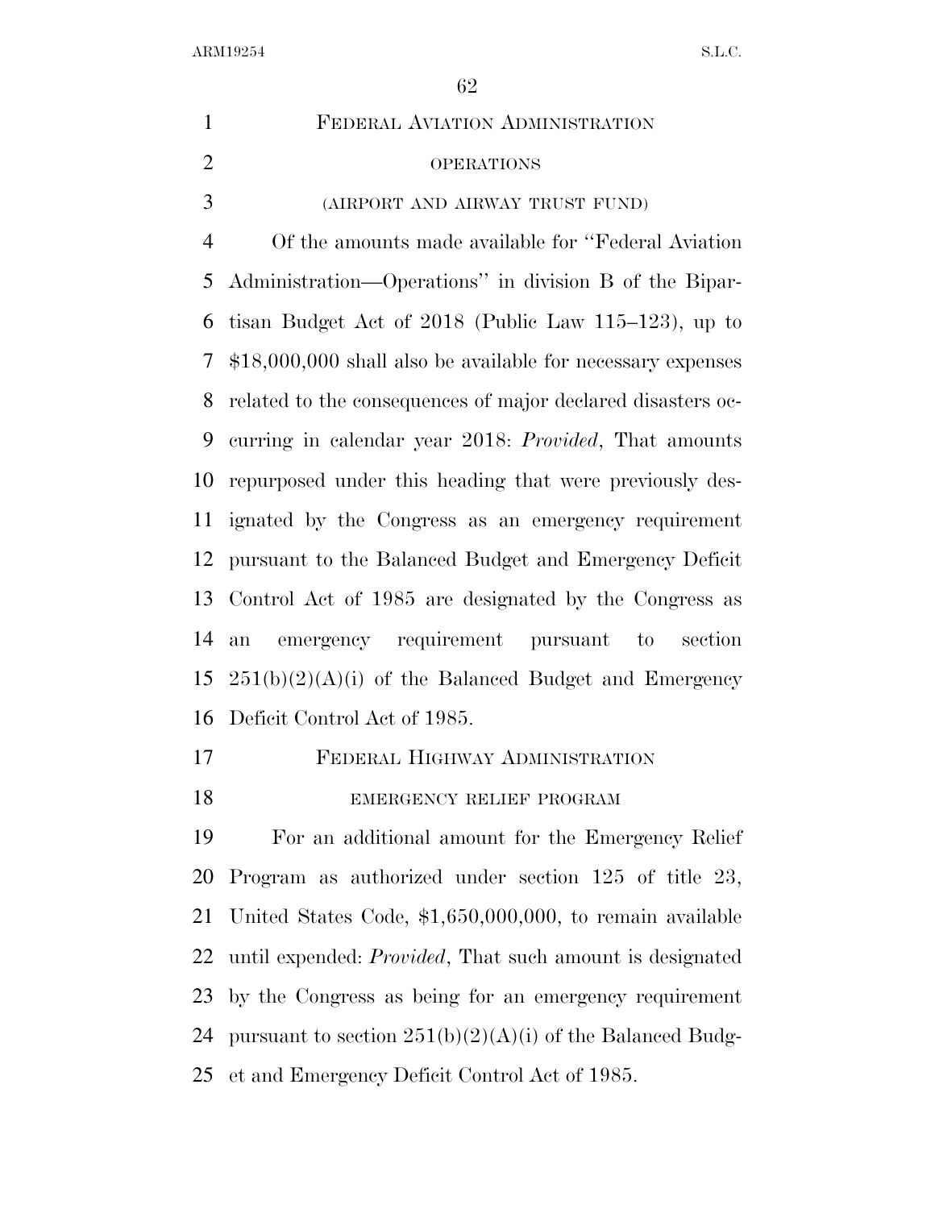FEDERAL AVIATION ADMINISTRATION

OPERATIONS

(AIRPORT AND AIRWAY TRUST FUND)

Of the amounts made available for ''Federal Aviation Administration—Operations'' in division B of the Bipartisan Budget Act of 2018 (Public Law 115–123), up to $18,000,000 shall also be available for necessary expenses related to the consequences of major declared disasters occurring in calendar year 2018: *Provided*, That amounts repurposed under this heading that were previously designated by the Congress as an emergency requirement pursuant to the Balanced Budget and Emergency Deficit Control Act of 1985 are designated by the Congress as an emergency requirement pursuant to section 251(b)(2)(A)(i) of the Balanced Budget and Emergency Deficit Control Act of 1985.

FEDERAL HIGHWAY ADMINISTRATION

EMERGENCY RELIEF PROGRAM

For an additional amount for the Emergency Relief Program as authorized under section 125 of title 23, United States Code, $1,650,000,000, to remain available until expended: *Provided*, That such amount is designated by the Congress as being for an emergency requirement pursuant to section 251(b)(2)(A)(i) of the Balanced Budget and Emergency Deficit Control Act of 1985.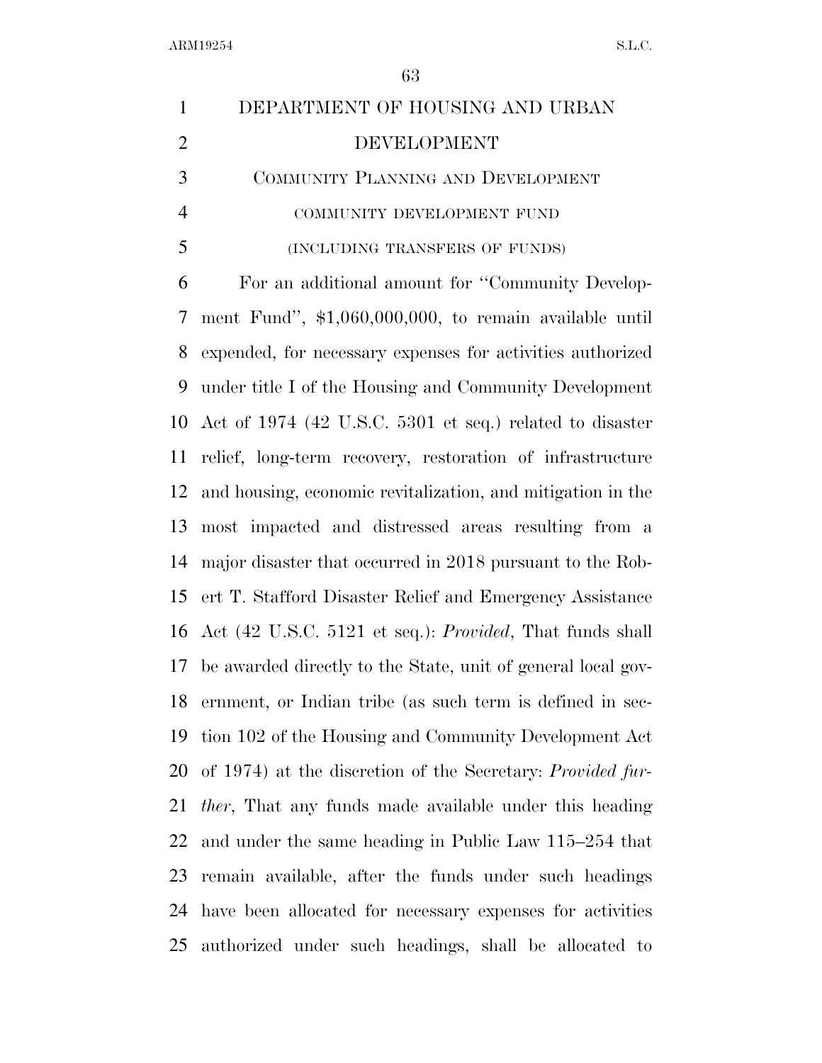# DEPARTMENT OF HOUSING AND URBAN DEVELOPMENT

## COMMUNITY PLANNING AND DEVELOPMENT

### COMMUNITY DEVELOPMENT FUND

(INCLUDING TRANSFERS OF FUNDS)

For an additional amount for "Community Development Fund", $1,060,000,000, to remain available until expended, for necessary expenses for activities authorized under title I of the Housing and Community Development Act of 1974 (42 U.S.C. 5301 et seq.) related to disaster relief, long-term recovery, restoration of infrastructure and housing, economic revitalization, and mitigation in the most impacted and distressed areas resulting from a major disaster that occurred in 2018 pursuant to the Robert T. Stafford Disaster Relief and Emergency Assistance Act (42 U.S.C. 5121 et seq.): *Provided*, That funds shall be awarded directly to the State, unit of general local government, or Indian tribe (as such term is defined in section 102 of the Housing and Community Development Act of 1974) at the discretion of the Secretary: *Provided further*, That any funds made available under this heading and under the same heading in Public Law 115–254 that remain available, after the funds under such headings have been allocated for necessary expenses for activities authorized under such headings, shall be allocated to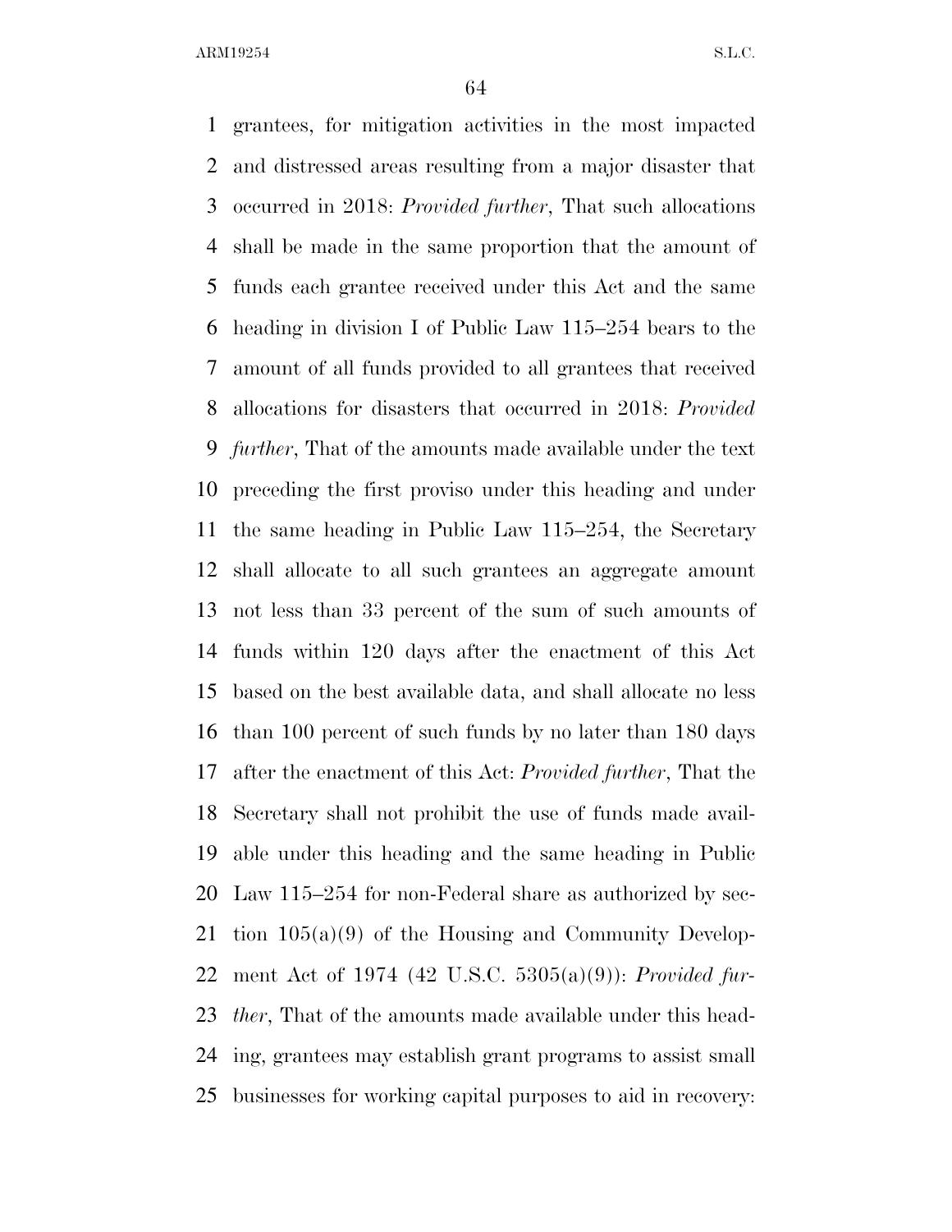grantees, for mitigation activities in the most impacted and distressed areas resulting from a major disaster that occurred in 2018: *Provided further*, That such allocations shall be made in the same proportion that the amount of funds each grantee received under this Act and the same heading in division I of Public Law 115–254 bears to the amount of all funds provided to all grantees that received allocations for disasters that occurred in 2018: *Provided further*, That of the amounts made available under the text preceding the first proviso under this heading and under the same heading in Public Law 115–254, the Secretary shall allocate to all such grantees an aggregate amount not less than 33 percent of the sum of such amounts of funds within 120 days after the enactment of this Act based on the best available data, and shall allocate no less than 100 percent of such funds by no later than 180 days after the enactment of this Act: *Provided further*, That the Secretary shall not prohibit the use of funds made available under this heading and the same heading in Public Law 115–254 for non-Federal share as authorized by section 105(a)(9) of the Housing and Community Development Act of 1974 (42 U.S.C. 5305(a)(9)): *Provided further*, That of the amounts made available under this heading, grantees may establish grant programs to assist small businesses for working capital purposes to aid in recovery: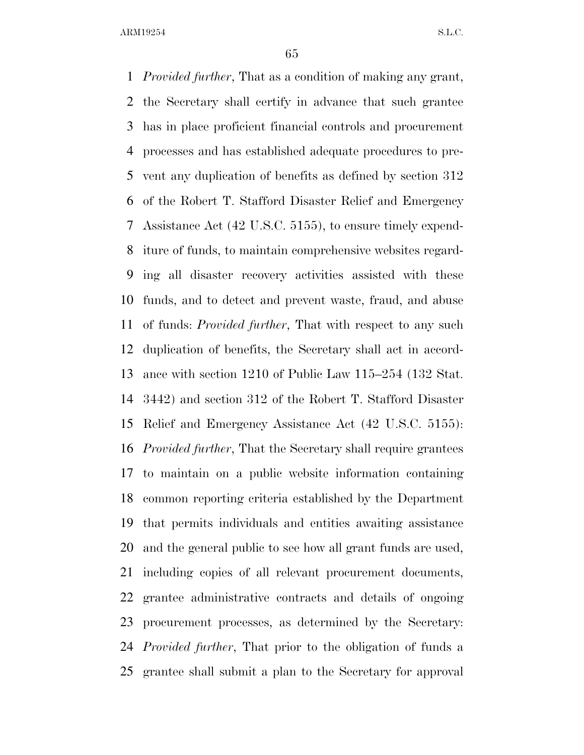*Provided further*, That as a condition of making any grant, the Secretary shall certify in advance that such grantee has in place proficient financial controls and procurement processes and has established adequate procedures to prevent any duplication of benefits as defined by section 312 of the Robert T. Stafford Disaster Relief and Emergency Assistance Act (42 U.S.C. 5155), to ensure timely expenditure of funds, to maintain comprehensive websites regarding all disaster recovery activities assisted with these funds, and to detect and prevent waste, fraud, and abuse of funds: *Provided further*, That with respect to any such duplication of benefits, the Secretary shall act in accordance with section 1210 of Public Law 115–254 (132 Stat. 3442) and section 312 of the Robert T. Stafford Disaster Relief and Emergency Assistance Act (42 U.S.C. 5155): *Provided further*, That the Secretary shall require grantees to maintain on a public website information containing common reporting criteria established by the Department that permits individuals and entities awaiting assistance and the general public to see how all grant funds are used, including copies of all relevant procurement documents, grantee administrative contracts and details of ongoing procurement processes, as determined by the Secretary: *Provided further*, That prior to the obligation of funds a grantee shall submit a plan to the Secretary for approval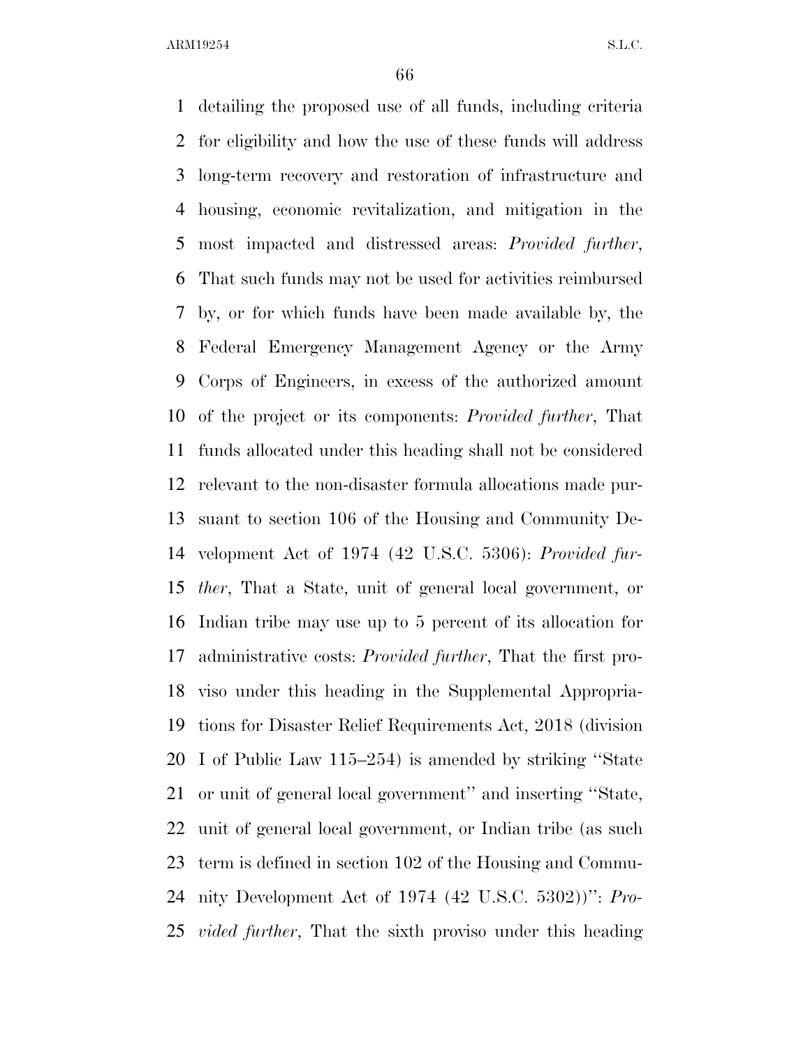detailing the proposed use of all funds, including criteria for eligibility and how the use of these funds will address long-term recovery and restoration of infrastructure and housing, economic revitalization, and mitigation in the most impacted and distressed areas: *Provided further*, That such funds may not be used for activities reimbursed by, or for which funds have been made available by, the Federal Emergency Management Agency or the Army Corps of Engineers, in excess of the authorized amount of the project or its components: *Provided further*, That funds allocated under this heading shall not be considered relevant to the non-disaster formula allocations made pursuant to section 106 of the Housing and Community Development Act of 1974 (42 U.S.C. 5306): *Provided further*, That a State, unit of general local government, or Indian tribe may use up to 5 percent of its allocation for administrative costs: *Provided further*, That the first proviso under this heading in the Supplemental Appropriations for Disaster Relief Requirements Act, 2018 (division I of Public Law 115–254) is amended by striking ''State or unit of general local government'' and inserting ''State, unit of general local government, or Indian tribe (as such term is defined in section 102 of the Housing and Community Development Act of 1974 (42 U.S.C. 5302))'': *Provided further*, That the sixth proviso under this heading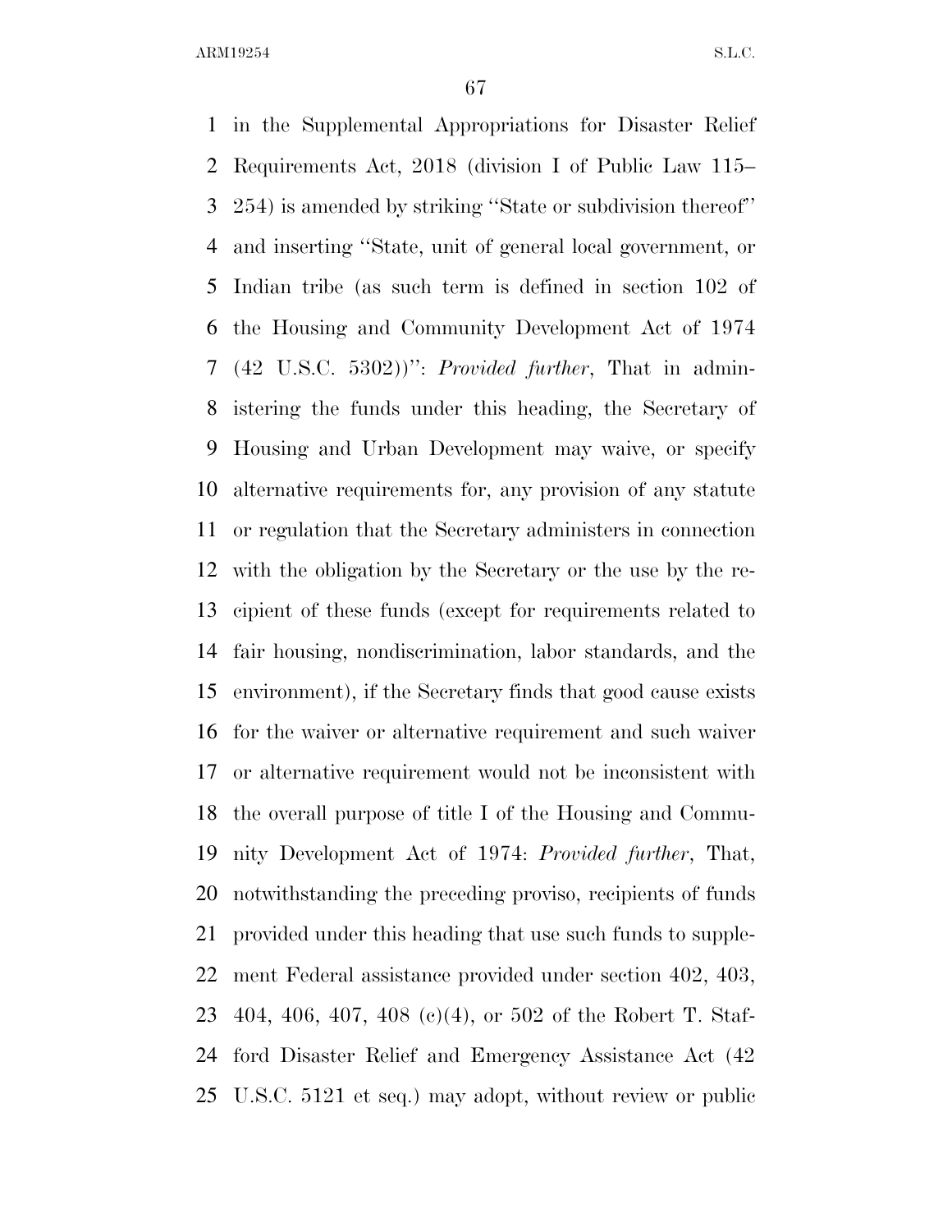in the Supplemental Appropriations for Disaster Relief Requirements Act, 2018 (division I of Public Law 115–254) is amended by striking ''State or subdivision thereof'' and inserting ''State, unit of general local government, or Indian tribe (as such term is defined in section 102 of the Housing and Community Development Act of 1974 (42 U.S.C. 5302))'': *Provided further*, That in administering the funds under this heading, the Secretary of Housing and Urban Development may waive, or specify alternative requirements for, any provision of any statute or regulation that the Secretary administers in connection with the obligation by the Secretary or the use by the recipient of these funds (except for requirements related to fair housing, nondiscrimination, labor standards, and the environment), if the Secretary finds that good cause exists for the waiver or alternative requirement and such waiver or alternative requirement would not be inconsistent with the overall purpose of title I of the Housing and Community Development Act of 1974: *Provided further*, That, notwithstanding the preceding proviso, recipients of funds provided under this heading that use such funds to supplement Federal assistance provided under section 402, 403, 404, 406, 407, 408 (c)(4), or 502 of the Robert T. Stafford Disaster Relief and Emergency Assistance Act (42 U.S.C. 5121 et seq.) may adopt, without review or public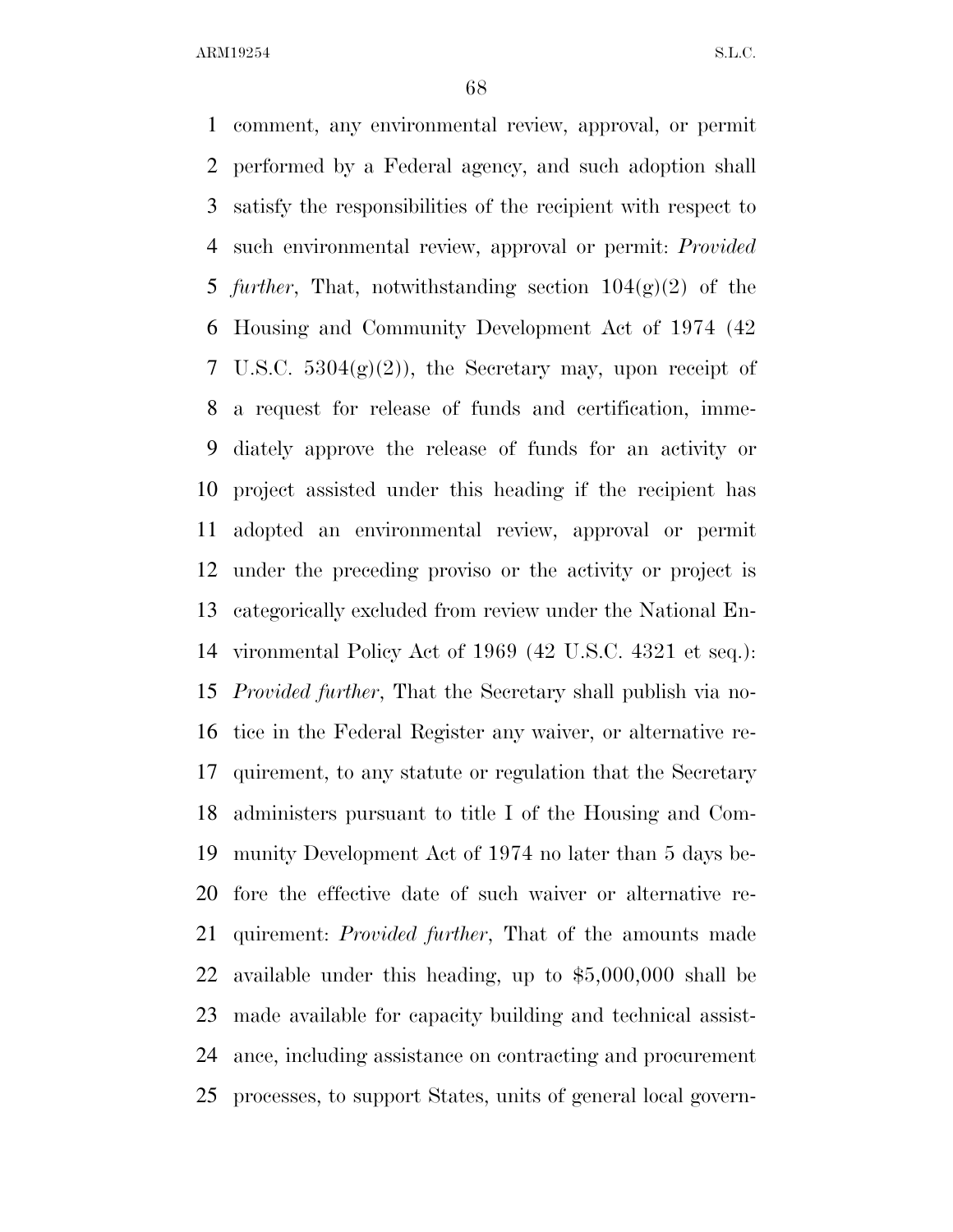comment, any environmental review, approval, or permit performed by a Federal agency, and such adoption shall satisfy the responsibilities of the recipient with respect to such environmental review, approval or permit: *Provided further*, That, notwithstanding section 104(g)(2) of the Housing and Community Development Act of 1974 (42 U.S.C. 5304(g)(2)), the Secretary may, upon receipt of a request for release of funds and certification, immediately approve the release of funds for an activity or project assisted under this heading if the recipient has adopted an environmental review, approval or permit under the preceding proviso or the activity or project is categorically excluded from review under the National Environmental Policy Act of 1969 (42 U.S.C. 4321 et seq.): *Provided further*, That the Secretary shall publish via notice in the Federal Register any waiver, or alternative requirement, to any statute or regulation that the Secretary administers pursuant to title I of the Housing and Community Development Act of 1974 no later than 5 days before the effective date of such waiver or alternative requirement: *Provided further*, That of the amounts made available under this heading, up to $5,000,000 shall be made available for capacity building and technical assistance, including assistance on contracting and procurement processes, to support States, units of general local govern-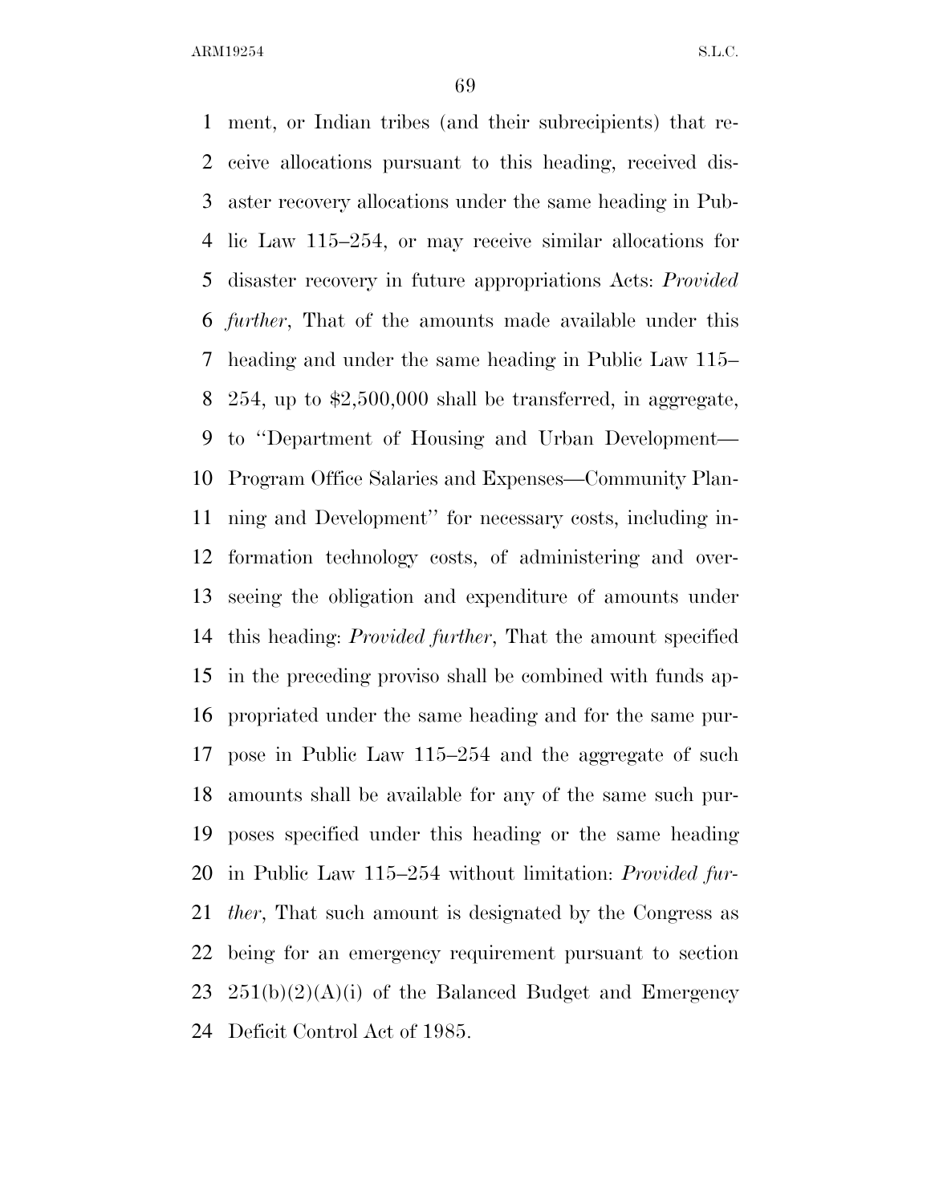ment, or Indian tribes (and their subrecipients) that receive allocations pursuant to this heading, received disaster recovery allocations under the same heading in Public Law 115–254, or may receive similar allocations for disaster recovery in future appropriations Acts: *Provided further*, That of the amounts made available under this heading and under the same heading in Public Law 115–254, up to $2,500,000 shall be transferred, in aggregate, to ''Department of Housing and Urban Development—Program Office Salaries and Expenses—Community Planning and Development'' for necessary costs, including information technology costs, of administering and overseeing the obligation and expenditure of amounts under this heading: *Provided further*, That the amount specified in the preceding proviso shall be combined with funds appropriated under the same heading and for the same purpose in Public Law 115–254 and the aggregate of such amounts shall be available for any of the same such purposes specified under this heading or the same heading in Public Law 115–254 without limitation: *Provided further*, That such amount is designated by the Congress as being for an emergency requirement pursuant to section 251(b)(2)(A)(i) of the Balanced Budget and Emergency Deficit Control Act of 1985.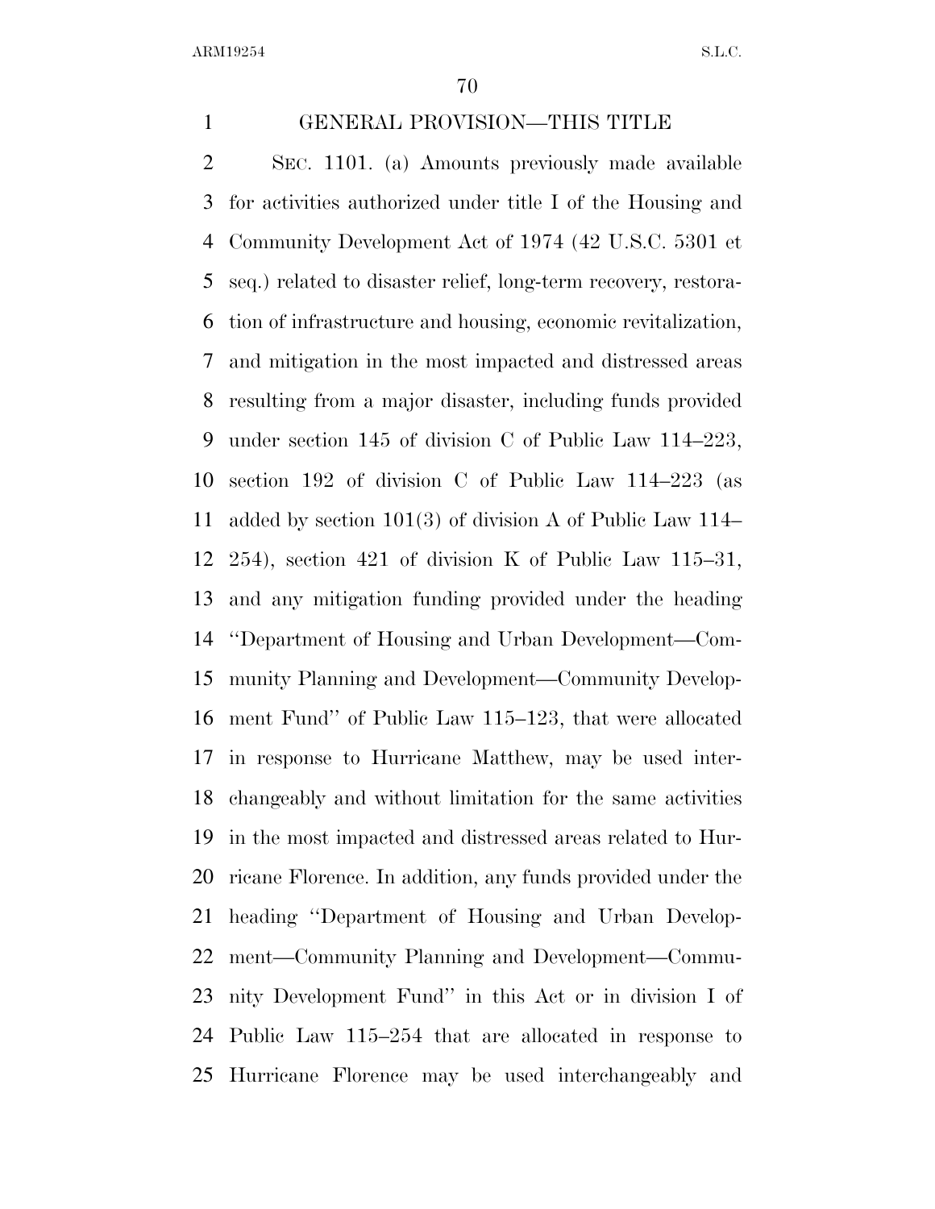GENERAL PROVISION—THIS TITLE

SEC. 1101. (a) Amounts previously made available for activities authorized under title I of the Housing and Community Development Act of 1974 (42 U.S.C. 5301 et seq.) related to disaster relief, long-term recovery, restoration of infrastructure and housing, economic revitalization, and mitigation in the most impacted and distressed areas resulting from a major disaster, including funds provided under section 145 of division C of Public Law 114–223, section 192 of division C of Public Law 114–223 (as added by section 101(3) of division A of Public Law 114–254), section 421 of division K of Public Law 115–31, and any mitigation funding provided under the heading "Department of Housing and Urban Development—Community Planning and Development—Community Development Fund" of Public Law 115–123, that were allocated in response to Hurricane Matthew, may be used interchangeably and without limitation for the same activities in the most impacted and distressed areas related to Hurricane Florence. In addition, any funds provided under the heading "Department of Housing and Urban Development—Community Planning and Development—Community Development Fund" in this Act or in division I of Public Law 115–254 that are allocated in response to Hurricane Florence may be used interchangeably and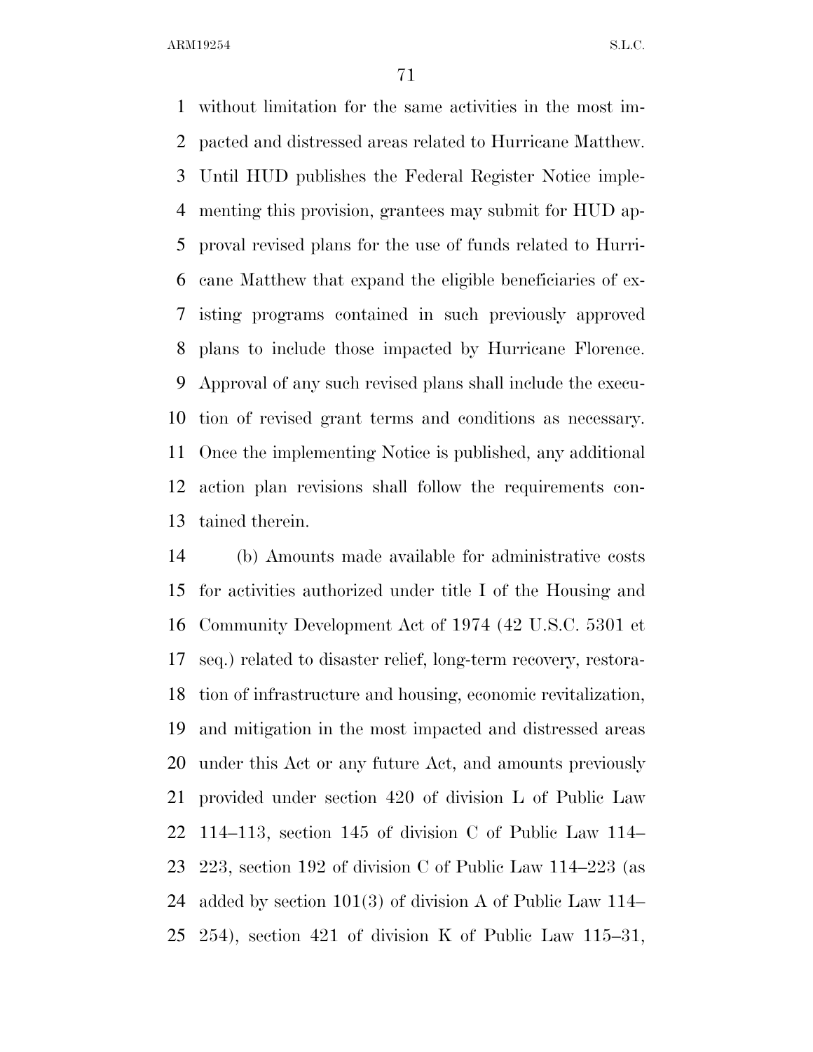without limitation for the same activities in the most impacted and distressed areas related to Hurricane Matthew. Until HUD publishes the Federal Register Notice implementing this provision, grantees may submit for HUD approval revised plans for the use of funds related to Hurricane Matthew that expand the eligible beneficiaries of existing programs contained in such previously approved plans to include those impacted by Hurricane Florence. Approval of any such revised plans shall include the execution of revised grant terms and conditions as necessary. Once the implementing Notice is published, any additional action plan revisions shall follow the requirements contained therein.

(b) Amounts made available for administrative costs for activities authorized under title I of the Housing and Community Development Act of 1974 (42 U.S.C. 5301 et seq.) related to disaster relief, long-term recovery, restoration of infrastructure and housing, economic revitalization, and mitigation in the most impacted and distressed areas under this Act or any future Act, and amounts previously provided under section 420 of division L of Public Law 114–113, section 145 of division C of Public Law 114–223, section 192 of division C of Public Law 114–223 (as added by section 101(3) of division A of Public Law 114–254), section 421 of division K of Public Law 115–31,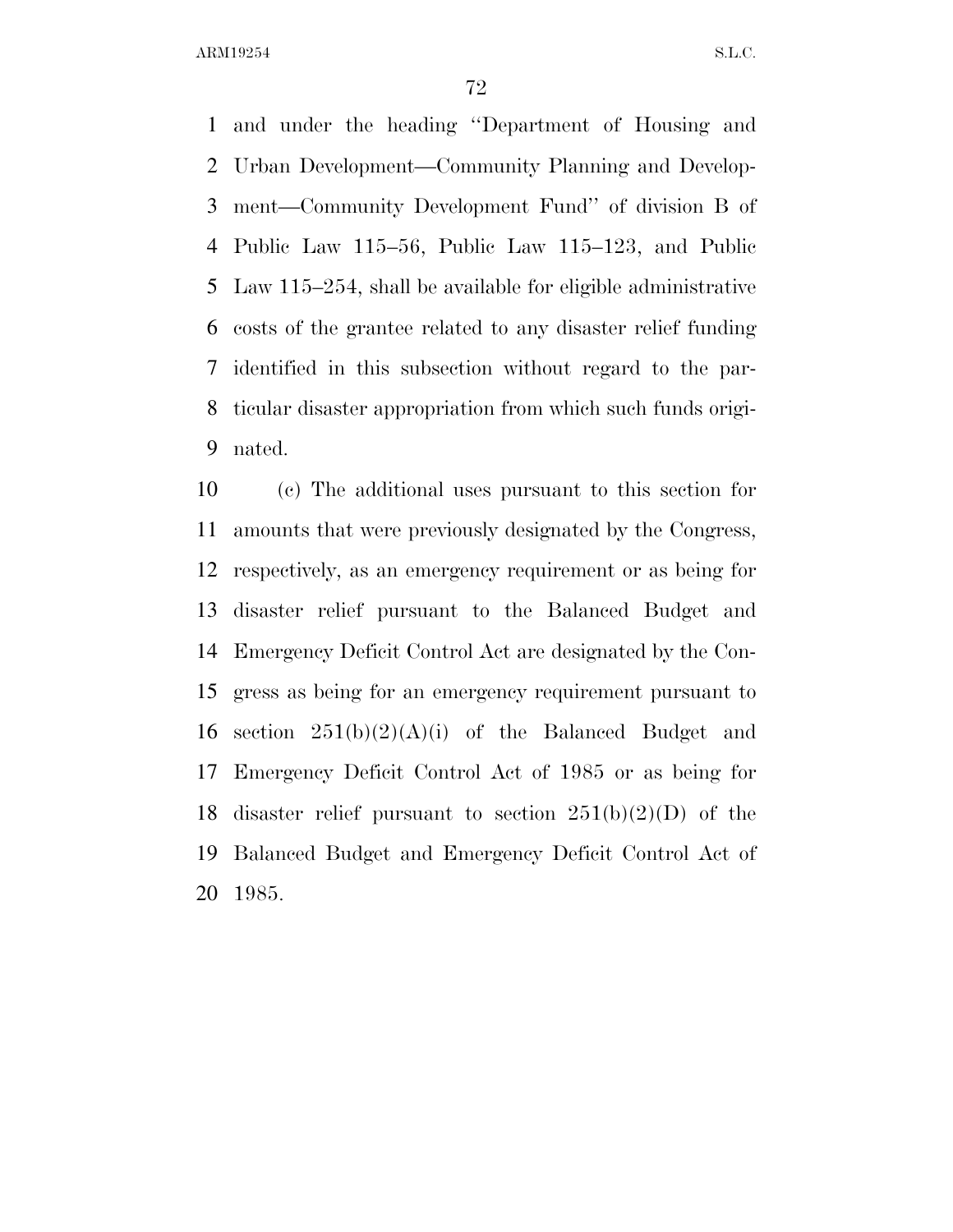and under the heading ''Department of Housing and Urban Development—Community Planning and Development—Community Development Fund'' of division B of Public Law 115–56, Public Law 115–123, and Public Law 115–254, shall be available for eligible administrative costs of the grantee related to any disaster relief funding identified in this subsection without regard to the particular disaster appropriation from which such funds originated.

(c) The additional uses pursuant to this section for amounts that were previously designated by the Congress, respectively, as an emergency requirement or as being for disaster relief pursuant to the Balanced Budget and Emergency Deficit Control Act are designated by the Congress as being for an emergency requirement pursuant to section 251(b)(2)(A)(i) of the Balanced Budget and Emergency Deficit Control Act of 1985 or as being for disaster relief pursuant to section 251(b)(2)(D) of the Balanced Budget and Emergency Deficit Control Act of 1985.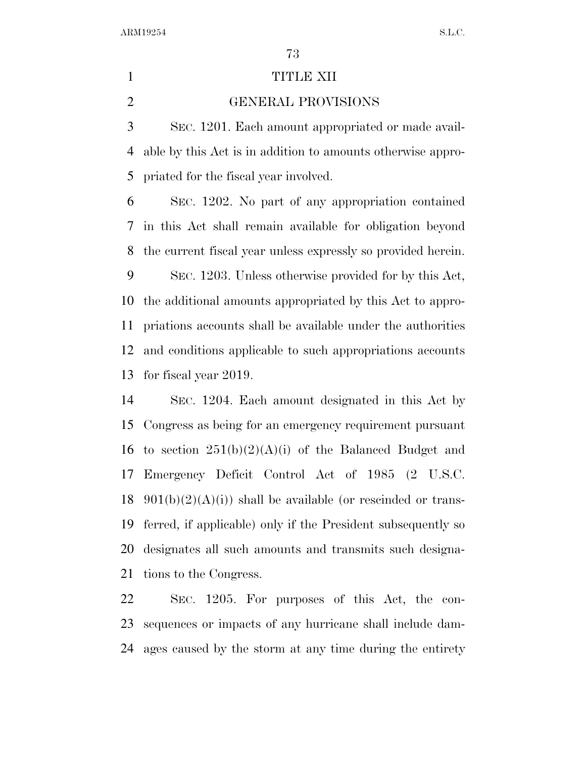# TITLE XII

## GENERAL PROVISIONS

SEC. 1201. Each amount appropriated or made available by this Act is in addition to amounts otherwise appropriated for the fiscal year involved.

SEC. 1202. No part of any appropriation contained in this Act shall remain available for obligation beyond the current fiscal year unless expressly so provided herein.

SEC. 1203. Unless otherwise provided for by this Act, the additional amounts appropriated by this Act to appropriations accounts shall be available under the authorities and conditions applicable to such appropriations accounts for fiscal year 2019.

SEC. 1204. Each amount designated in this Act by Congress as being for an emergency requirement pursuant to section 251(b)(2)(A)(i) of the Balanced Budget and Emergency Deficit Control Act of 1985 (2 U.S.C. 901(b)(2)(A)(i)) shall be available (or rescinded or transferred, if applicable) only if the President subsequently so designates all such amounts and transmits such designations to the Congress.

SEC. 1205. For purposes of this Act, the consequences or impacts of any hurricane shall include damages caused by the storm at any time during the entirety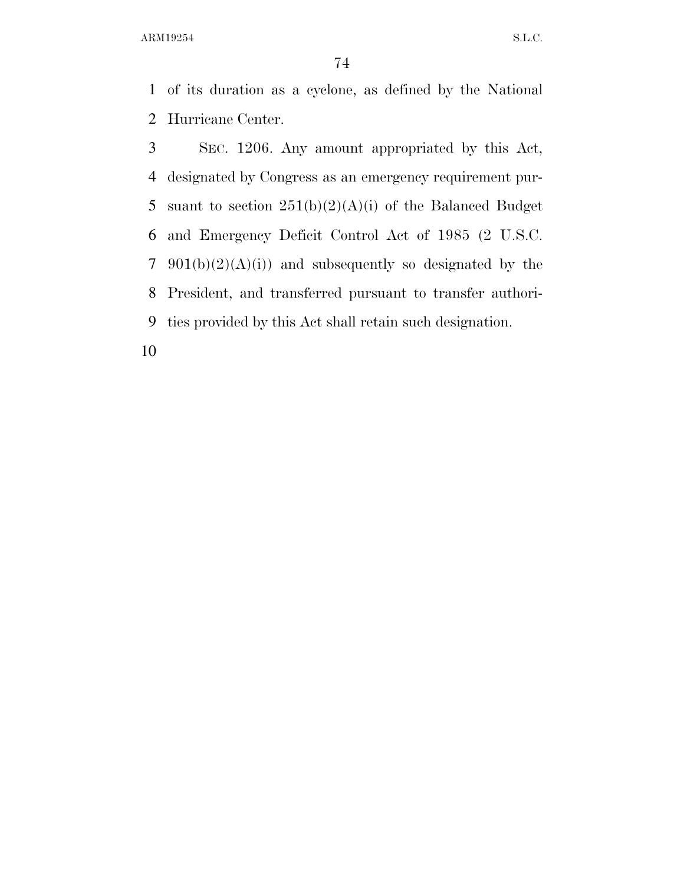of its duration as a cyclone, as defined by the National Hurricane Center.

SEC. 1206. Any amount appropriated by this Act, designated by Congress as an emergency requirement pursuant to section 251(b)(2)(A)(i) of the Balanced Budget and Emergency Deficit Control Act of 1985 (2 U.S.C. 901(b)(2)(A)(i)) and subsequently so designated by the President, and transferred pursuant to transfer authorities provided by this Act shall retain such designation.